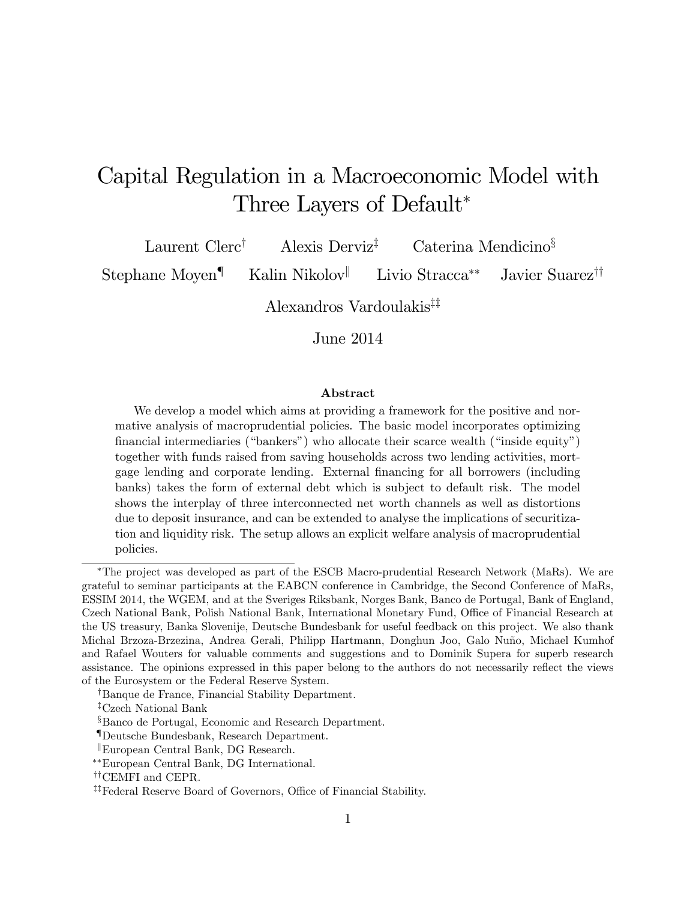# Capital Regulation in a Macroeconomic Model with Three Layers of Default[*]

Laurent Clerc[†] Alexis Derviz[‡] Caterina Mendicino[§]

Stephane Moyen[¶] Kalin Nikolov[‖] Livio Stracca[**] Javier Suarez[††]

Alexandros Vardoulakis[‡‡]

June 2014

### Abstract

We develop a model which aims at providing a framework for the positive and normative analysis of macroprudential policies. The basic model incorporates optimizing financial intermediaries ("bankers") who allocate their scarce wealth ("inside equity") together with funds raised from saving households across two lending activities, mortgage lending and corporate lending. External financing for all borrowers (including banks) takes the form of external debt which is subject to default risk. The model shows the interplay of three interconnected net worth channels as well as distortions due to deposit insurance, and can be extended to analyse the implications of securitization and liquidity risk. The setup allows an explicit welfare analysis of macroprudential policies.

---

[*] The project was developed as part of the ESCB Macro-prudential Research Network (MaRs). We are grateful to seminar participants at the EABCN conference in Cambridge, the Second Conference of MaRs, ESSIM 2014, the WGEM, and at the Sveriges Riksbank, Norges Bank, Banco de Portugal, Bank of England, Czech National Bank, Polish National Bank, International Monetary Fund, Office of Financial Research at the US treasury, Banka Slovenije, Deutsche Bundesbank for useful feedback on this project. We also thank Michal Brzoza-Brzezina, Andrea Gerali, Philipp Hartmann, Donghun Joo, Galo Nuño, Michael Kumhof and Rafael Wouters for valuable comments and suggestions and to Dominik Supera for superb research assistance. The opinions expressed in this paper belong to the authors do not necessarily reflect the views of the Eurosystem or the Federal Reserve System.

[†] Banque de France, Financial Stability Department.

[‡] Czech National Bank

[§] Banco de Portugal, Economic and Research Department.

[¶] Deutsche Bundesbank, Research Department.

[‖] European Central Bank, DG Research.

[**] European Central Bank, DG International.

[††] CEMFI and CEPR.

[‡‡] Federal Reserve Board of Governors, Office of Financial Stability.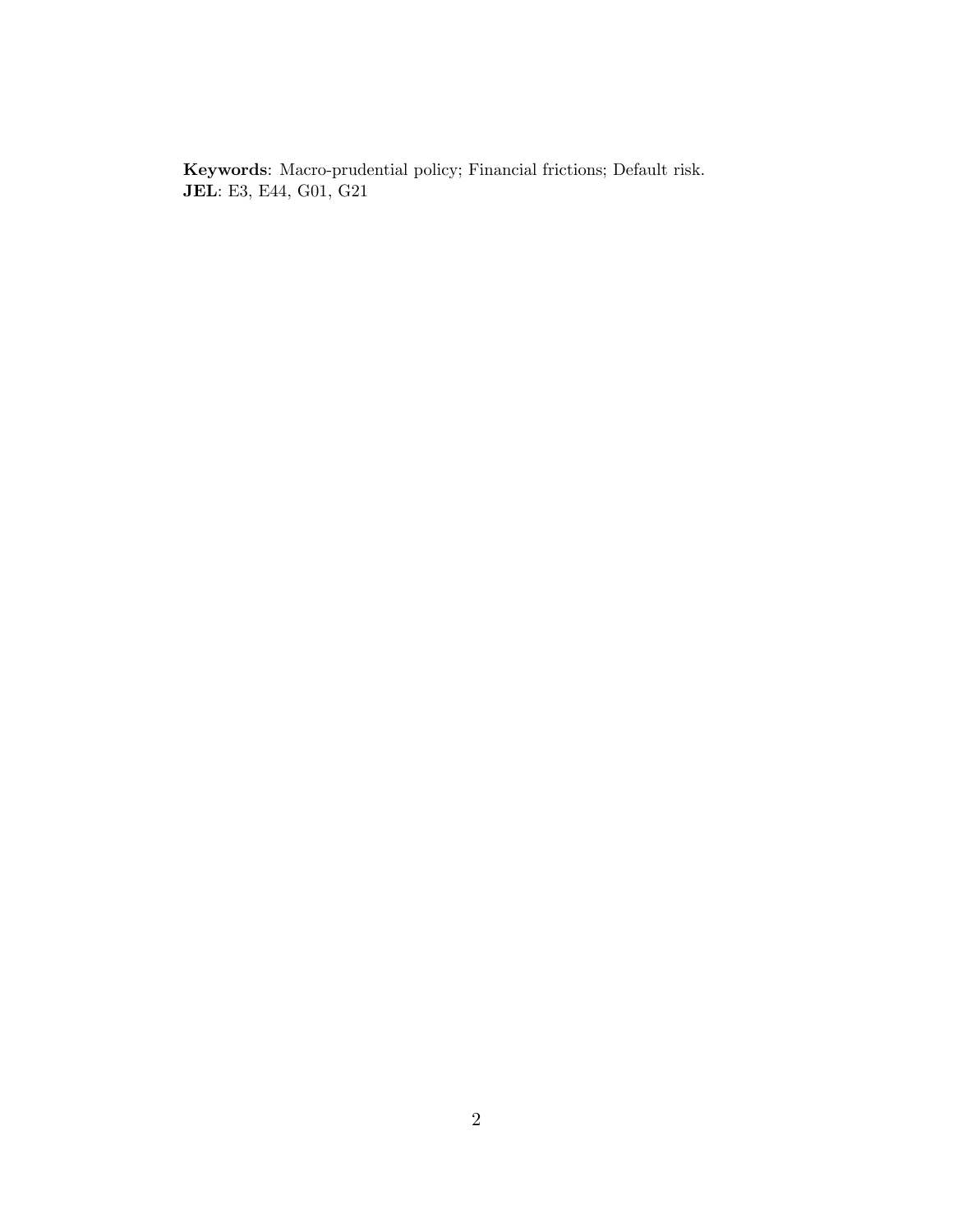**Keywords**: Macro-prudential policy; Financial frictions; Default risk.
**JEL**: E3, E44, G01, G21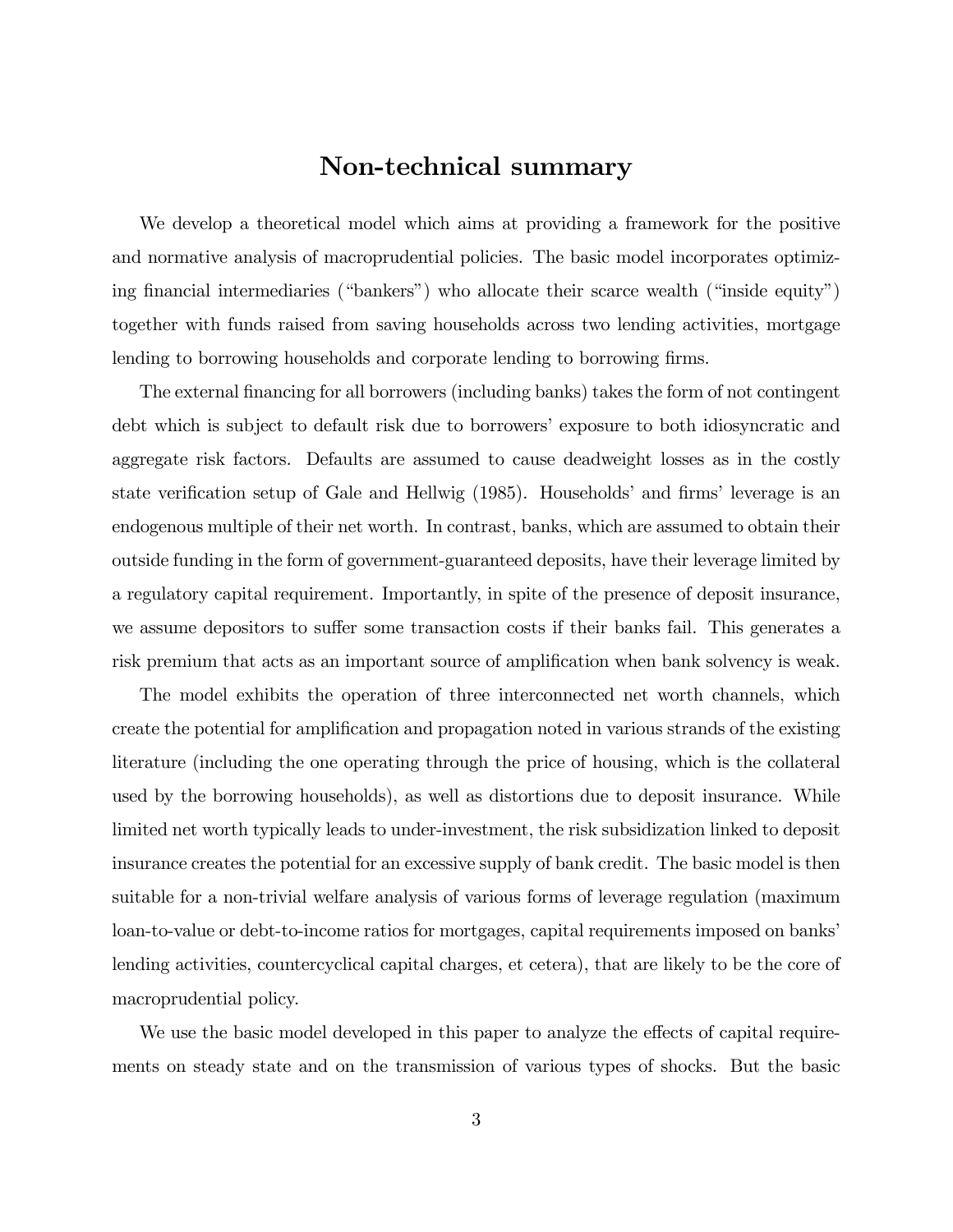# Non-technical summary

We develop a theoretical model which aims at providing a framework for the positive and normative analysis of macroprudential policies. The basic model incorporates optimizing financial intermediaries ("bankers") who allocate their scarce wealth ("inside equity") together with funds raised from saving households across two lending activities, mortgage lending to borrowing households and corporate lending to borrowing firms.

The external financing for all borrowers (including banks) takes the form of not contingent debt which is subject to default risk due to borrowers' exposure to both idiosyncratic and aggregate risk factors. Defaults are assumed to cause deadweight losses as in the costly state verification setup of Gale and Hellwig (1985). Households' and firms' leverage is an endogenous multiple of their net worth. In contrast, banks, which are assumed to obtain their outside funding in the form of government-guaranteed deposits, have their leverage limited by a regulatory capital requirement. Importantly, in spite of the presence of deposit insurance, we assume depositors to suffer some transaction costs if their banks fail. This generates a risk premium that acts as an important source of amplification when bank solvency is weak.

The model exhibits the operation of three interconnected net worth channels, which create the potential for amplification and propagation noted in various strands of the existing literature (including the one operating through the price of housing, which is the collateral used by the borrowing households), as well as distortions due to deposit insurance. While limited net worth typically leads to under-investment, the risk subsidization linked to deposit insurance creates the potential for an excessive supply of bank credit. The basic model is then suitable for a non-trivial welfare analysis of various forms of leverage regulation (maximum loan-to-value or debt-to-income ratios for mortgages, capital requirements imposed on banks' lending activities, countercyclical capital charges, et cetera), that are likely to be the core of macroprudential policy.

We use the basic model developed in this paper to analyze the effects of capital requirements on steady state and on the transmission of various types of shocks. But the basic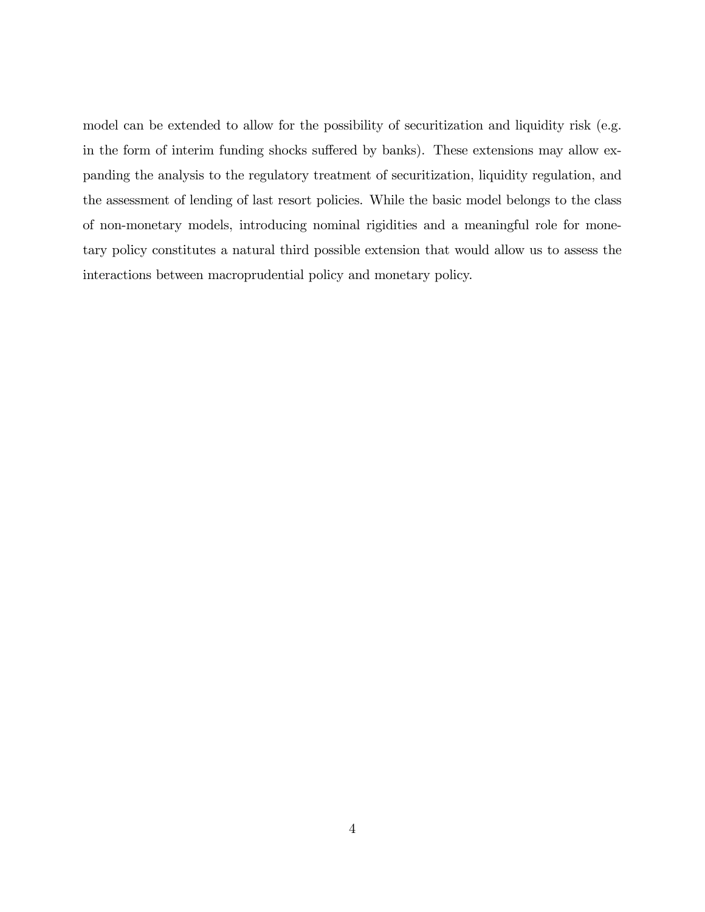model can be extended to allow for the possibility of securitization and liquidity risk (e.g. in the form of interim funding shocks suffered by banks). These extensions may allow expanding the analysis to the regulatory treatment of securitization, liquidity regulation, and the assessment of lending of last resort policies. While the basic model belongs to the class of non-monetary models, introducing nominal rigidities and a meaningful role for monetary policy constitutes a natural third possible extension that would allow us to assess the interactions between macroprudential policy and monetary policy.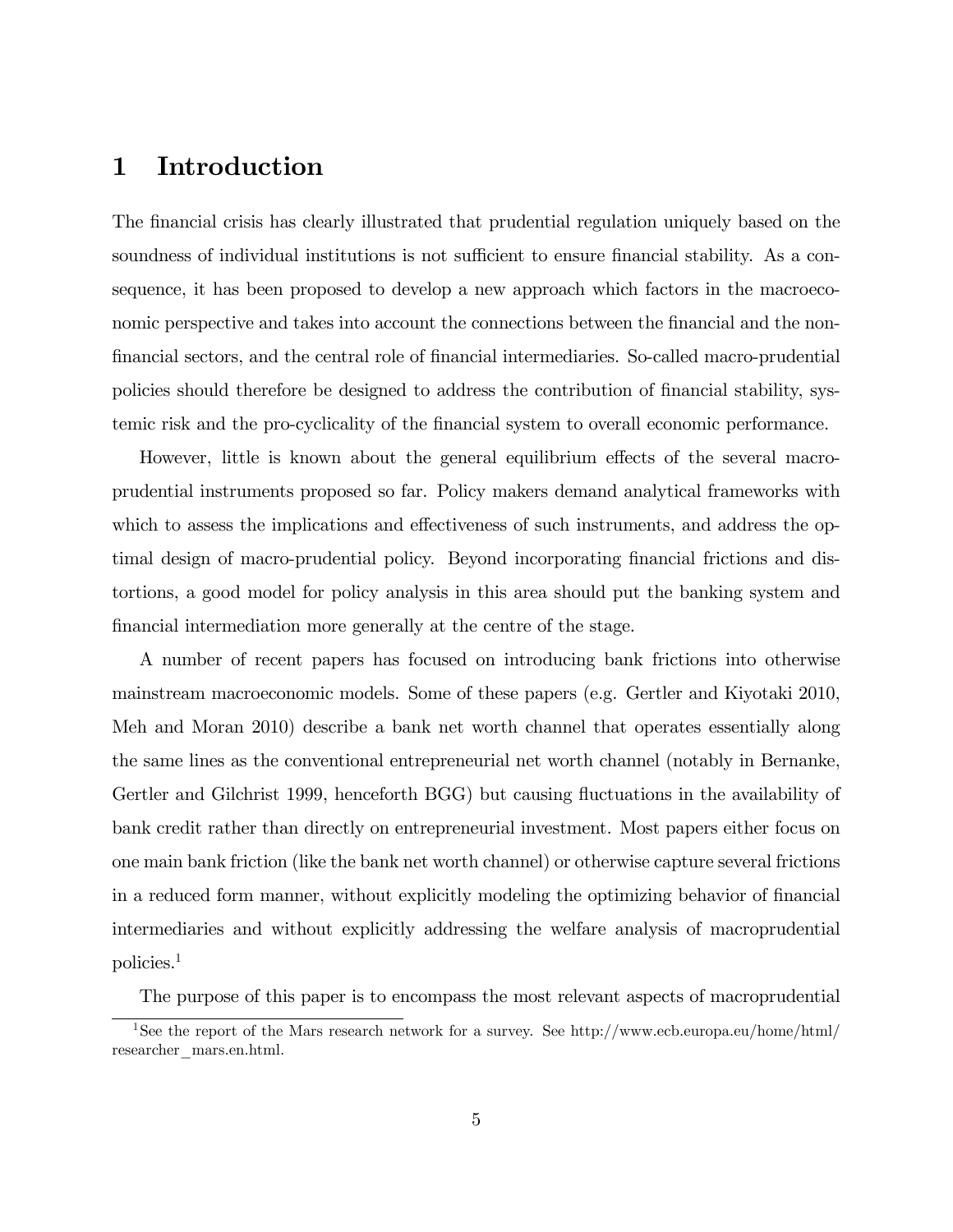# 1 Introduction

The financial crisis has clearly illustrated that prudential regulation uniquely based on the soundness of individual institutions is not sufficient to ensure financial stability. As a consequence, it has been proposed to develop a new approach which factors in the macroeconomic perspective and takes into account the connections between the financial and the non-financial sectors, and the central role of financial intermediaries. So-called macro-prudential policies should therefore be designed to address the contribution of financial stability, systemic risk and the pro-cyclicality of the financial system to overall economic performance.

However, little is known about the general equilibrium effects of the several macro-prudential instruments proposed so far. Policy makers demand analytical frameworks with which to assess the implications and effectiveness of such instruments, and address the optimal design of macro-prudential policy. Beyond incorporating financial frictions and distortions, a good model for policy analysis in this area should put the banking system and financial intermediation more generally at the centre of the stage.

A number of recent papers has focused on introducing bank frictions into otherwise mainstream macroeconomic models. Some of these papers (e.g. Gertler and Kiyotaki 2010, Meh and Moran 2010) describe a bank net worth channel that operates essentially along the same lines as the conventional entrepreneurial net worth channel (notably in Bernanke, Gertler and Gilchrist 1999, henceforth BGG) but causing fluctuations in the availability of bank credit rather than directly on entrepreneurial investment. Most papers either focus on one main bank friction (like the bank net worth channel) or otherwise capture several frictions in a reduced form manner, without explicitly modeling the optimizing behavior of financial intermediaries and without explicitly addressing the welfare analysis of macroprudential policies.[1]

The purpose of this paper is to encompass the most relevant aspects of macroprudential

[1] See the report of the Mars research network for a survey. See http://www.ecb.europa.eu/home/html/researcher_mars.en.html.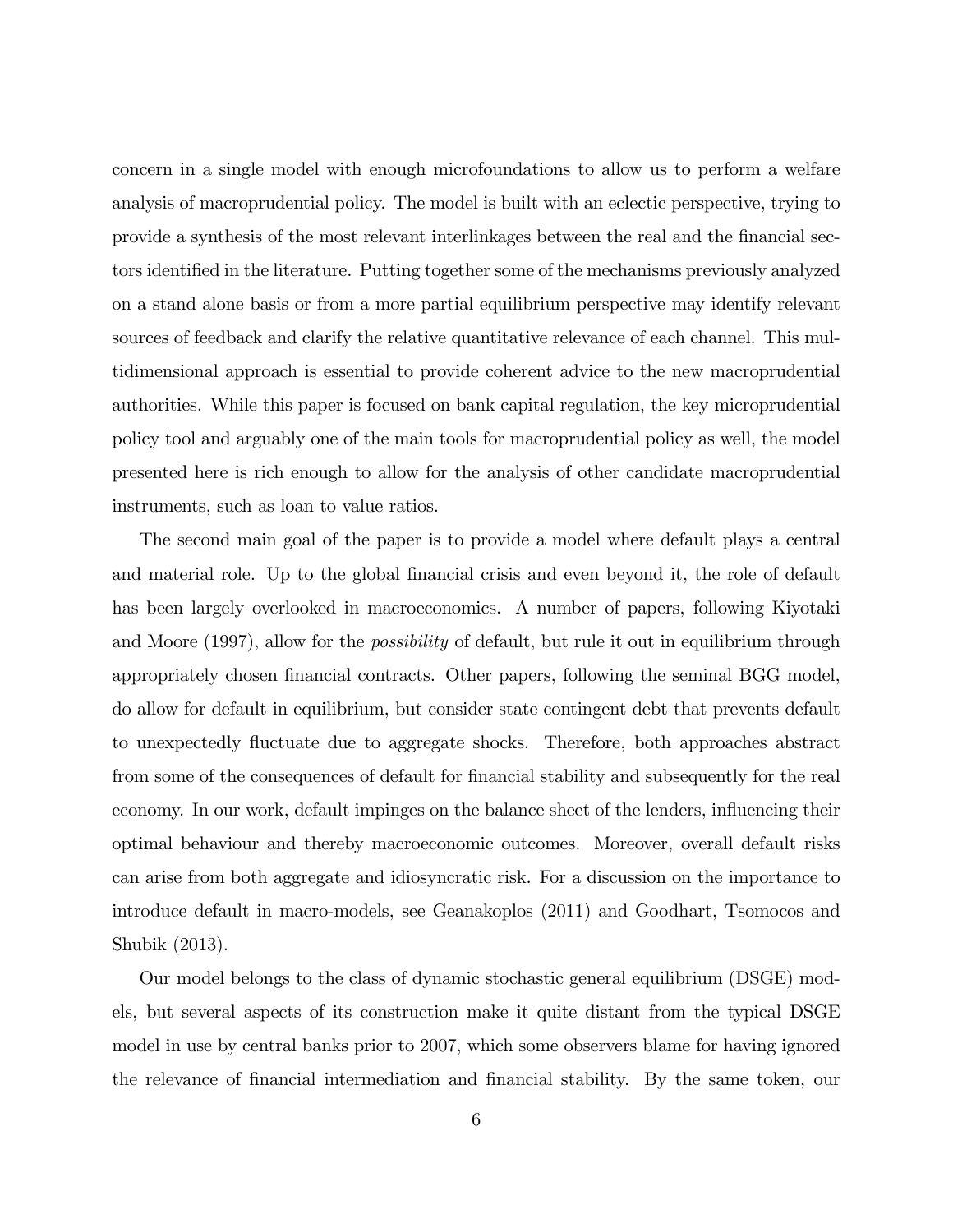concern in a single model with enough microfoundations to allow us to perform a welfare analysis of macroprudential policy. The model is built with an eclectic perspective, trying to provide a synthesis of the most relevant interlinkages between the real and the financial sectors identified in the literature. Putting together some of the mechanisms previously analyzed on a stand alone basis or from a more partial equilibrium perspective may identify relevant sources of feedback and clarify the relative quantitative relevance of each channel. This multidimensional approach is essential to provide coherent advice to the new macroprudential authorities. While this paper is focused on bank capital regulation, the key microprudential policy tool and arguably one of the main tools for macroprudential policy as well, the model presented here is rich enough to allow for the analysis of other candidate macroprudential instruments, such as loan to value ratios.

The second main goal of the paper is to provide a model where default plays a central and material role. Up to the global financial crisis and even beyond it, the role of default has been largely overlooked in macroeconomics. A number of papers, following Kiyotaki and Moore (1997), allow for the *possibility* of default, but rule it out in equilibrium through appropriately chosen financial contracts. Other papers, following the seminal BGG model, do allow for default in equilibrium, but consider state contingent debt that prevents default to unexpectedly fluctuate due to aggregate shocks. Therefore, both approaches abstract from some of the consequences of default for financial stability and subsequently for the real economy. In our work, default impinges on the balance sheet of the lenders, influencing their optimal behaviour and thereby macroeconomic outcomes. Moreover, overall default risks can arise from both aggregate and idiosyncratic risk. For a discussion on the importance to introduce default in macro-models, see Geanakoplos (2011) and Goodhart, Tsomocos and Shubik (2013).

Our model belongs to the class of dynamic stochastic general equilibrium (DSGE) models, but several aspects of its construction make it quite distant from the typical DSGE model in use by central banks prior to 2007, which some observers blame for having ignored the relevance of financial intermediation and financial stability. By the same token, our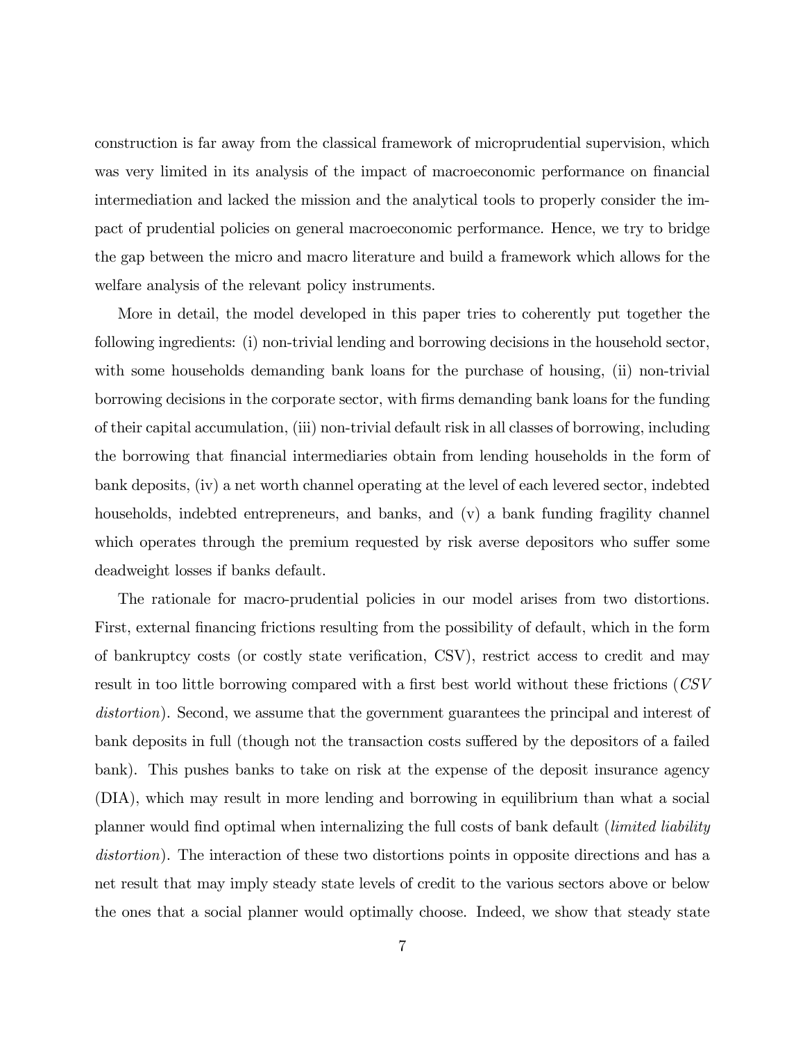construction is far away from the classical framework of microprudential supervision, which was very limited in its analysis of the impact of macroeconomic performance on financial intermediation and lacked the mission and the analytical tools to properly consider the impact of prudential policies on general macroeconomic performance. Hence, we try to bridge the gap between the micro and macro literature and build a framework which allows for the welfare analysis of the relevant policy instruments.

More in detail, the model developed in this paper tries to coherently put together the following ingredients: (i) non-trivial lending and borrowing decisions in the household sector, with some households demanding bank loans for the purchase of housing, (ii) non-trivial borrowing decisions in the corporate sector, with firms demanding bank loans for the funding of their capital accumulation, (iii) non-trivial default risk in all classes of borrowing, including the borrowing that financial intermediaries obtain from lending households in the form of bank deposits, (iv) a net worth channel operating at the level of each levered sector, indebted households, indebted entrepreneurs, and banks, and (v) a bank funding fragility channel which operates through the premium requested by risk averse depositors who suffer some deadweight losses if banks default.

The rationale for macro-prudential policies in our model arises from two distortions. First, external financing frictions resulting from the possibility of default, which in the form of bankruptcy costs (or costly state verification, CSV), restrict access to credit and may result in too little borrowing compared with a first best world without these frictions (*CSV distortion*). Second, we assume that the government guarantees the principal and interest of bank deposits in full (though not the transaction costs suffered by the depositors of a failed bank). This pushes banks to take on risk at the expense of the deposit insurance agency (DIA), which may result in more lending and borrowing in equilibrium than what a social planner would find optimal when internalizing the full costs of bank default (*limited liability distortion*). The interaction of these two distortions points in opposite directions and has a net result that may imply steady state levels of credit to the various sectors above or below the ones that a social planner would optimally choose. Indeed, we show that steady state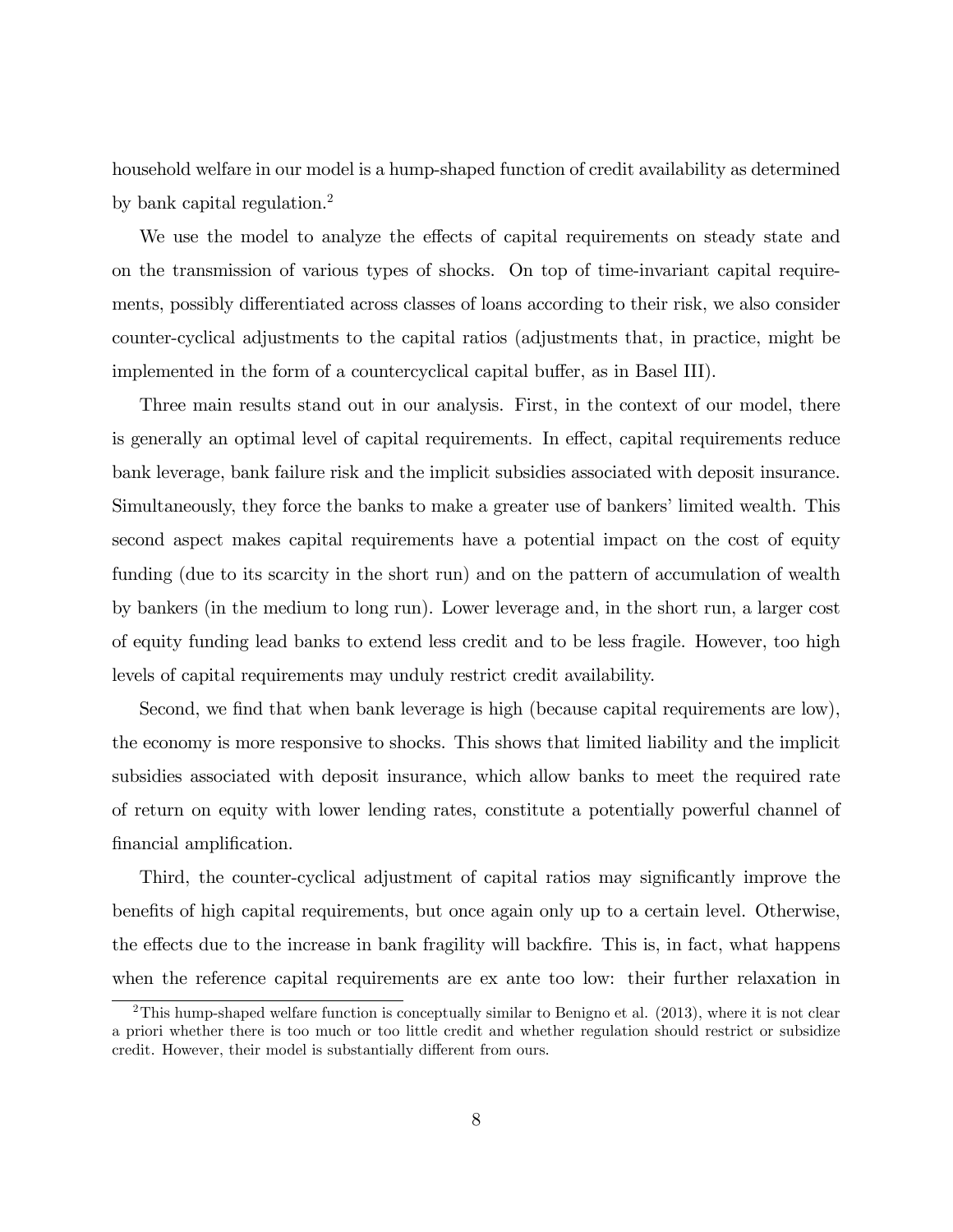household welfare in our model is a hump-shaped function of credit availability as determined by bank capital regulation.[2]

We use the model to analyze the effects of capital requirements on steady state and on the transmission of various types of shocks. On top of time-invariant capital requirements, possibly differentiated across classes of loans according to their risk, we also consider counter-cyclical adjustments to the capital ratios (adjustments that, in practice, might be implemented in the form of a countercyclical capital buffer, as in Basel III).

Three main results stand out in our analysis. First, in the context of our model, there is generally an optimal level of capital requirements. In effect, capital requirements reduce bank leverage, bank failure risk and the implicit subsidies associated with deposit insurance. Simultaneously, they force the banks to make a greater use of bankers' limited wealth. This second aspect makes capital requirements have a potential impact on the cost of equity funding (due to its scarcity in the short run) and on the pattern of accumulation of wealth by bankers (in the medium to long run). Lower leverage and, in the short run, a larger cost of equity funding lead banks to extend less credit and to be less fragile. However, too high levels of capital requirements may unduly restrict credit availability.

Second, we find that when bank leverage is high (because capital requirements are low), the economy is more responsive to shocks. This shows that limited liability and the implicit subsidies associated with deposit insurance, which allow banks to meet the required rate of return on equity with lower lending rates, constitute a potentially powerful channel of financial amplification.

Third, the counter-cyclical adjustment of capital ratios may significantly improve the benefits of high capital requirements, but once again only up to a certain level. Otherwise, the effects due to the increase in bank fragility will backfire. This is, in fact, what happens when the reference capital requirements are ex ante too low: their further relaxation in

[2] This hump-shaped welfare function is conceptually similar to Benigno et al. (2013), where it is not clear a priori whether there is too much or too little credit and whether regulation should restrict or subsidize credit. However, their model is substantially different from ours.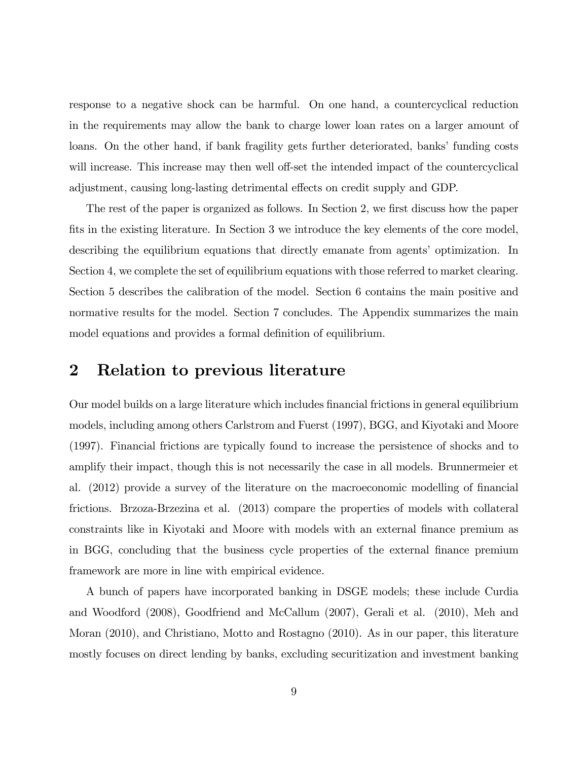response to a negative shock can be harmful. On one hand, a countercyclical reduction in the requirements may allow the bank to charge lower loan rates on a larger amount of loans. On the other hand, if bank fragility gets further deteriorated, banks' funding costs will increase. This increase may then well off-set the intended impact of the countercyclical adjustment, causing long-lasting detrimental effects on credit supply and GDP.

The rest of the paper is organized as follows. In Section 2, we first discuss how the paper fits in the existing literature. In Section 3 we introduce the key elements of the core model, describing the equilibrium equations that directly emanate from agents' optimization. In Section 4, we complete the set of equilibrium equations with those referred to market clearing. Section 5 describes the calibration of the model. Section 6 contains the main positive and normative results for the model. Section 7 concludes. The Appendix summarizes the main model equations and provides a formal definition of equilibrium.

# 2 Relation to previous literature

Our model builds on a large literature which includes financial frictions in general equilibrium models, including among others Carlstrom and Fuerst (1997), BGG, and Kiyotaki and Moore (1997). Financial frictions are typically found to increase the persistence of shocks and to amplify their impact, though this is not necessarily the case in all models. Brunnermeier et al. (2012) provide a survey of the literature on the macroeconomic modelling of financial frictions. Brzoza-Brzezina et al. (2013) compare the properties of models with collateral constraints like in Kiyotaki and Moore with models with an external finance premium as in BGG, concluding that the business cycle properties of the external finance premium framework are more in line with empirical evidence.

A bunch of papers have incorporated banking in DSGE models; these include Curdia and Woodford (2008), Goodfriend and McCallum (2007), Gerali et al. (2010), Meh and Moran (2010), and Christiano, Motto and Rostagno (2010). As in our paper, this literature mostly focuses on direct lending by banks, excluding securitization and investment banking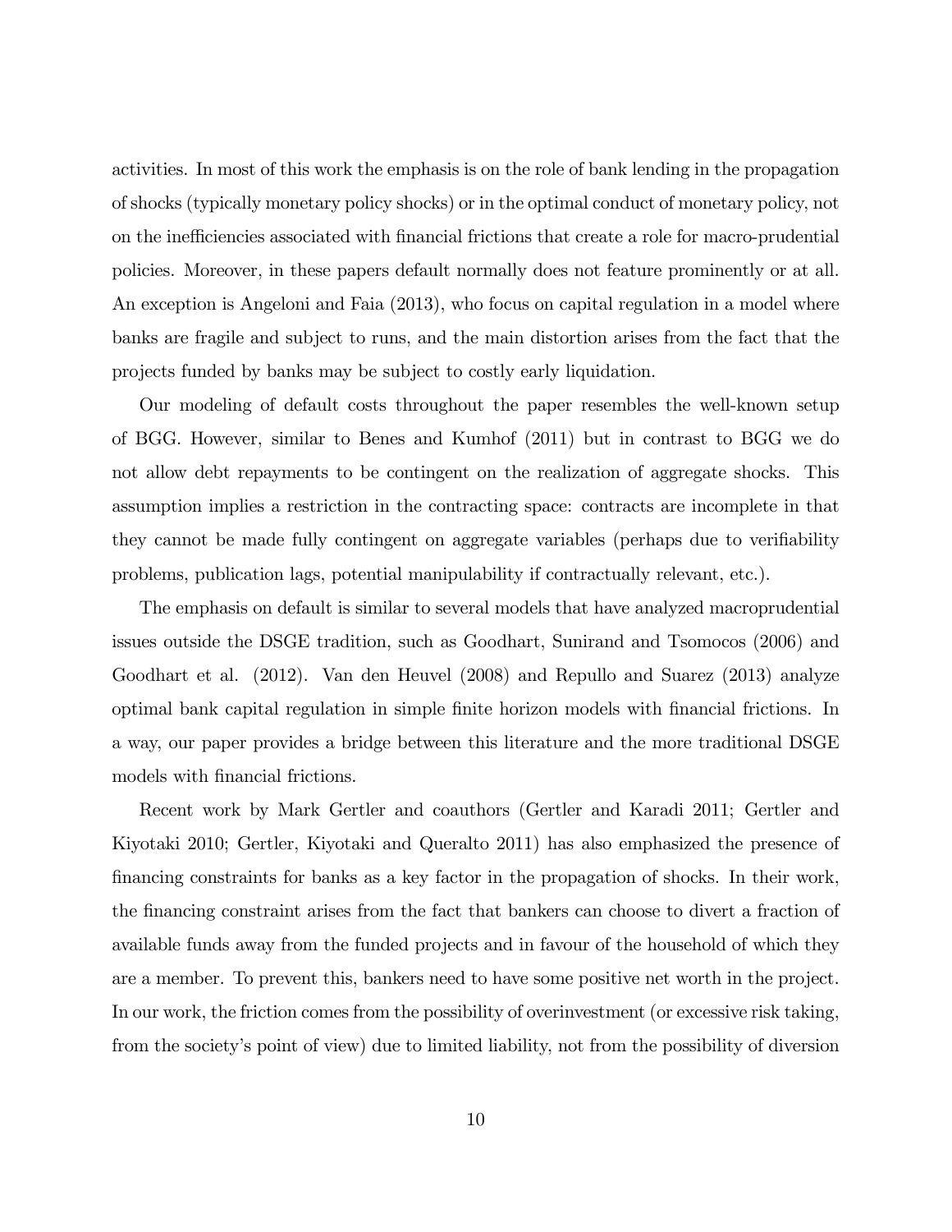activities. In most of this work the emphasis is on the role of bank lending in the propagation of shocks (typically monetary policy shocks) or in the optimal conduct of monetary policy, not on the inefficiencies associated with financial frictions that create a role for macro-prudential policies. Moreover, in these papers default normally does not feature prominently or at all. An exception is Angeloni and Faia (2013), who focus on capital regulation in a model where banks are fragile and subject to runs, and the main distortion arises from the fact that the projects funded by banks may be subject to costly early liquidation.

Our modeling of default costs throughout the paper resembles the well-known setup of BGG. However, similar to Benes and Kumhof (2011) but in contrast to BGG we do not allow debt repayments to be contingent on the realization of aggregate shocks. This assumption implies a restriction in the contracting space: contracts are incomplete in that they cannot be made fully contingent on aggregate variables (perhaps due to verifiability problems, publication lags, potential manipulability if contractually relevant, etc.).

The emphasis on default is similar to several models that have analyzed macroprudential issues outside the DSGE tradition, such as Goodhart, Sunirand and Tsomocos (2006) and Goodhart et al. (2012). Van den Heuvel (2008) and Repullo and Suarez (2013) analyze optimal bank capital regulation in simple finite horizon models with financial frictions. In a way, our paper provides a bridge between this literature and the more traditional DSGE models with financial frictions.

Recent work by Mark Gertler and coauthors (Gertler and Karadi 2011; Gertler and Kiyotaki 2010; Gertler, Kiyotaki and Queralto 2011) has also emphasized the presence of financing constraints for banks as a key factor in the propagation of shocks. In their work, the financing constraint arises from the fact that bankers can choose to divert a fraction of available funds away from the funded projects and in favour of the household of which they are a member. To prevent this, bankers need to have some positive net worth in the project. In our work, the friction comes from the possibility of overinvestment (or excessive risk taking, from the society's point of view) due to limited liability, not from the possibility of diversion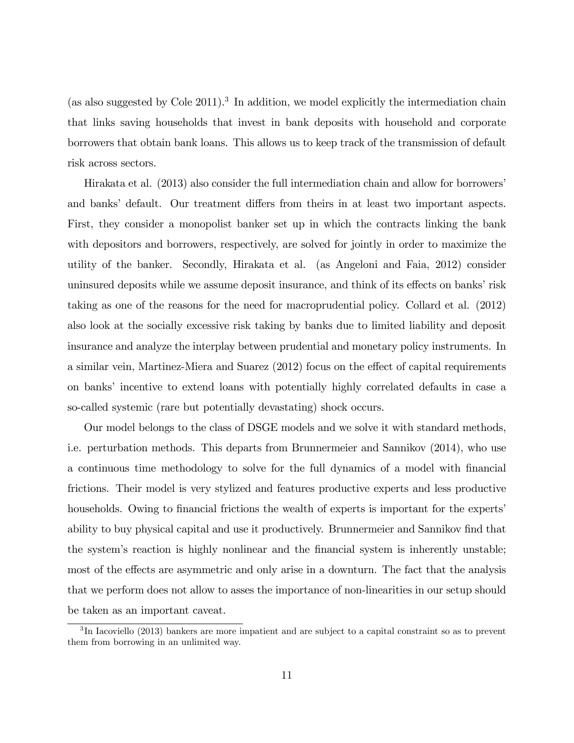(as also suggested by Cole 2011).[3] In addition, we model explicitly the intermediation chain that links saving households that invest in bank deposits with household and corporate borrowers that obtain bank loans. This allows us to keep track of the transmission of default risk across sectors.

Hirakata et al. (2013) also consider the full intermediation chain and allow for borrowers' and banks' default. Our treatment differs from theirs in at least two important aspects. First, they consider a monopolist banker set up in which the contracts linking the bank with depositors and borrowers, respectively, are solved for jointly in order to maximize the utility of the banker. Secondly, Hirakata et al. (as Angeloni and Faia, 2012) consider uninsured deposits while we assume deposit insurance, and think of its effects on banks' risk taking as one of the reasons for the need for macroprudential policy. Collard et al. (2012) also look at the socially excessive risk taking by banks due to limited liability and deposit insurance and analyze the interplay between prudential and monetary policy instruments. In a similar vein, Martinez-Miera and Suarez (2012) focus on the effect of capital requirements on banks' incentive to extend loans with potentially highly correlated defaults in case a so-called systemic (rare but potentially devastating) shock occurs.

Our model belongs to the class of DSGE models and we solve it with standard methods, i.e. perturbation methods. This departs from Brunnermeier and Sannikov (2014), who use a continuous time methodology to solve for the full dynamics of a model with financial frictions. Their model is very stylized and features productive experts and less productive households. Owing to financial frictions the wealth of experts is important for the experts' ability to buy physical capital and use it productively. Brunnermeier and Sannikov find that the system's reaction is highly nonlinear and the financial system is inherently unstable; most of the effects are asymmetric and only arise in a downturn. The fact that the analysis that we perform does not allow to asses the importance of non-linearities in our setup should be taken as an important caveat.

[3] In Iacoviello (2013) bankers are more impatient and are subject to a capital constraint so as to prevent them from borrowing in an unlimited way.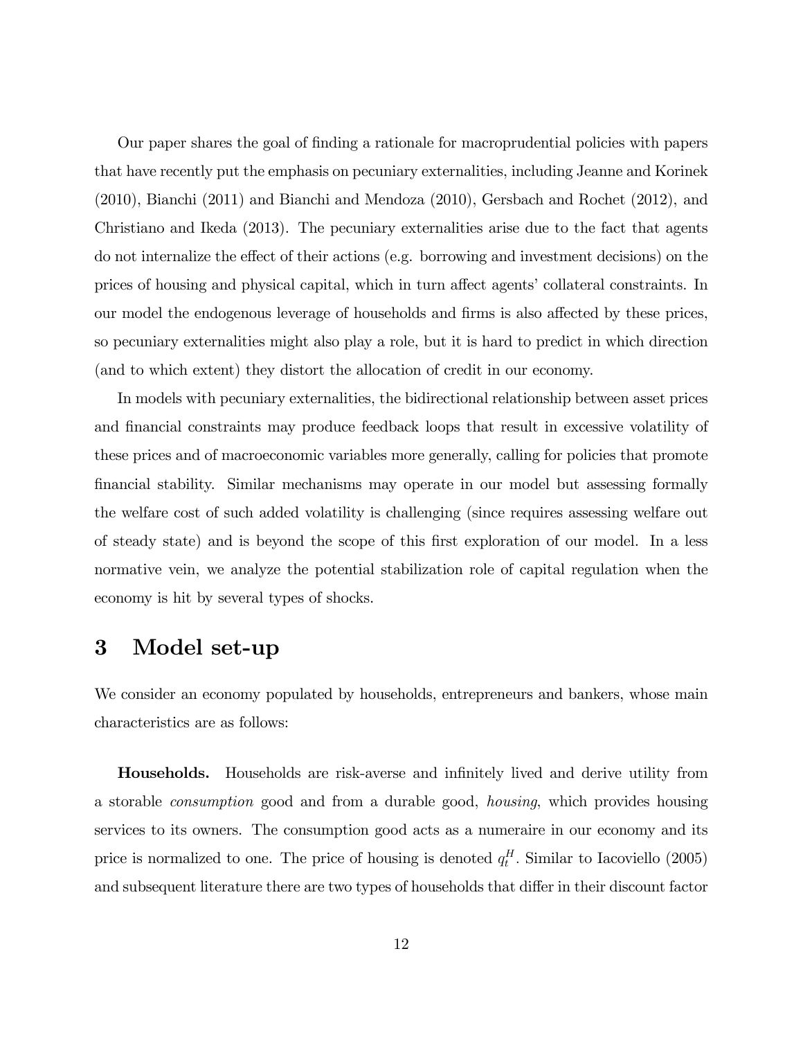Our paper shares the goal of finding a rationale for macroprudential policies with papers that have recently put the emphasis on pecuniary externalities, including Jeanne and Korinek (2010), Bianchi (2011) and Bianchi and Mendoza (2010), Gersbach and Rochet (2012), and Christiano and Ikeda (2013). The pecuniary externalities arise due to the fact that agents do not internalize the effect of their actions (e.g. borrowing and investment decisions) on the prices of housing and physical capital, which in turn affect agents' collateral constraints. In our model the endogenous leverage of households and firms is also affected by these prices, so pecuniary externalities might also play a role, but it is hard to predict in which direction (and to which extent) they distort the allocation of credit in our economy.

In models with pecuniary externalities, the bidirectional relationship between asset prices and financial constraints may produce feedback loops that result in excessive volatility of these prices and of macroeconomic variables more generally, calling for policies that promote financial stability. Similar mechanisms may operate in our model but assessing formally the welfare cost of such added volatility is challenging (since requires assessing welfare out of steady state) and is beyond the scope of this first exploration of our model. In a less normative vein, we analyze the potential stabilization role of capital regulation when the economy is hit by several types of shocks.

# 3 Model set-up

We consider an economy populated by households, entrepreneurs and bankers, whose main characteristics are as follows:

**Households.** Households are risk-averse and infinitely lived and derive utility from a storable *consumption* good and from a durable good, *housing*, which provides housing services to its owners. The consumption good acts as a numeraire in our economy and its price is normalized to one. The price of housing is denoted $q_t^H$. Similar to Iacoviello (2005) and subsequent literature there are two types of households that differ in their discount factor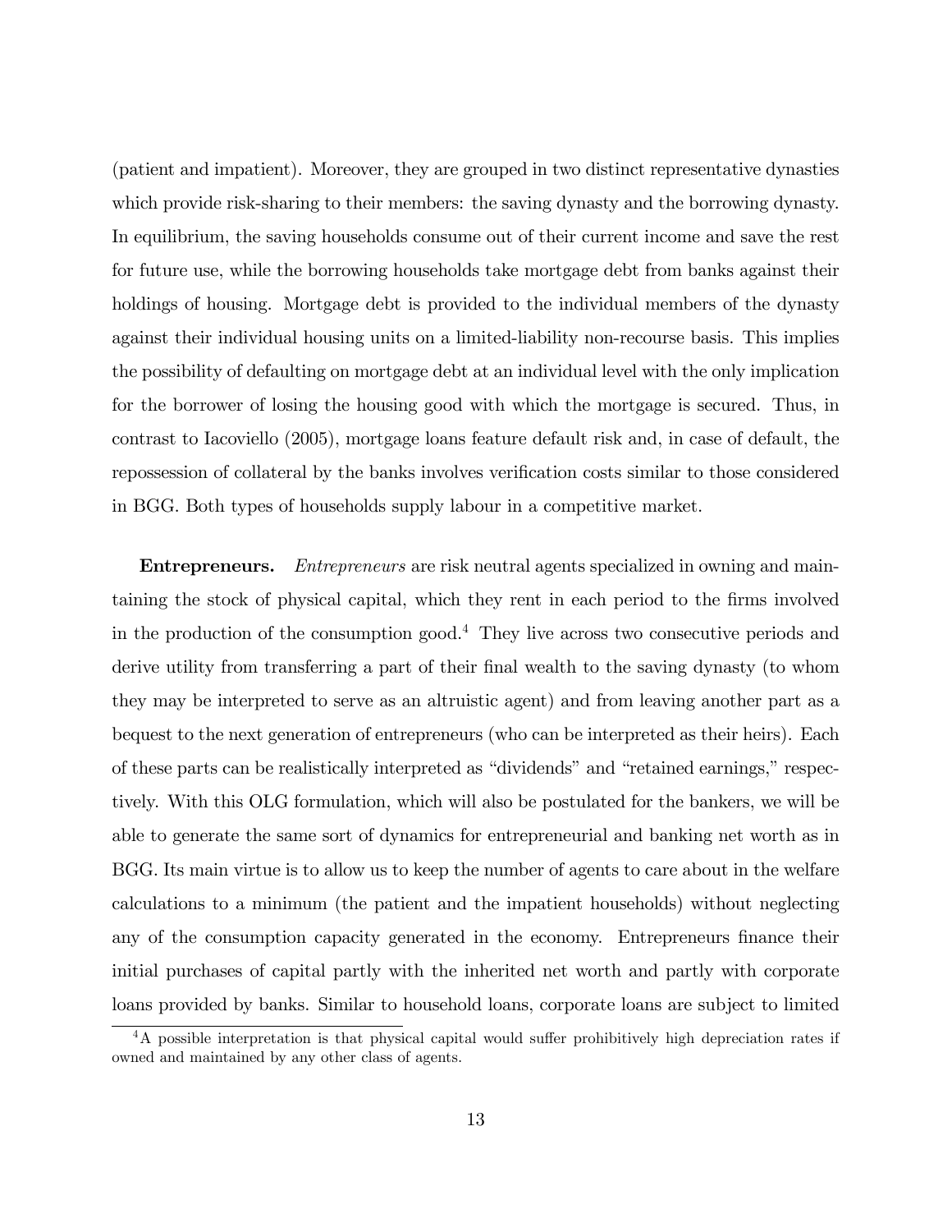(patient and impatient). Moreover, they are grouped in two distinct representative dynasties which provide risk-sharing to their members: the saving dynasty and the borrowing dynasty. In equilibrium, the saving households consume out of their current income and save the rest for future use, while the borrowing households take mortgage debt from banks against their holdings of housing. Mortgage debt is provided to the individual members of the dynasty against their individual housing units on a limited-liability non-recourse basis. This implies the possibility of defaulting on mortgage debt at an individual level with the only implication for the borrower of losing the housing good with which the mortgage is secured. Thus, in contrast to Iacoviello (2005), mortgage loans feature default risk and, in case of default, the repossession of collateral by the banks involves verification costs similar to those considered in BGG. Both types of households supply labour in a competitive market.

**Entrepreneurs.** *Entrepreneurs* are risk neutral agents specialized in owning and maintaining the stock of physical capital, which they rent in each period to the firms involved in the production of the consumption good.[4] They live across two consecutive periods and derive utility from transferring a part of their final wealth to the saving dynasty (to whom they may be interpreted to serve as an altruistic agent) and from leaving another part as a bequest to the next generation of entrepreneurs (who can be interpreted as their heirs). Each of these parts can be realistically interpreted as "dividends" and "retained earnings," respectively. With this OLG formulation, which will also be postulated for the bankers, we will be able to generate the same sort of dynamics for entrepreneurial and banking net worth as in BGG. Its main virtue is to allow us to keep the number of agents to care about in the welfare calculations to a minimum (the patient and the impatient households) without neglecting any of the consumption capacity generated in the economy. Entrepreneurs finance their initial purchases of capital partly with the inherited net worth and partly with corporate loans provided by banks. Similar to household loans, corporate loans are subject to limited

[4] A possible interpretation is that physical capital would suffer prohibitively high depreciation rates if owned and maintained by any other class of agents.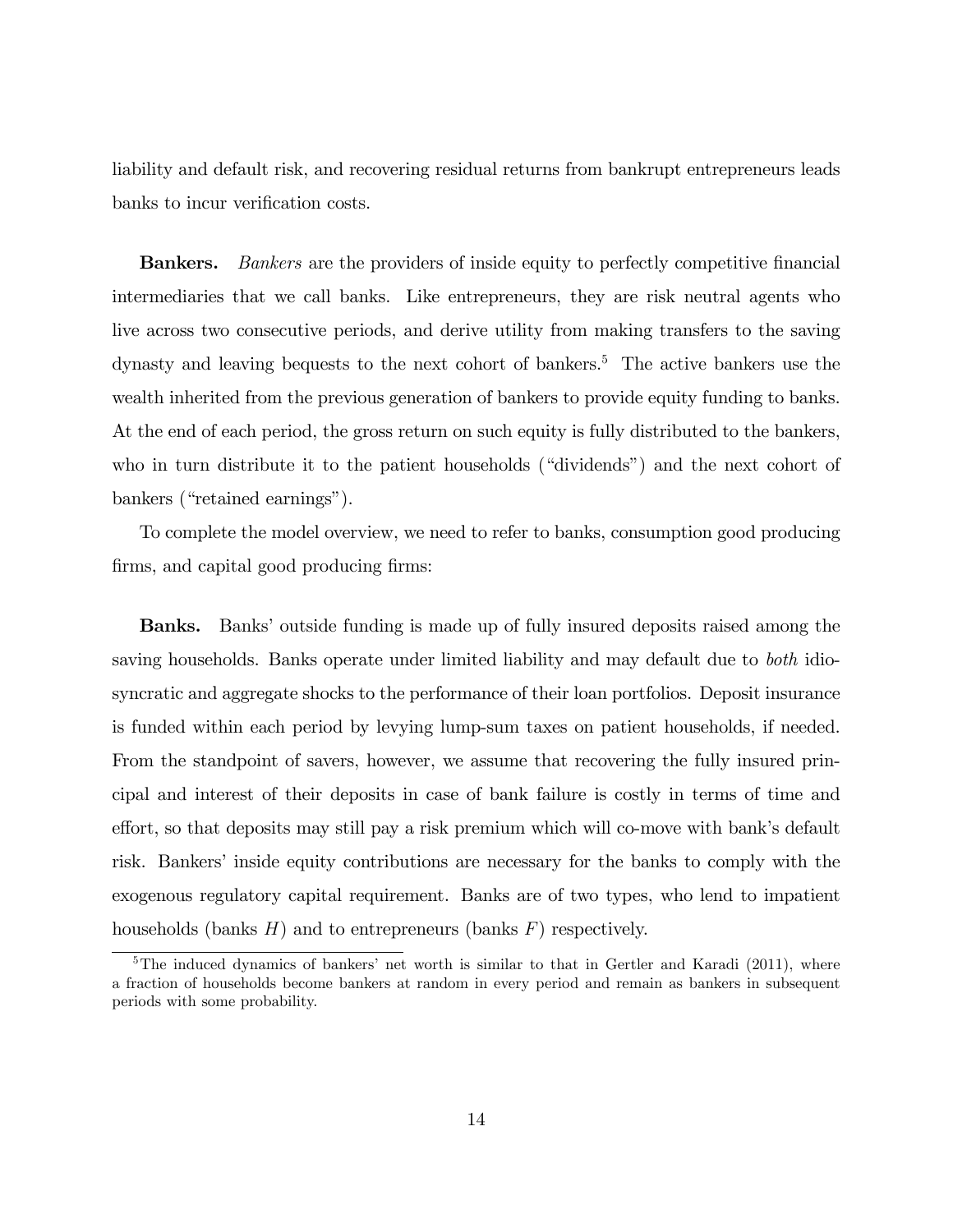liability and default risk, and recovering residual returns from bankrupt entrepreneurs leads banks to incur verification costs.

**Bankers.** *Bankers* are the providers of inside equity to perfectly competitive financial intermediaries that we call banks. Like entrepreneurs, they are risk neutral agents who live across two consecutive periods, and derive utility from making transfers to the saving dynasty and leaving bequests to the next cohort of bankers.[5] The active bankers use the wealth inherited from the previous generation of bankers to provide equity funding to banks. At the end of each period, the gross return on such equity is fully distributed to the bankers, who in turn distribute it to the patient households ("dividends") and the next cohort of bankers ("retained earnings").

To complete the model overview, we need to refer to banks, consumption good producing firms, and capital good producing firms:

**Banks.** Banks' outside funding is made up of fully insured deposits raised among the saving households. Banks operate under limited liability and may default due to *both* idiosyncratic and aggregate shocks to the performance of their loan portfolios. Deposit insurance is funded within each period by levying lump-sum taxes on patient households, if needed. From the standpoint of savers, however, we assume that recovering the fully insured principal and interest of their deposits in case of bank failure is costly in terms of time and effort, so that deposits may still pay a risk premium which will co-move with bank's default risk. Bankers' inside equity contributions are necessary for the banks to comply with the exogenous regulatory capital requirement. Banks are of two types, who lend to impatient households (banks $H$) and to entrepreneurs (banks $F$) respectively.

[5] The induced dynamics of bankers' net worth is similar to that in Gertler and Karadi (2011), where a fraction of households become bankers at random in every period and remain as bankers in subsequent periods with some probability.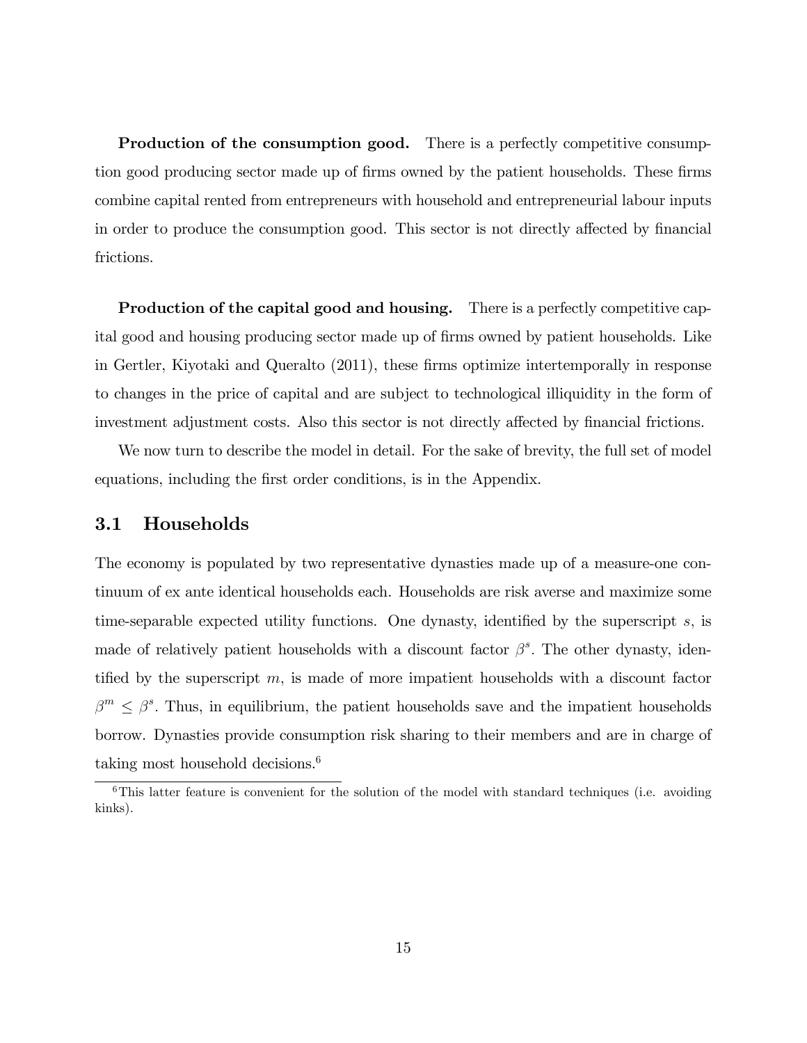**Production of the consumption good.** There is a perfectly competitive consumption good producing sector made up of firms owned by the patient households. These firms combine capital rented from entrepreneurs with household and entrepreneurial labour inputs in order to produce the consumption good. This sector is not directly affected by financial frictions.

**Production of the capital good and housing.** There is a perfectly competitive capital good and housing producing sector made up of firms owned by patient households. Like in Gertler, Kiyotaki and Queralto (2011), these firms optimize intertemporally in response to changes in the price of capital and are subject to technological illiquidity in the form of investment adjustment costs. Also this sector is not directly affected by financial frictions.

We now turn to describe the model in detail. For the sake of brevity, the full set of model equations, including the first order conditions, is in the Appendix.

## 3.1 Households

The economy is populated by two representative dynasties made up of a measure-one continuum of ex ante identical households each. Households are risk averse and maximize some time-separable expected utility functions. One dynasty, identified by the superscript $s$, is made of relatively patient households with a discount factor $\beta^s$. The other dynasty, identified by the superscript $m$, is made of more impatient households with a discount factor $\beta^m \leq \beta^s$. Thus, in equilibrium, the patient households save and the impatient households borrow. Dynasties provide consumption risk sharing to their members and are in charge of taking most household decisions.[6]

[6] This latter feature is convenient for the solution of the model with standard techniques (i.e. avoiding kinks).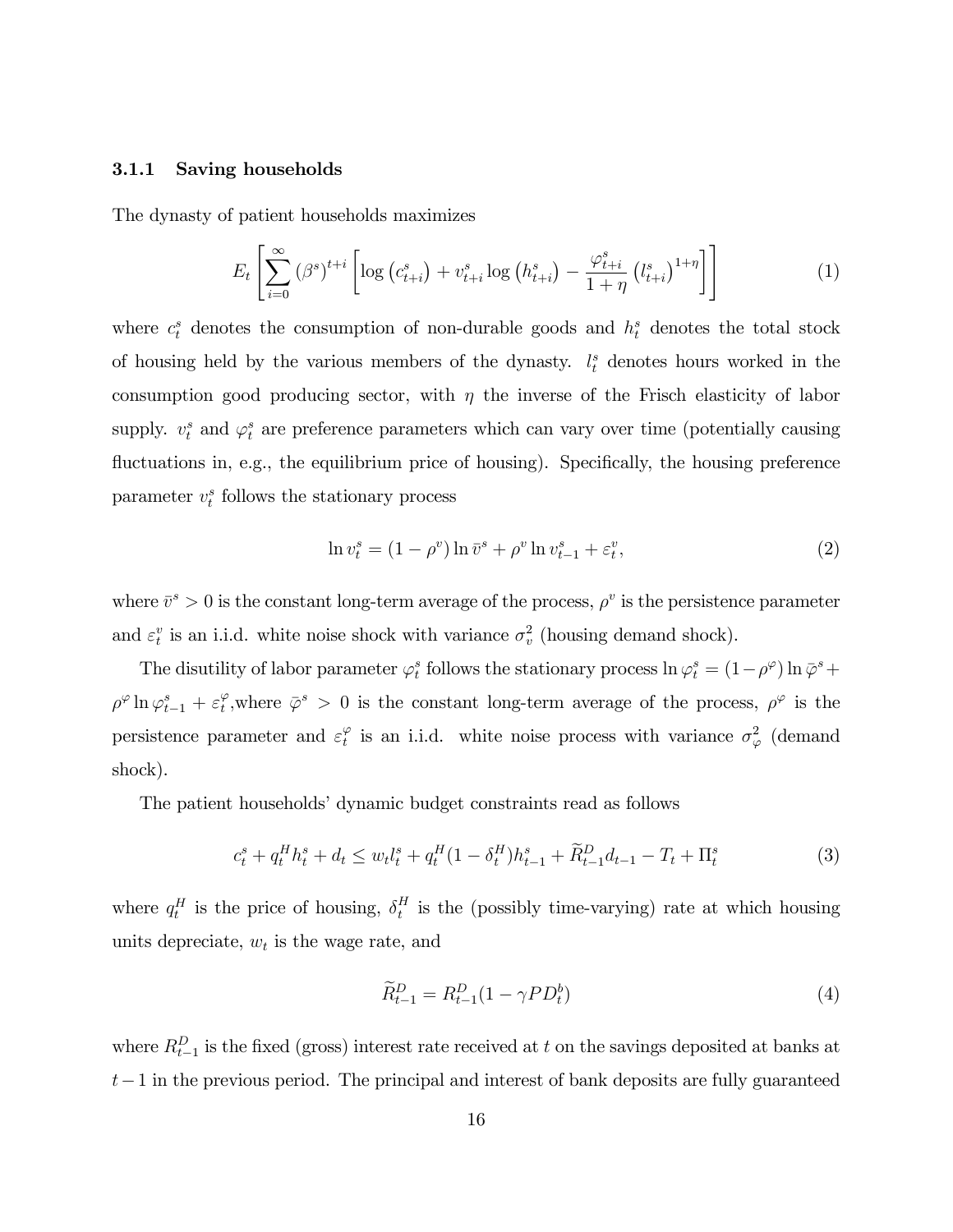### 3.1.1 Saving households

The dynasty of patient households maximizes

$$E_t\left[\sum_{i=0}^{\infty}\left(\beta^s\right)^{t+i}\left[\log\left(c_{t+i}^s\right)+v_{t+i}^s\log\left(h_{t+i}^s\right)-\frac{\varphi_{t+i}^s}{1+\eta}\left(l_{t+i}^s\right)^{1+\eta}\right]\right] \tag{1}$$

where $c_t^s$ denotes the consumption of non-durable goods and $h_t^s$ denotes the total stock of housing held by the various members of the dynasty. $l_t^s$ denotes hours worked in the consumption good producing sector, with $\eta$ the inverse of the Frisch elasticity of labor supply. $v_t^s$ and $\varphi_t^s$ are preference parameters which can vary over time (potentially causing fluctuations in, e.g., the equilibrium price of housing). Specifically, the housing preference parameter $v_t^s$ follows the stationary process

$$\ln v_t^s = (1-\rho^v)\ln \bar{v}^s + \rho^v \ln v_{t-1}^s + \varepsilon_t^v, \tag{2}$$

where $\bar{v}^s > 0$ is the constant long-term average of the process, $\rho^v$ is the persistence parameter and $\varepsilon_t^v$ is an i.i.d. white noise shock with variance $\sigma_v^2$ (housing demand shock).

The disutility of labor parameter $\varphi_t^s$ follows the stationary process $\ln\varphi_t^s = (1-\rho^\varphi)\ln\bar{\varphi}^s + \rho^\varphi \ln\varphi_{t-1}^s + \varepsilon_t^\varphi$,where $\bar{\varphi}^s > 0$ is the constant long-term average of the process, $\rho^\varphi$ is the persistence parameter and $\varepsilon_t^\varphi$ is an i.i.d. white noise process with variance $\sigma_\varphi^2$ (demand shock).

The patient households' dynamic budget constraints read as follows

$$c_t^s + q_t^H h_t^s + d_t \leq w_t l_t^s + q_t^H(1-\delta_t^H)h_{t-1}^s + \widetilde{R}_{t-1}^D d_{t-1} - T_t + \Pi_t^s \tag{3}$$

where $q_t^H$ is the price of housing, $\delta_t^H$ is the (possibly time-varying) rate at which housing units depreciate, $w_t$ is the wage rate, and

$$\widetilde{R}_{t-1}^D = R_{t-1}^D(1-\gamma PD_t^b) \tag{4}$$

where $R_{t-1}^D$ is the fixed (gross) interest rate received at $t$ on the savings deposited at banks at $t-1$ in the previous period. The principal and interest of bank deposits are fully guaranteed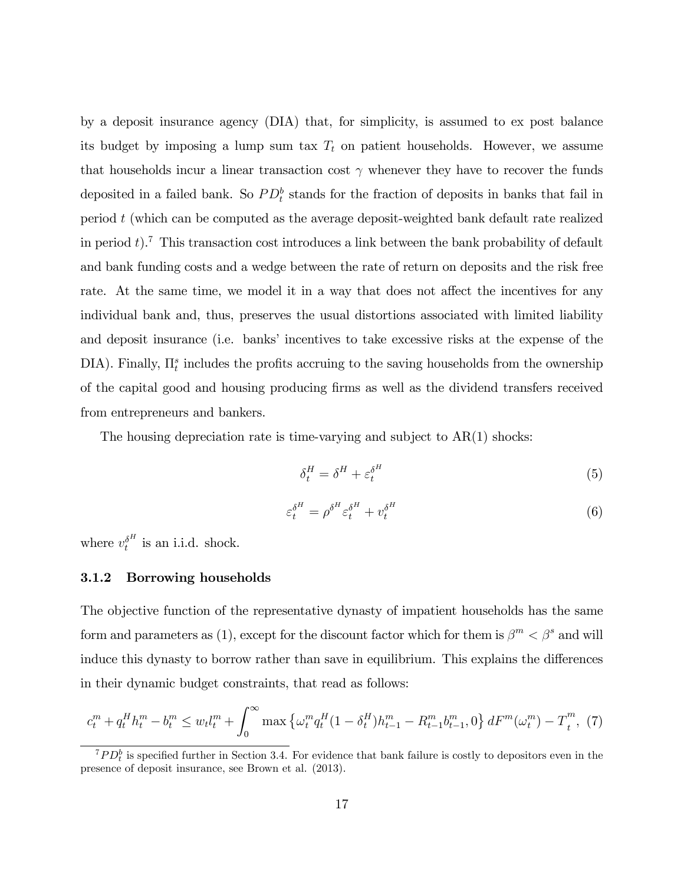by a deposit insurance agency (DIA) that, for simplicity, is assumed to ex post balance its budget by imposing a lump sum tax $T_t$ on patient households. However, we assume that households incur a linear transaction cost $\gamma$ whenever they have to recover the funds deposited in a failed bank. So $PD_t^b$ stands for the fraction of deposits in banks that fail in period $t$ (which can be computed as the average deposit-weighted bank default rate realized in period $t$).[7] This transaction cost introduces a link between the bank probability of default and bank funding costs and a wedge between the rate of return on deposits and the risk free rate. At the same time, we model it in a way that does not affect the incentives for any individual bank and, thus, preserves the usual distortions associated with limited liability and deposit insurance (i.e. banks' incentives to take excessive risks at the expense of the DIA). Finally, $\Pi_t^s$ includes the profits accruing to the saving households from the ownership of the capital good and housing producing firms as well as the dividend transfers received from entrepreneurs and bankers.

The housing depreciation rate is time-varying and subject to AR(1) shocks:

$$\delta_t^H = \delta^H + \varepsilon_t^{\delta^H} \tag{5}$$

$$\varepsilon_t^{\delta^H} = \rho^{\delta^H} \varepsilon_t^{\delta^H} + v_t^{\delta^H} \tag{6}$$

where $v_t^{\delta^H}$ is an i.i.d. shock.

### 3.1.2 Borrowing households

The objective function of the representative dynasty of impatient households has the same form and parameters as (1), except for the discount factor which for them is $\beta^m < \beta^s$ and will induce this dynasty to borrow rather than save in equilibrium. This explains the differences in their dynamic budget constraints, that read as follows:

$$c_t^m + q_t^H h_t^m - b_t^m \leq w_t l_t^m + \int_0^\infty \max\left\{\omega_t^m q_t^H (1-\delta_t^H) h_{t-1}^m - R_{t-1}^m b_{t-1}^m, 0\right\} dF^m(\omega_t^m) - T_t^m, \tag{7}$$

[7] $PD_t^b$ is specified further in Section 3.4. For evidence that bank failure is costly to depositors even in the presence of deposit insurance, see Brown et al. (2013).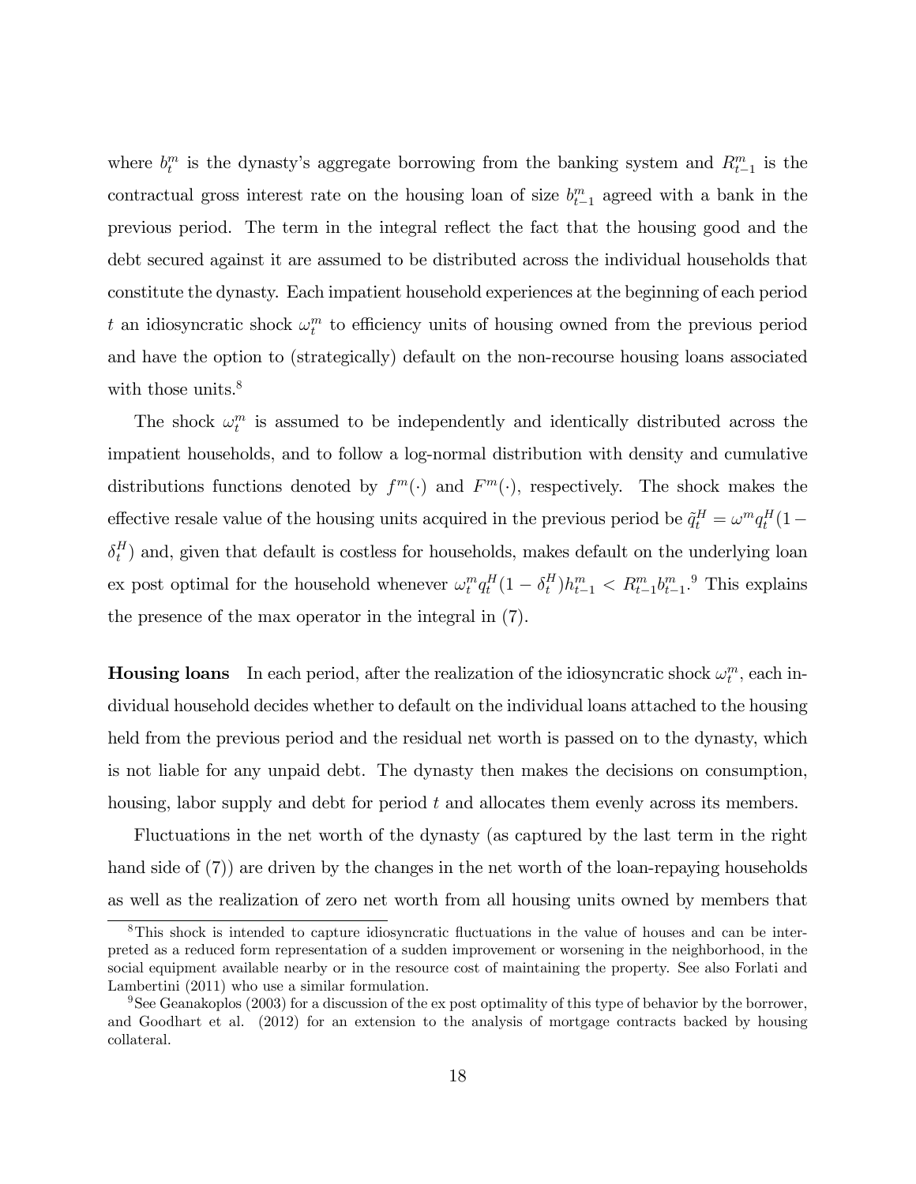where $b_t^m$ is the dynasty's aggregate borrowing from the banking system and $R_{t-1}^m$ is the contractual gross interest rate on the housing loan of size $b_{t-1}^m$ agreed with a bank in the previous period. The term in the integral reflect the fact that the housing good and the debt secured against it are assumed to be distributed across the individual households that constitute the dynasty. Each impatient household experiences at the beginning of each period $t$ an idiosyncratic shock $\omega_t^m$ to efficiency units of housing owned from the previous period and have the option to (strategically) default on the non-recourse housing loans associated with those units.[8]

The shock $\omega_t^m$ is assumed to be independently and identically distributed across the impatient households, and to follow a log-normal distribution with density and cumulative distributions functions denoted by $f^m(\cdot)$ and $F^m(\cdot)$, respectively. The shock makes the effective resale value of the housing units acquired in the previous period be $\tilde{q}_t^H = \omega^m q_t^H(1 - \delta_t^H)$ and, given that default is costless for households, makes default on the underlying loan ex post optimal for the household whenever $\omega_t^m q_t^H(1 - \delta_t^H)h_{t-1}^m < R_{t-1}^m b_{t-1}^m$.[9] This explains the presence of the max operator in the integral in (7).

**Housing loans** In each period, after the realization of the idiosyncratic shock $\omega_t^m$, each individual household decides whether to default on the individual loans attached to the housing held from the previous period and the residual net worth is passed on to the dynasty, which is not liable for any unpaid debt. The dynasty then makes the decisions on consumption, housing, labor supply and debt for period $t$ and allocates them evenly across its members.

Fluctuations in the net worth of the dynasty (as captured by the last term in the right hand side of (7)) are driven by the changes in the net worth of the loan-repaying households as well as the realization of zero net worth from all housing units owned by members that

[8] This shock is intended to capture idiosyncratic fluctuations in the value of houses and can be interpreted as a reduced form representation of a sudden improvement or worsening in the neighborhood, in the social equipment available nearby or in the resource cost of maintaining the property. See also Forlati and Lambertini (2011) who use a similar formulation.

[9] See Geanakoplos (2003) for a discussion of the ex post optimality of this type of behavior by the borrower, and Goodhart et al. (2012) for an extension to the analysis of mortgage contracts backed by housing collateral.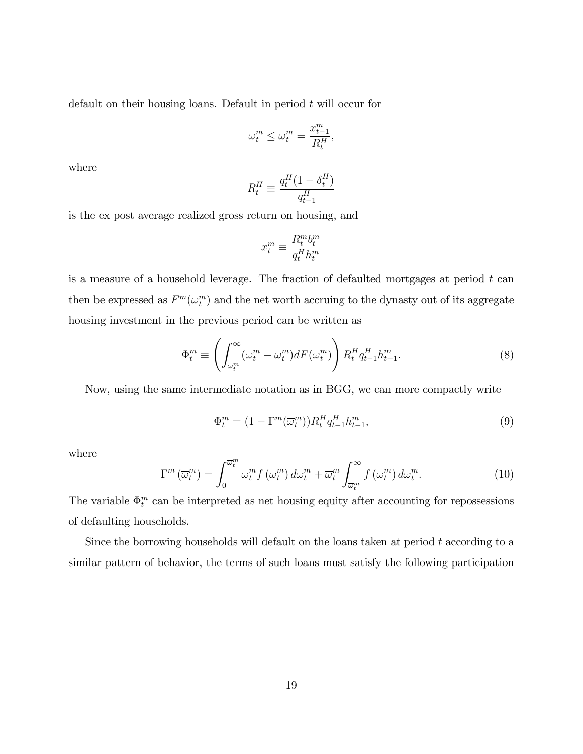default on their housing loans. Default in period $t$ will occur for

$$\omega_t^m \leq \overline{\omega}_t^m = \frac{x_{t-1}^m}{R_t^H},$$

where

$$R_t^H \equiv \frac{q_t^H(1-\delta_t^H)}{q_{t-1}^H}$$

is the ex post average realized gross return on housing, and

$$x_t^m \equiv \frac{R_t^m b_t^m}{q_t^H h_t^m}$$

is a measure of a household leverage. The fraction of defaulted mortgages at period $t$ can then be expressed as $F^m(\overline{\omega}_t^m)$ and the net worth accruing to the dynasty out of its aggregate housing investment in the previous period can be written as

$$\Phi_t^m \equiv \left( \int_{\overline{\omega}_t^m}^{\infty} (\omega_t^m - \overline{\omega}_t^m) dF(\omega_t^m) \right) R_t^H q_{t-1}^H h_{t-1}^m. \tag{8}$$

Now, using the same intermediate notation as in BGG, we can more compactly write

$$\Phi_t^m = (1 - \Gamma^m(\overline{\omega}_t^m)) R_t^H q_{t-1}^H h_{t-1}^m, \tag{9}$$

where

$$\Gamma^m(\overline{\omega}_t^m) = \int_0^{\overline{\omega}_t^m} \omega_t^m f(\omega_t^m) d\omega_t^m + \overline{\omega}_t^m \int_{\overline{\omega}_t^m}^{\infty} f(\omega_t^m) d\omega_t^m. \tag{10}$$

The variable $\Phi_t^m$ can be interpreted as net housing equity after accounting for repossessions of defaulting households.

Since the borrowing households will default on the loans taken at period $t$ according to a similar pattern of behavior, the terms of such loans must satisfy the following participation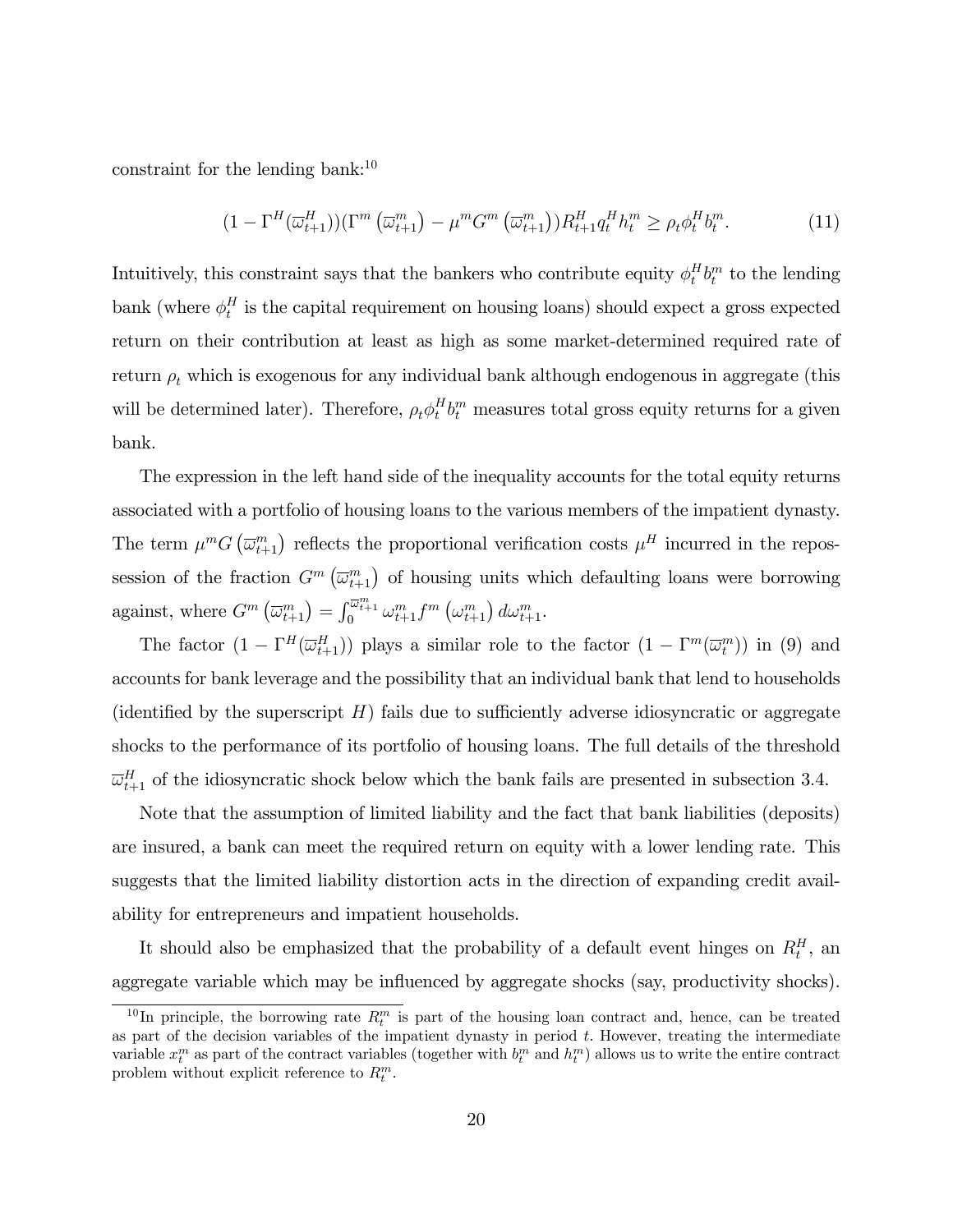constraint for the lending bank:[10]

$$(1 - \Gamma^H(\overline{\omega}_{t+1}^H))(\Gamma^m(\overline{\omega}_{t+1}^m) - \mu^m G^m(\overline{\omega}_{t+1}^m))R_{t+1}^H q_t^H h_t^m \geq \rho_t \phi_t^H b_t^m. \tag{11}$$

Intuitively, this constraint says that the bankers who contribute equity $\phi_t^H b_t^m$ to the lending bank (where $\phi_t^H$ is the capital requirement on housing loans) should expect a gross expected return on their contribution at least as high as some market-determined required rate of return $\rho_t$ which is exogenous for any individual bank although endogenous in aggregate (this will be determined later). Therefore, $\rho_t \phi_t^H b_t^m$ measures total gross equity returns for a given bank.

The expression in the left hand side of the inequality accounts for the total equity returns associated with a portfolio of housing loans to the various members of the impatient dynasty. The term $\mu^m G(\overline{\omega}_{t+1}^m)$ reflects the proportional verification costs $\mu^H$ incurred in the repossession of the fraction $G^m(\overline{\omega}_{t+1}^m)$ of housing units which defaulting loans were borrowing against, where $G^m(\overline{\omega}_{t+1}^m) = \int_0^{\overline{\omega}_{t+1}^m} \omega_{t+1}^m f^m(\omega_{t+1}^m) d\omega_{t+1}^m$.

The factor $(1 - \Gamma^H(\overline{\omega}_{t+1}^H))$ plays a similar role to the factor $(1 - \Gamma^m(\overline{\omega}_t^m))$ in (9) and accounts for bank leverage and the possibility that an individual bank that lend to households (identified by the superscript $H$) fails due to sufficiently adverse idiosyncratic or aggregate shocks to the performance of its portfolio of housing loans. The full details of the threshold $\overline{\omega}_{t+1}^H$ of the idiosyncratic shock below which the bank fails are presented in subsection 3.4.

Note that the assumption of limited liability and the fact that bank liabilities (deposits) are insured, a bank can meet the required return on equity with a lower lending rate. This suggests that the limited liability distortion acts in the direction of expanding credit availability for entrepreneurs and impatient households.

It should also be emphasized that the probability of a default event hinges on $R_t^H$, an aggregate variable which may be influenced by aggregate shocks (say, productivity shocks).

[10] In principle, the borrowing rate $R_t^m$ is part of the housing loan contract and, hence, can be treated as part of the decision variables of the impatient dynasty in period $t$. However, treating the intermediate variable $x_t^m$ as part of the contract variables (together with $b_t^m$ and $h_t^m$) allows us to write the entire contract problem without explicit reference to $R_t^m$.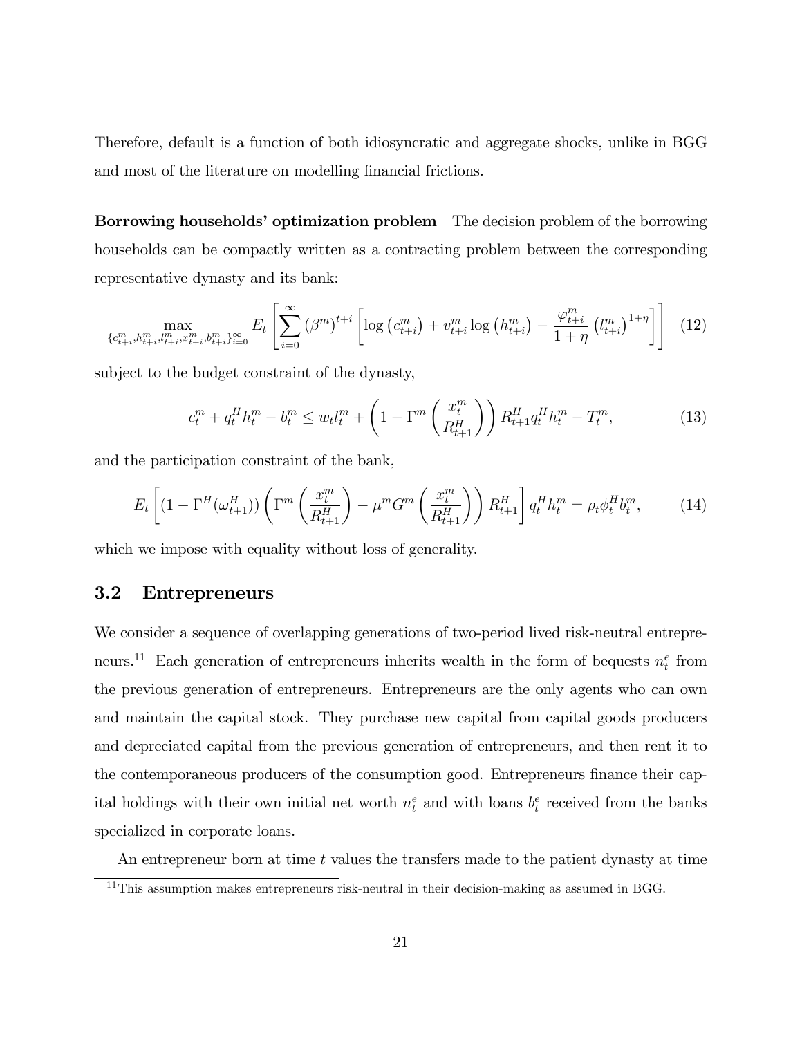Therefore, default is a function of both idiosyncratic and aggregate shocks, unlike in BGG and most of the literature on modelling financial frictions.

**Borrowing households' optimization problem** The decision problem of the borrowing households can be compactly written as a contracting problem between the corresponding representative dynasty and its bank:

$$\max_{\{c^m_{t+i}, h^m_{t+i}, l^m_{t+i}, x^m_{t+i}, b^m_{t+i}\}_{i=0}^{\infty}} E_t \left[ \sum_{i=0}^{\infty} (\beta^m)^{t+i} \left[ \log\left(c^m_{t+i}\right) + v^m_{t+i} \log\left(h^m_{t+i}\right) - \frac{\varphi^m_{t+i}}{1+\eta} \left(l^m_{t+i}\right)^{1+\eta} \right] \right] \tag{12}$$

subject to the budget constraint of the dynasty,

$$c^m_t + q^H_t h^m_t - b^m_t \leq w_t l^m_t + \left(1 - \Gamma^m\left(\frac{x^m_t}{R^H_{t+1}}\right)\right) R^H_{t+1} q^H_t h^m_t - T^m_t, \tag{13}$$

and the participation constraint of the bank,

$$E_t \left[ (1 - \Gamma^H(\overline{\varpi}^H_{t+1})) \left( \Gamma^m\left(\frac{x^m_t}{R^H_{t+1}}\right) - \mu^m G^m\left(\frac{x^m_t}{R^H_{t+1}}\right) \right) R^H_{t+1} \right] q^H_t h^m_t = \rho_t \phi^H_t b^m_t, \tag{14}$$

which we impose with equality without loss of generality.

## 3.2 Entrepreneurs

We consider a sequence of overlapping generations of two-period lived risk-neutral entrepreneurs.[11] Each generation of entrepreneurs inherits wealth in the form of bequests $n^e_t$ from the previous generation of entrepreneurs. Entrepreneurs are the only agents who can own and maintain the capital stock. They purchase new capital from capital goods producers and depreciated capital from the previous generation of entrepreneurs, and then rent it to the contemporaneous producers of the consumption good. Entrepreneurs finance their capital holdings with their own initial net worth $n^e_t$ and with loans $b^e_t$ received from the banks specialized in corporate loans.

An entrepreneur born at time $t$ values the transfers made to the patient dynasty at time

[11] This assumption makes entrepreneurs risk-neutral in their decision-making as assumed in BGG.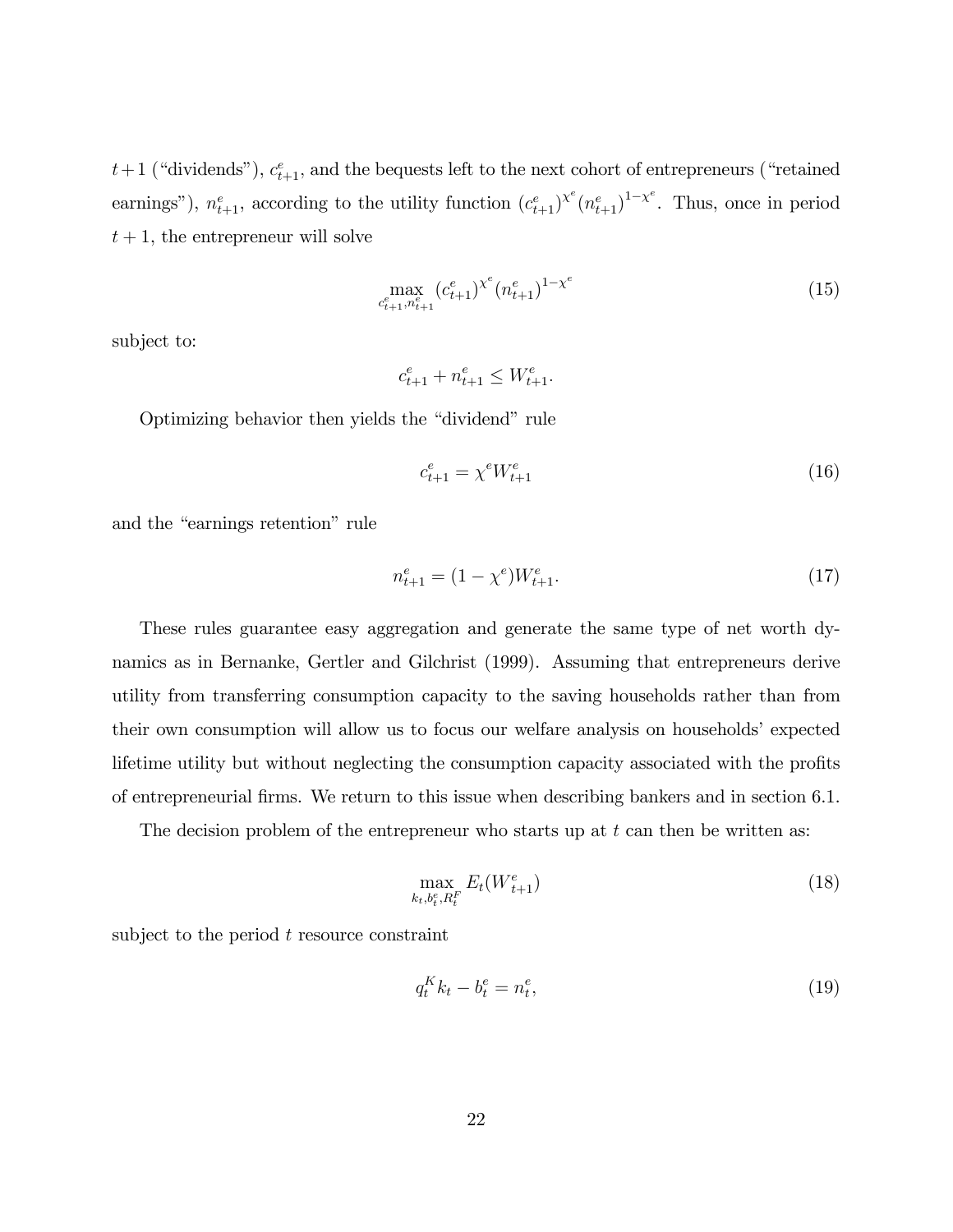$t+1$ ("dividends"), $c^e_{t+1}$, and the bequests left to the next cohort of entrepreneurs ("retained earnings"), $n^e_{t+1}$, according to the utility function $(c^e_{t+1})^{\chi^e}(n^e_{t+1})^{1-\chi^e}$. Thus, once in period $t+1$, the entrepreneur will solve

$$\max_{c^e_{t+1}, n^e_{t+1}} (c^e_{t+1})^{\chi^e}(n^e_{t+1})^{1-\chi^e} \tag{15}$$

subject to:

$$c^e_{t+1} + n^e_{t+1} \leq W^e_{t+1}.$$

Optimizing behavior then yields the "dividend" rule

$$c^e_{t+1} = \chi^e W^e_{t+1} \tag{16}$$

and the "earnings retention" rule

$$n^e_{t+1} = (1 - \chi^e) W^e_{t+1}. \tag{17}$$

These rules guarantee easy aggregation and generate the same type of net worth dynamics as in Bernanke, Gertler and Gilchrist (1999). Assuming that entrepreneurs derive utility from transferring consumption capacity to the saving households rather than from their own consumption will allow us to focus our welfare analysis on households' expected lifetime utility but without neglecting the consumption capacity associated with the profits of entrepreneurial firms. We return to this issue when describing bankers and in section 6.1.

The decision problem of the entrepreneur who starts up at $t$ can then be written as:

$$\max_{k_t, b^e_t, R^F_t} E_t(W^e_{t+1}) \tag{18}$$

subject to the period $t$ resource constraint

$$q^K_t k_t - b^e_t = n^e_t, \tag{19}$$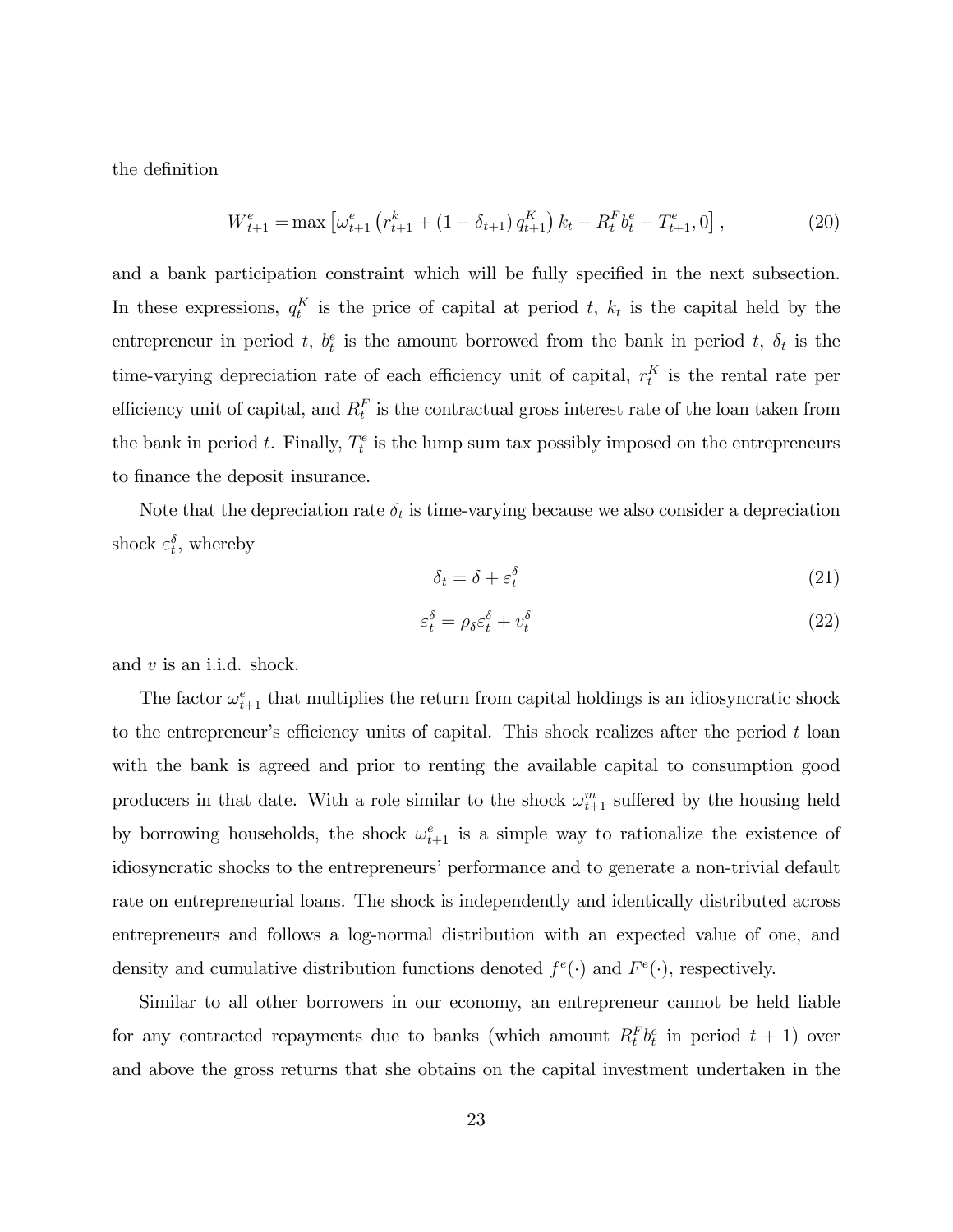the definition

$$W^e_{t+1} = \max\left[\omega^e_{t+1}\left(r^k_{t+1} + (1-\delta_{t+1})\, q^K_{t+1}\right) k_t - R^F_t b^e_t - T^e_{t+1}, 0\right], \tag{20}$$

and a bank participation constraint which will be fully specified in the next subsection. In these expressions, $q^K_t$ is the price of capital at period $t$, $k_t$ is the capital held by the entrepreneur in period $t$, $b^e_t$ is the amount borrowed from the bank in period $t$, $\delta_t$ is the time-varying depreciation rate of each efficiency unit of capital, $r^K_t$ is the rental rate per efficiency unit of capital, and $R^F_t$ is the contractual gross interest rate of the loan taken from the bank in period $t$. Finally, $T^e_t$ is the lump sum tax possibly imposed on the entrepreneurs to finance the deposit insurance.

Note that the depreciation rate $\delta_t$ is time-varying because we also consider a depreciation shock $\varepsilon^\delta_t$, whereby

$$\delta_t = \delta + \varepsilon^\delta_t \tag{21}$$

$$\varepsilon^\delta_t = \rho_\delta \varepsilon^\delta_t + \upsilon^\delta_t \tag{22}$$

and $\upsilon$ is an i.i.d. shock.

The factor $\omega^e_{t+1}$ that multiplies the return from capital holdings is an idiosyncratic shock to the entrepreneur's efficiency units of capital. This shock realizes after the period $t$ loan with the bank is agreed and prior to renting the available capital to consumption good producers in that date. With a role similar to the shock $\omega^m_{t+1}$ suffered by the housing held by borrowing households, the shock $\omega^e_{t+1}$ is a simple way to rationalize the existence of idiosyncratic shocks to the entrepreneurs' performance and to generate a non-trivial default rate on entrepreneurial loans. The shock is independently and identically distributed across entrepreneurs and follows a log-normal distribution with an expected value of one, and density and cumulative distribution functions denoted $f^e(\cdot)$ and $F^e(\cdot)$, respectively.

Similar to all other borrowers in our economy, an entrepreneur cannot be held liable for any contracted repayments due to banks (which amount $R^F_t b^e_t$ in period $t+1$) over and above the gross returns that she obtains on the capital investment undertaken in the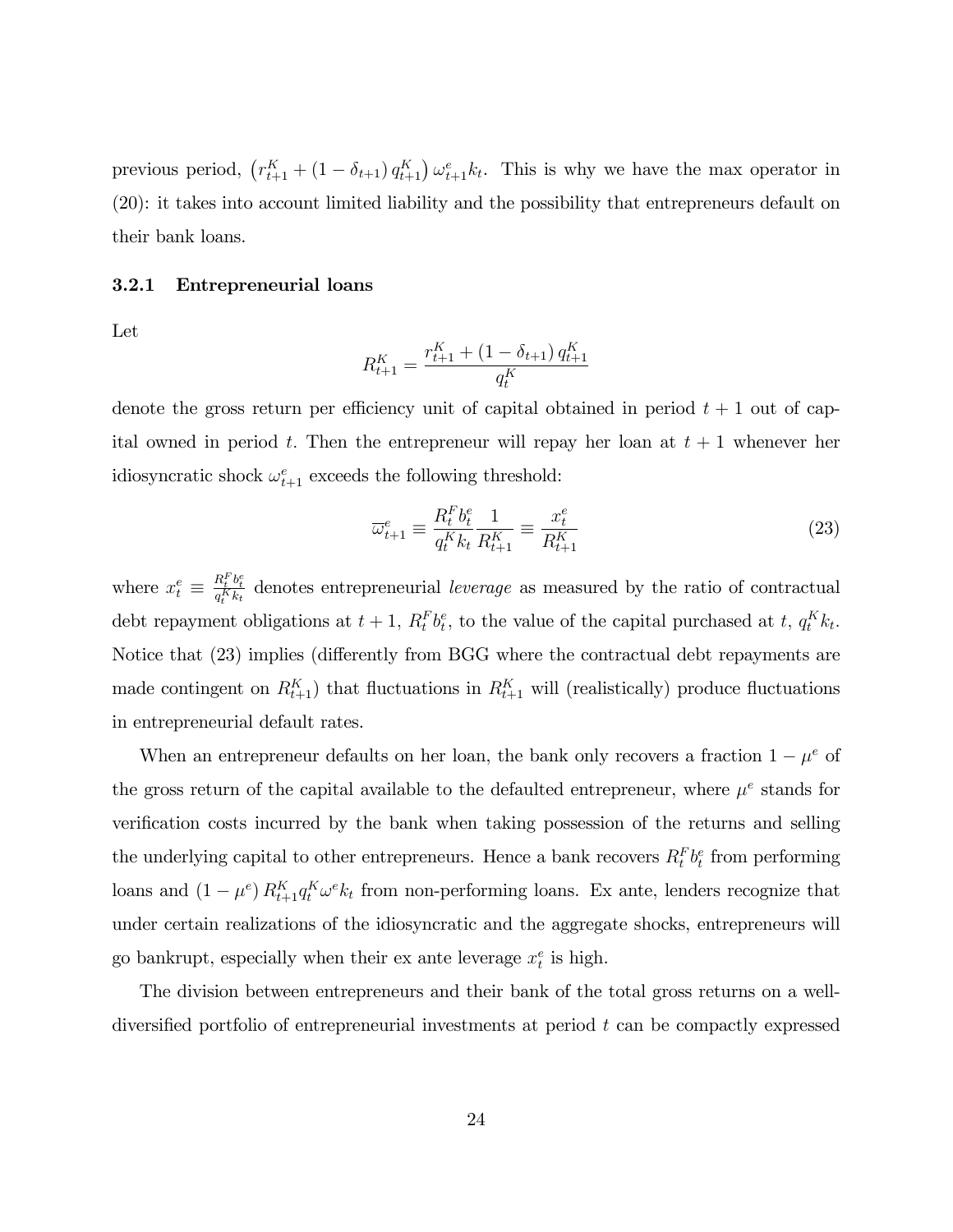previous period, $\left(r^K_{t+1} + (1 - \delta_{t+1}) q^K_{t+1}\right) \omega^e_{t+1} k_t$. This is why we have the max operator in (20): it takes into account limited liability and the possibility that entrepreneurs default on their bank loans.

### 3.2.1 Entrepreneurial loans

Let

$$R^K_{t+1} = \frac{r^K_{t+1} + (1 - \delta_{t+1}) q^K_{t+1}}{q^K_t}$$

denote the gross return per efficiency unit of capital obtained in period $t+1$ out of capital owned in period $t$. Then the entrepreneur will repay her loan at $t+1$ whenever her idiosyncratic shock $\omega^e_{t+1}$ exceeds the following threshold:

$$\overline{\omega}^e_{t+1} \equiv \frac{R^F_t b^e_t}{q^K_t k_t} \frac{1}{R^K_{t+1}} \equiv \frac{x^e_t}{R^K_{t+1}} \tag{23}$$

where $x^e_t \equiv \frac{R^F_t b^e_t}{q^K_t k_t}$ denotes entrepreneurial *leverage* as measured by the ratio of contractual debt repayment obligations at $t+1$, $R^F_t b^e_t$, to the value of the capital purchased at $t$, $q^K_t k_t$. Notice that (23) implies (differently from BGG where the contractual debt repayments are made contingent on $R^K_{t+1}$) that fluctuations in $R^K_{t+1}$ will (realistically) produce fluctuations in entrepreneurial default rates.

When an entrepreneur defaults on her loan, the bank only recovers a fraction $1 - \mu^e$ of the gross return of the capital available to the defaulted entrepreneur, where $\mu^e$ stands for verification costs incurred by the bank when taking possession of the returns and selling the underlying capital to other entrepreneurs. Hence a bank recovers $R^F_t b^e_t$ from performing loans and $(1 - \mu^e) R^K_{t+1} q^K_t \omega^e k_t$ from non-performing loans. Ex ante, lenders recognize that under certain realizations of the idiosyncratic and the aggregate shocks, entrepreneurs will go bankrupt, especially when their ex ante leverage $x^e_t$ is high.

The division between entrepreneurs and their bank of the total gross returns on a well-diversified portfolio of entrepreneurial investments at period $t$ can be compactly expressed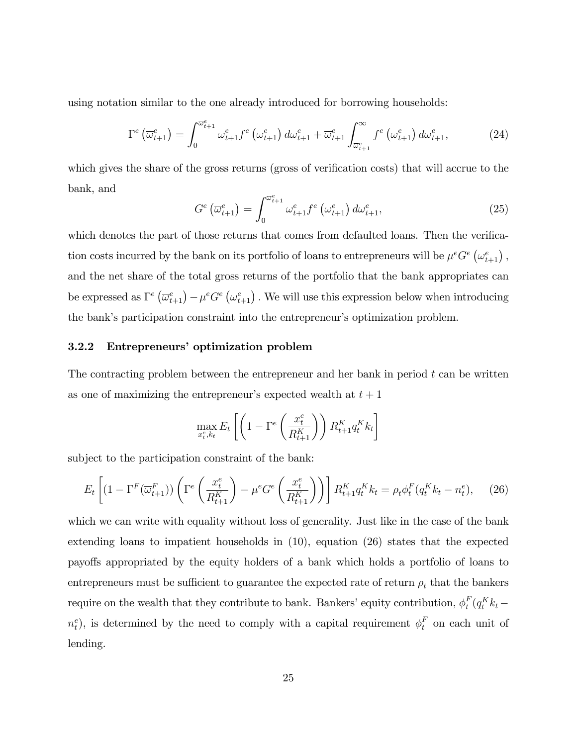using notation similar to the one already introduced for borrowing households:

$$\Gamma^e\left(\overline{\varpi}^e_{t+1}\right) = \int_0^{\overline{\varpi}^e_{t+1}} \omega^e_{t+1} f^e\left(\omega^e_{t+1}\right) d\omega^e_{t+1} + \overline{\varpi}^e_{t+1} \int_{\overline{\varpi}^e_{t+1}}^{\infty} f^e\left(\omega^e_{t+1}\right) d\omega^e_{t+1}, \tag{24}$$

which gives the share of the gross returns (gross of verification costs) that will accrue to the bank, and

$$G^e\left(\overline{\varpi}^e_{t+1}\right) = \int_0^{\overline{\varpi}^e_{t+1}} \omega^e_{t+1} f^e\left(\omega^e_{t+1}\right) d\omega^e_{t+1}, \tag{25}$$

which denotes the part of those returns that comes from defaulted loans. Then the verification costs incurred by the bank on its portfolio of loans to entrepreneurs will be $\mu^e G^e\left(\omega^e_{t+1}\right)$, and the net share of the total gross returns of the portfolio that the bank appropriates can be expressed as $\Gamma^e\left(\overline{\varpi}^e_{t+1}\right) - \mu^e G^e\left(\omega^e_{t+1}\right)$. We will use this expression below when introducing the bank's participation constraint into the entrepreneur's optimization problem.

### 3.2.2 Entrepreneurs' optimization problem

The contracting problem between the entrepreneur and her bank in period $t$ can be written as one of maximizing the entrepreneur's expected wealth at $t+1$

$$\max_{x^e_t, k_t} E_t\left[\left(1 - \Gamma^e\left(\frac{x^e_t}{R^K_{t+1}}\right)\right) R^K_{t+1} q^K_t k_t\right]$$

subject to the participation constraint of the bank:

$$E_t\left[\left(1 - \Gamma^F(\overline{\varpi}^F_{t+1})\right)\left(\Gamma^e\left(\frac{x^e_t}{R^K_{t+1}}\right) - \mu^e G^e\left(\frac{x^e_t}{R^K_{t+1}}\right)\right)\right] R^K_{t+1} q^K_t k_t = \rho_t \phi^F_t (q^K_t k_t - n^e_t), \tag{26}$$

which we can write with equality without loss of generality. Just like in the case of the bank extending loans to impatient households in (10), equation (26) states that the expected payoffs appropriated by the equity holders of a bank which holds a portfolio of loans to entrepreneurs must be sufficient to guarantee the expected rate of return $\rho_t$ that the bankers require on the wealth that they contribute to bank. Bankers' equity contribution, $\phi^F_t(q^K_t k_t - n^e_t)$, is determined by the need to comply with a capital requirement $\phi^F_t$ on each unit of lending.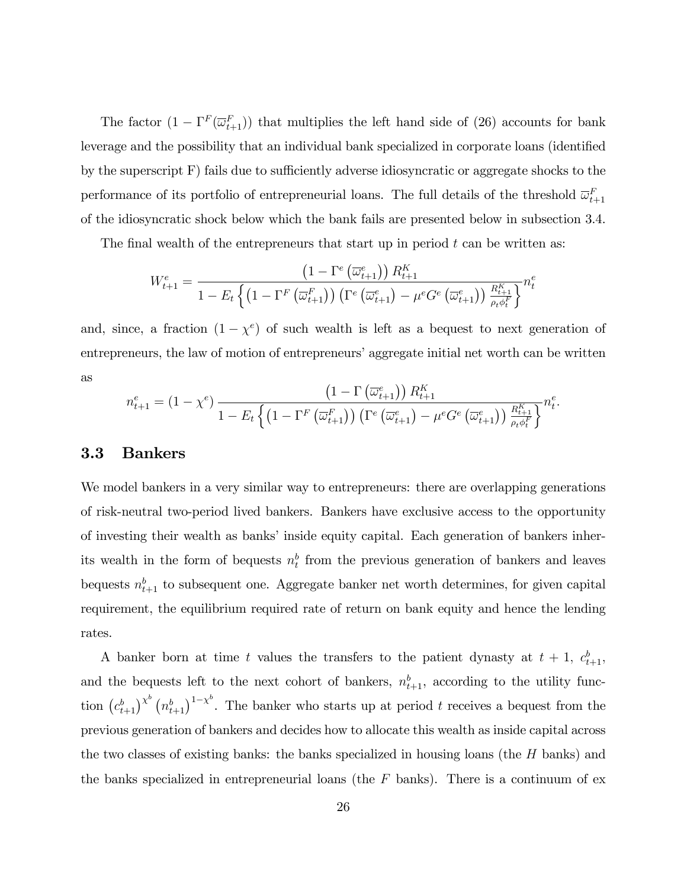The factor $(1 - \Gamma^F(\overline{\omega}^F_{t+1}))$ that multiplies the left hand side of (26) accounts for bank leverage and the possibility that an individual bank specialized in corporate loans (identified by the superscript F) fails due to sufficiently adverse idiosyncratic or aggregate shocks to the performance of its portfolio of entrepreneurial loans. The full details of the threshold $\overline{\omega}^F_{t+1}$ of the idiosyncratic shock below which the bank fails are presented below in subsection 3.4.

The final wealth of the entrepreneurs that start up in period $t$ can be written as:

$$W^e_{t+1} = \frac{\left(1 - \Gamma^e\left(\overline{\omega}^e_{t+1}\right)\right) R^K_{t+1}}{1 - E_t\left\{\left(1 - \Gamma^F\left(\overline{\omega}^F_{t+1}\right)\right)\left(\Gamma^e\left(\overline{\omega}^e_{t+1}\right) - \mu^e G^e\left(\overline{\omega}^e_{t+1}\right)\right)\frac{R^K_{t+1}}{\rho_t \phi^F_t}\right\}} n^e_t$$

and, since, a fraction $(1 - \chi^e)$ of such wealth is left as a bequest to next generation of entrepreneurs, the law of motion of entrepreneurs' aggregate initial net worth can be written as

$$n^e_{t+1} = (1 - \chi^e)\frac{\left(1 - \Gamma\left(\overline{\omega}^e_{t+1}\right)\right) R^K_{t+1}}{1 - E_t\left\{\left(1 - \Gamma^F\left(\overline{\omega}^F_{t+1}\right)\right)\left(\Gamma^e\left(\overline{\omega}^e_{t+1}\right) - \mu^e G^e\left(\overline{\omega}^e_{t+1}\right)\right)\frac{R^K_{t+1}}{\rho_t \phi^F_t}\right\}} n^e_t.$$

### 3.3 Bankers

We model bankers in a very similar way to entrepreneurs: there are overlapping generations of risk-neutral two-period lived bankers. Bankers have exclusive access to the opportunity of investing their wealth as banks' inside equity capital. Each generation of bankers inherits its wealth in the form of bequests $n^b_t$ from the previous generation of bankers and leaves bequests $n^b_{t+1}$ to subsequent one. Aggregate banker net worth determines, for given capital requirement, the equilibrium required rate of return on bank equity and hence the lending rates.

A banker born at time $t$ values the transfers to the patient dynasty at $t + 1$, $c^b_{t+1}$, and the bequests left to the next cohort of bankers, $n^b_{t+1}$, according to the utility function $\left(c^b_{t+1}\right)^{\chi^b}\left(n^b_{t+1}\right)^{1-\chi^b}$. The banker who starts up at period $t$ receives a bequest from the previous generation of bankers and decides how to allocate this wealth as inside capital across the two classes of existing banks: the banks specialized in housing loans (the $H$ banks) and the banks specialized in entrepreneurial loans (the $F$ banks). There is a continuum of ex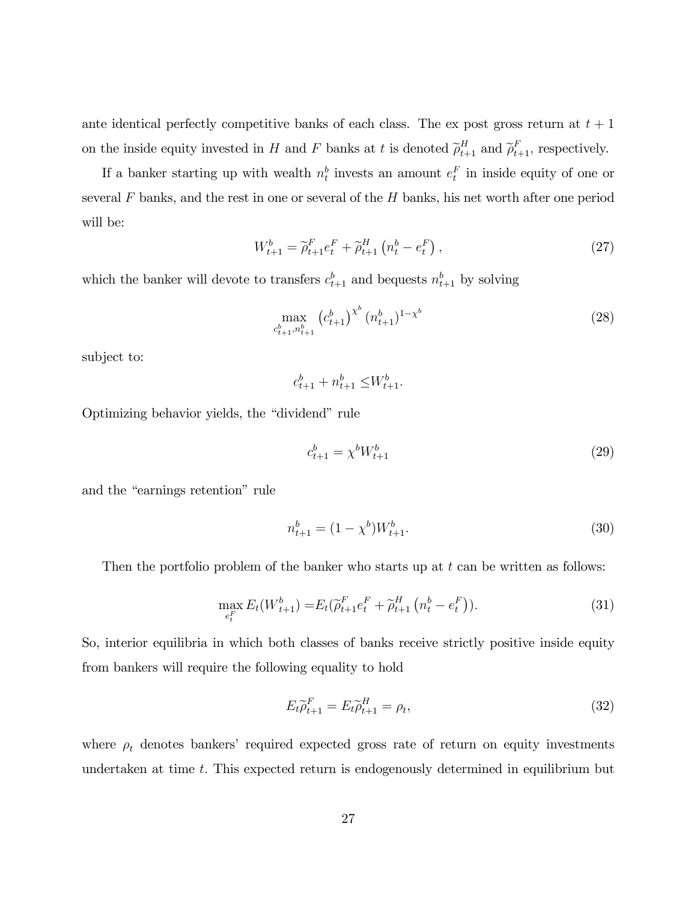ante identical perfectly competitive banks of each class. The ex post gross return at $t+1$ on the inside equity invested in $H$ and $F$ banks at $t$ is denoted $\widetilde{\rho}^H_{t+1}$ and $\widetilde{\rho}^F_{t+1}$, respectively.

If a banker starting up with wealth $n^b_t$ invests an amount $e^F_t$ in inside equity of one or several $F$ banks, and the rest in one or several of the $H$ banks, his net worth after one period will be:

$$W^b_{t+1} = \widetilde{\rho}^F_{t+1} e^F_t + \widetilde{\rho}^H_{t+1}\left(n^b_t - e^F_t\right), \tag{27}$$

which the banker will devote to transfers $c^b_{t+1}$ and bequests $n^b_{t+1}$ by solving

$$\max_{c^b_{t+1}, n^b_{t+1}} \left(c^b_{t+1}\right)^{\chi^b} \left(n^b_{t+1}\right)^{1-\chi^b} \tag{28}$$

subject to:

$$c^b_{t+1} + n^b_{t+1} \leq W^b_{t+1}.$$

Optimizing behavior yields, the "dividend" rule

$$c^b_{t+1} = \chi^b W^b_{t+1} \tag{29}$$

and the "earnings retention" rule

$$n^b_{t+1} = (1-\chi^b) W^b_{t+1}. \tag{30}$$

Then the portfolio problem of the banker who starts up at $t$ can be written as follows:

$$\max_{e^F_t} E_t(W^b_{t+1}) = E_t(\widetilde{\rho}^F_{t+1} e^F_t + \widetilde{\rho}^H_{t+1}\left(n^b_t - e^F_t\right)). \tag{31}$$

So, interior equilibria in which both classes of banks receive strictly positive inside equity from bankers will require the following equality to hold

$$E_t \widetilde{\rho}^F_{t+1} = E_t \widetilde{\rho}^H_{t+1} = \rho_t, \tag{32}$$

where $\rho_t$ denotes bankers' required expected gross rate of return on equity investments undertaken at time $t$. This expected return is endogenously determined in equilibrium but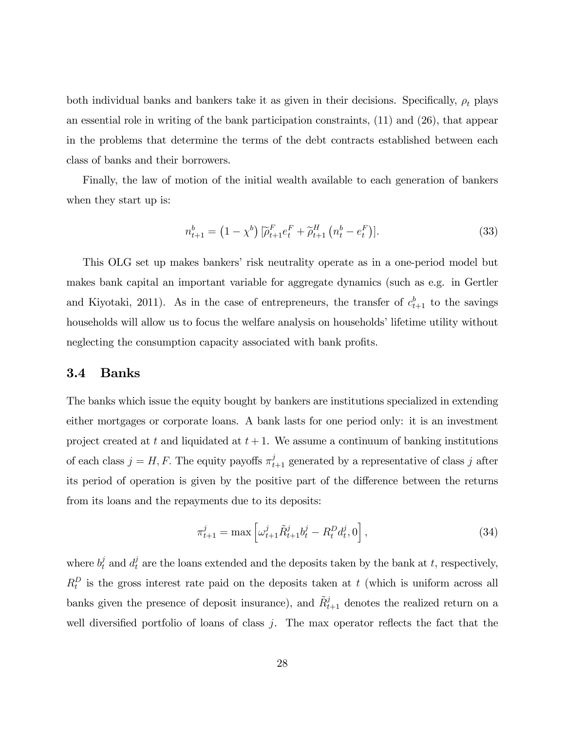both individual banks and bankers take it as given in their decisions. Specifically, $\rho_t$ plays an essential role in writing of the bank participation constraints, (11) and (26), that appear in the problems that determine the terms of the debt contracts established between each class of banks and their borrowers.

Finally, the law of motion of the initial wealth available to each generation of bankers when they start up is:

$$n_{t+1}^b = \left(1 - \chi^b\right) [\widetilde{\rho}_{t+1}^F e_t^F + \widetilde{\rho}_{t+1}^H \left(n_t^b - e_t^F\right)]. \tag{33}$$

This OLG set up makes bankers' risk neutrality operate as in a one-period model but makes bank capital an important variable for aggregate dynamics (such as e.g. in Gertler and Kiyotaki, 2011). As in the case of entrepreneurs, the transfer of $c_{t+1}^b$ to the savings households will allow us to focus the welfare analysis on households' lifetime utility without neglecting the consumption capacity associated with bank profits.

## 3.4 Banks

The banks which issue the equity bought by bankers are institutions specialized in extending either mortgages or corporate loans. A bank lasts for one period only: it is an investment project created at $t$ and liquidated at $t+1$. We assume a continuum of banking institutions of each class $j = H, F$. The equity payoffs $\pi_{t+1}^j$ generated by a representative of class $j$ after its period of operation is given by the positive part of the difference between the returns from its loans and the repayments due to its deposits:

$$\pi_{t+1}^j = \max \left[\omega_{t+1}^j \tilde{R}_{t+1}^j b_t^j - R_t^D d_t^j, 0\right], \tag{34}$$

where $b_t^j$ and $d_t^j$ are the loans extended and the deposits taken by the bank at $t$, respectively, $R_t^D$ is the gross interest rate paid on the deposits taken at $t$ (which is uniform across all banks given the presence of deposit insurance), and $\tilde{R}_{t+1}^j$ denotes the realized return on a well diversified portfolio of loans of class $j$. The max operator reflects the fact that the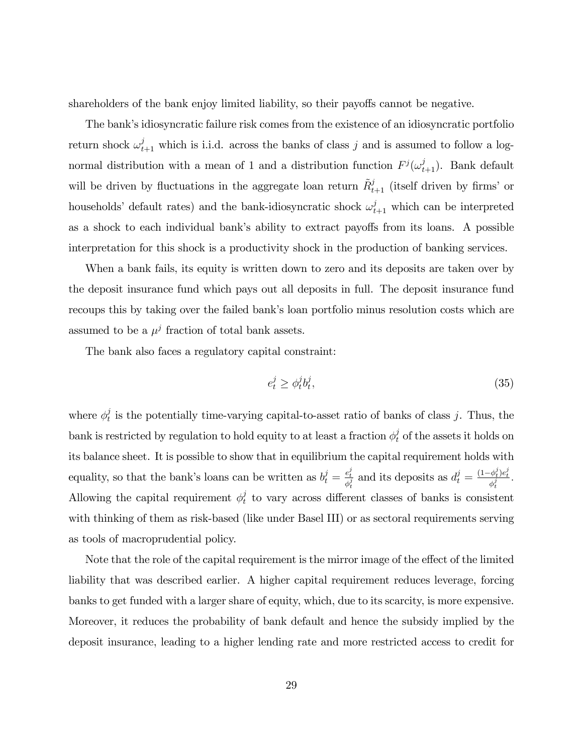shareholders of the bank enjoy limited liability, so their payoffs cannot be negative.

The bank's idiosyncratic failure risk comes from the existence of an idiosyncratic portfolio return shock $\omega_{t+1}^j$ which is i.i.d. across the banks of class $j$ and is assumed to follow a log-normal distribution with a mean of 1 and a distribution function $F^j(\omega_{t+1}^j)$. Bank default will be driven by fluctuations in the aggregate loan return $\tilde{R}_{t+1}^j$ (itself driven by firms' or households' default rates) and the bank-idiosyncratic shock $\omega_{t+1}^j$ which can be interpreted as a shock to each individual bank's ability to extract payoffs from its loans. A possible interpretation for this shock is a productivity shock in the production of banking services.

When a bank fails, its equity is written down to zero and its deposits are taken over by the deposit insurance fund which pays out all deposits in full. The deposit insurance fund recoups this by taking over the failed bank's loan portfolio minus resolution costs which are assumed to be a $\mu^j$ fraction of total bank assets.

The bank also faces a regulatory capital constraint:

$$e_t^j \geq \phi_t^j b_t^j, \tag{35}$$

where $\phi_t^j$ is the potentially time-varying capital-to-asset ratio of banks of class $j$. Thus, the bank is restricted by regulation to hold equity to at least a fraction $\phi_t^j$ of the assets it holds on its balance sheet. It is possible to show that in equilibrium the capital requirement holds with equality, so that the bank's loans can be written as $b_t^j = \frac{e_t^j}{\phi_t^j}$ and its deposits as $d_t^j = \frac{(1-\phi_t^j)e_t^j}{\phi_t^j}$. Allowing the capital requirement $\phi_t^j$ to vary across different classes of banks is consistent with thinking of them as risk-based (like under Basel III) or as sectoral requirements serving as tools of macroprudential policy.

Note that the role of the capital requirement is the mirror image of the effect of the limited liability that was described earlier. A higher capital requirement reduces leverage, forcing banks to get funded with a larger share of equity, which, due to its scarcity, is more expensive. Moreover, it reduces the probability of bank default and hence the subsidy implied by the deposit insurance, leading to a higher lending rate and more restricted access to credit for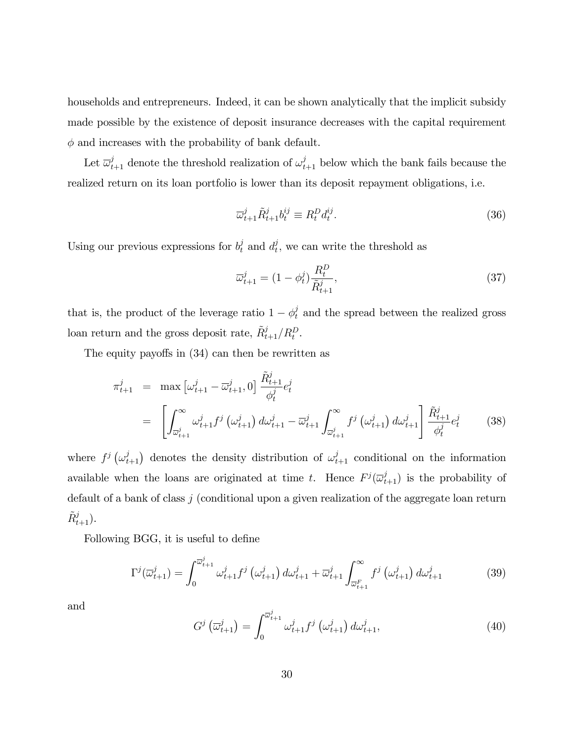households and entrepreneurs. Indeed, it can be shown analytically that the implicit subsidy made possible by the existence of deposit insurance decreases with the capital requirement $\phi$ and increases with the probability of bank default.

Let $\overline{\omega}^j_{t+1}$ denote the threshold realization of $\omega^j_{t+1}$ below which the bank fails because the realized return on its loan portfolio is lower than its deposit repayment obligations, i.e.

$$\overline{\omega}^j_{t+1}\tilde{R}^j_{t+1}b^{ij}_t \equiv R^D_t d^{ij}_t. \tag{36}$$

Using our previous expressions for $b^j_t$ and $d^j_t$, we can write the threshold as

$$\overline{\omega}^j_{t+1} = (1-\phi^j_t)\frac{R^D_t}{\tilde{R}^j_{t+1}}, \tag{37}$$

that is, the product of the leverage ratio $1-\phi^j_t$ and the spread between the realized gross loan return and the gross deposit rate, $\tilde{R}^j_{t+1}/R^D_t$.

The equity payoffs in (34) can then be rewritten as

$$\begin{aligned}
\pi^j_{t+1} &= \max\left[\omega^j_{t+1} - \overline{\omega}^j_{t+1}, 0\right]\frac{\tilde{R}^j_{t+1}}{\phi^j_t}e^j_t \\
&= \left[\int_{\overline{\omega}^j_{t+1}}^{\infty} \omega^j_{t+1} f^j\left(\omega^j_{t+1}\right)d\omega^j_{t+1} - \overline{\omega}^j_{t+1}\int_{\overline{\omega}^j_{t+1}}^{\infty} f^j\left(\omega^j_{t+1}\right)d\omega^j_{t+1}\right]\frac{\tilde{R}^j_{t+1}}{\phi^j_t}e^j_t
\end{aligned} \tag{38}$$

where $f^j\left(\omega^j_{t+1}\right)$ denotes the density distribution of $\omega^j_{t+1}$ conditional on the information available when the loans are originated at time $t$. Hence $F^j(\overline{\omega}^j_{t+1})$ is the probability of default of a bank of class $j$ (conditional upon a given realization of the aggregate loan return $\tilde{R}^j_{t+1}$).

Following BGG, it is useful to define

$$\Gamma^j(\overline{\omega}^j_{t+1}) = \int_0^{\overline{\omega}^j_{t+1}} \omega^j_{t+1} f^j\left(\omega^j_{t+1}\right)d\omega^j_{t+1} + \overline{\omega}^j_{t+1}\int_{\overline{\omega}^F_{t+1}}^{\infty} f^j\left(\omega^j_{t+1}\right)d\omega^j_{t+1} \tag{39}$$

and

$$G^j\left(\overline{\omega}^j_{t+1}\right) = \int_0^{\overline{\omega}^j_{t+1}} \omega^j_{t+1} f^j\left(\omega^j_{t+1}\right)d\omega^j_{t+1}, \tag{40}$$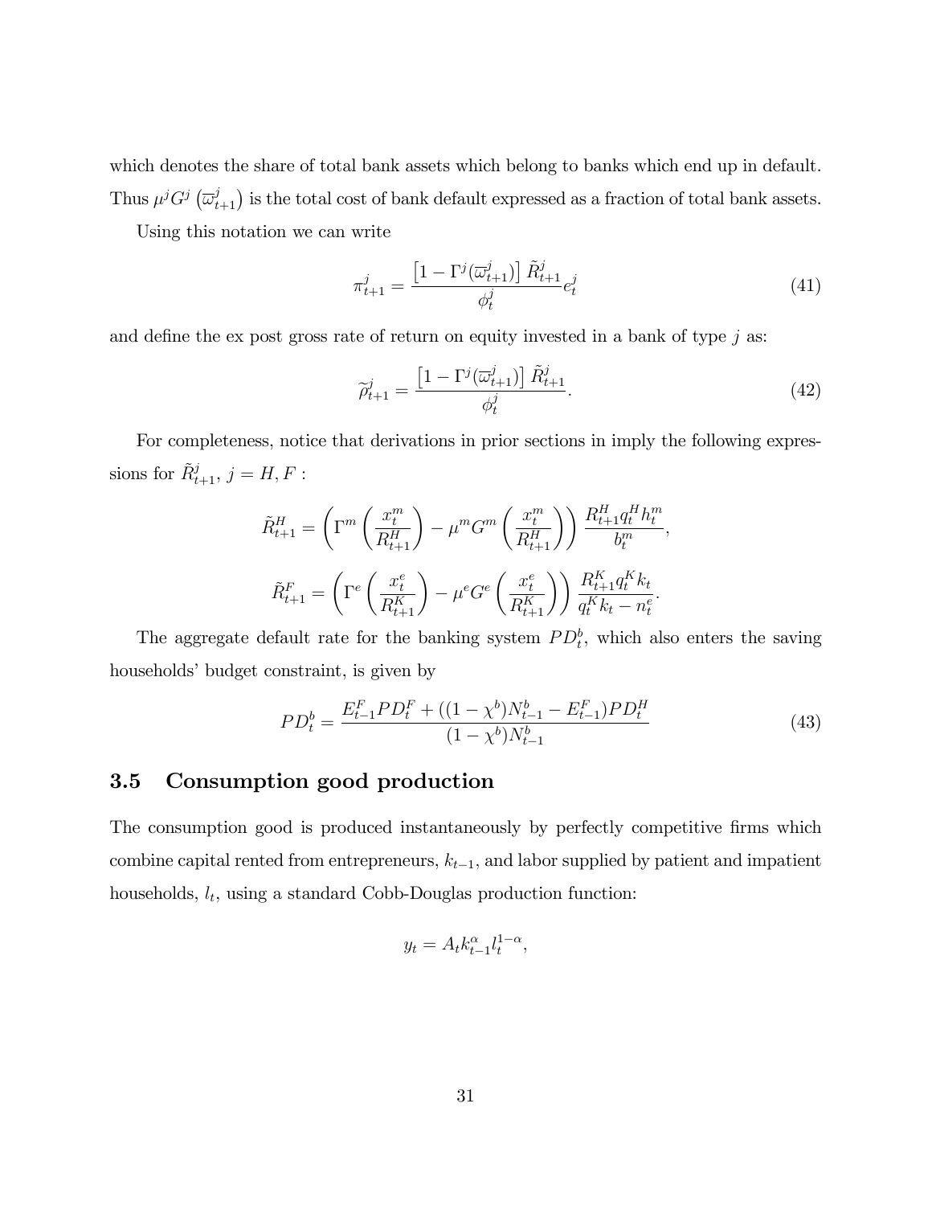which denotes the share of total bank assets which belong to banks which end up in default. Thus $\mu^j G^j\left(\overline{\omega}^j_{t+1}\right)$ is the total cost of bank default expressed as a fraction of total bank assets.

Using this notation we can write

$$\pi^j_{t+1} = \frac{\left[1 - \Gamma^j(\overline{\omega}^j_{t+1})\right] \tilde{R}^j_{t+1}}{\phi^j_t} e^j_t \tag{41}$$

and define the ex post gross rate of return on equity invested in a bank of type $j$ as:

$$\widetilde{\rho}^j_{t+1} = \frac{\left[1 - \Gamma^j(\overline{\omega}^j_{t+1})\right] \tilde{R}^j_{t+1}}{\phi^j_t}. \tag{42}$$

For completeness, notice that derivations in prior sections in imply the following expressions for $\tilde{R}^j_{t+1}$, $j = H, F$ :

$$\tilde{R}^H_{t+1} = \left(\Gamma^m\left(\frac{x^m_t}{R^H_{t+1}}\right) - \mu^m G^m\left(\frac{x^m_t}{R^H_{t+1}}\right)\right) \frac{R^H_{t+1} q^H_t h^m_t}{b^m_t},$$

$$\tilde{R}^F_{t+1} = \left(\Gamma^e\left(\frac{x^e_t}{R^K_{t+1}}\right) - \mu^e G^e\left(\frac{x^e_t}{R^K_{t+1}}\right)\right) \frac{R^K_{t+1} q^K_t k_t}{q^K_t k_t - n^e_t}.$$

The aggregate default rate for the banking system $PD^b_t$, which also enters the saving households' budget constraint, is given by

$$PD^b_t = \frac{E^F_{t-1} PD^F_t + ((1-\chi^b)N^b_{t-1} - E^F_{t-1}) PD^H_t}{(1-\chi^b)N^b_{t-1}} \tag{43}$$

## 3.5 Consumption good production

The consumption good is produced instantaneously by perfectly competitive firms which combine capital rented from entrepreneurs, $k_{t-1}$, and labor supplied by patient and impatient households, $l_t$, using a standard Cobb-Douglas production function:

$$y_t = A_t k^{\alpha}_{t-1} l^{1-\alpha}_t,$$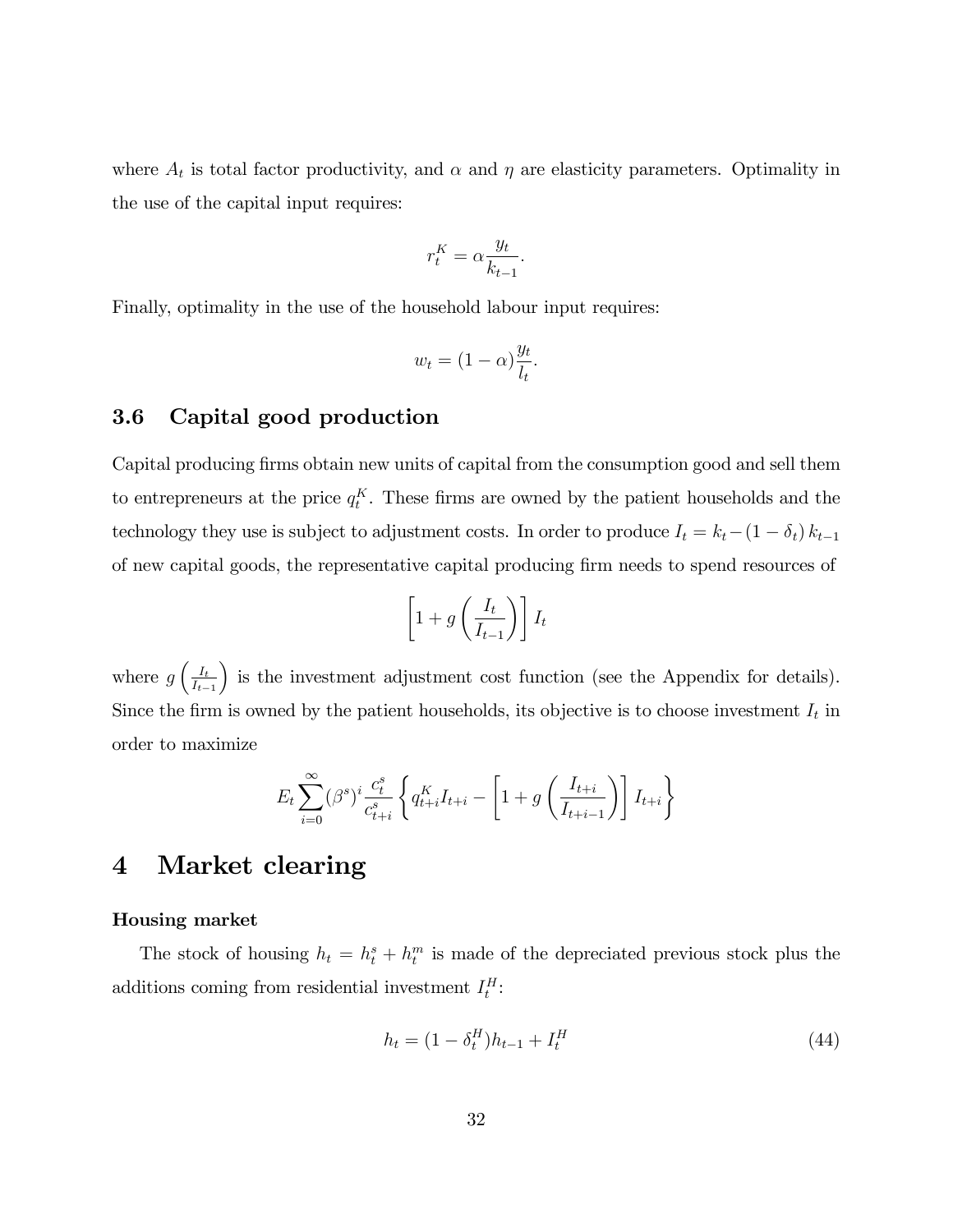where $A_t$ is total factor productivity, and $\alpha$ and $\eta$ are elasticity parameters. Optimality in the use of the capital input requires:

$$r_t^K = \alpha \frac{y_t}{k_{t-1}}.$$

Finally, optimality in the use of the household labour input requires:

$$w_t = (1-\alpha)\frac{y_t}{l_t}.$$

### 3.6 Capital good production

Capital producing firms obtain new units of capital from the consumption good and sell them to entrepreneurs at the price $q_t^K$. These firms are owned by the patient households and the technology they use is subject to adjustment costs. In order to produce $I_t = k_t - (1-\delta_t)\, k_{t-1}$ of new capital goods, the representative capital producing firm needs to spend resources of

$$\left[1 + g\left(\frac{I_t}{I_{t-1}}\right)\right] I_t$$

where $g\left(\frac{I_t}{I_{t-1}}\right)$ is the investment adjustment cost function (see the Appendix for details). Since the firm is owned by the patient households, its objective is to choose investment $I_t$ in order to maximize

$$E_t \sum_{i=0}^{\infty} (\beta^s)^i \frac{c_t^s}{c_{t+i}^s} \left\{ q_{t+i}^K I_{t+i} - \left[1 + g\left(\frac{I_{t+i}}{I_{t+i-1}}\right)\right] I_{t+i} \right\}$$

## 4 Market clearing

**Housing market**

The stock of housing $h_t = h_t^s + h_t^m$ is made of the depreciated previous stock plus the additions coming from residential investment $I_t^H$:

$$h_t = (1-\delta_t^H)h_{t-1} + I_t^H \tag{44}$$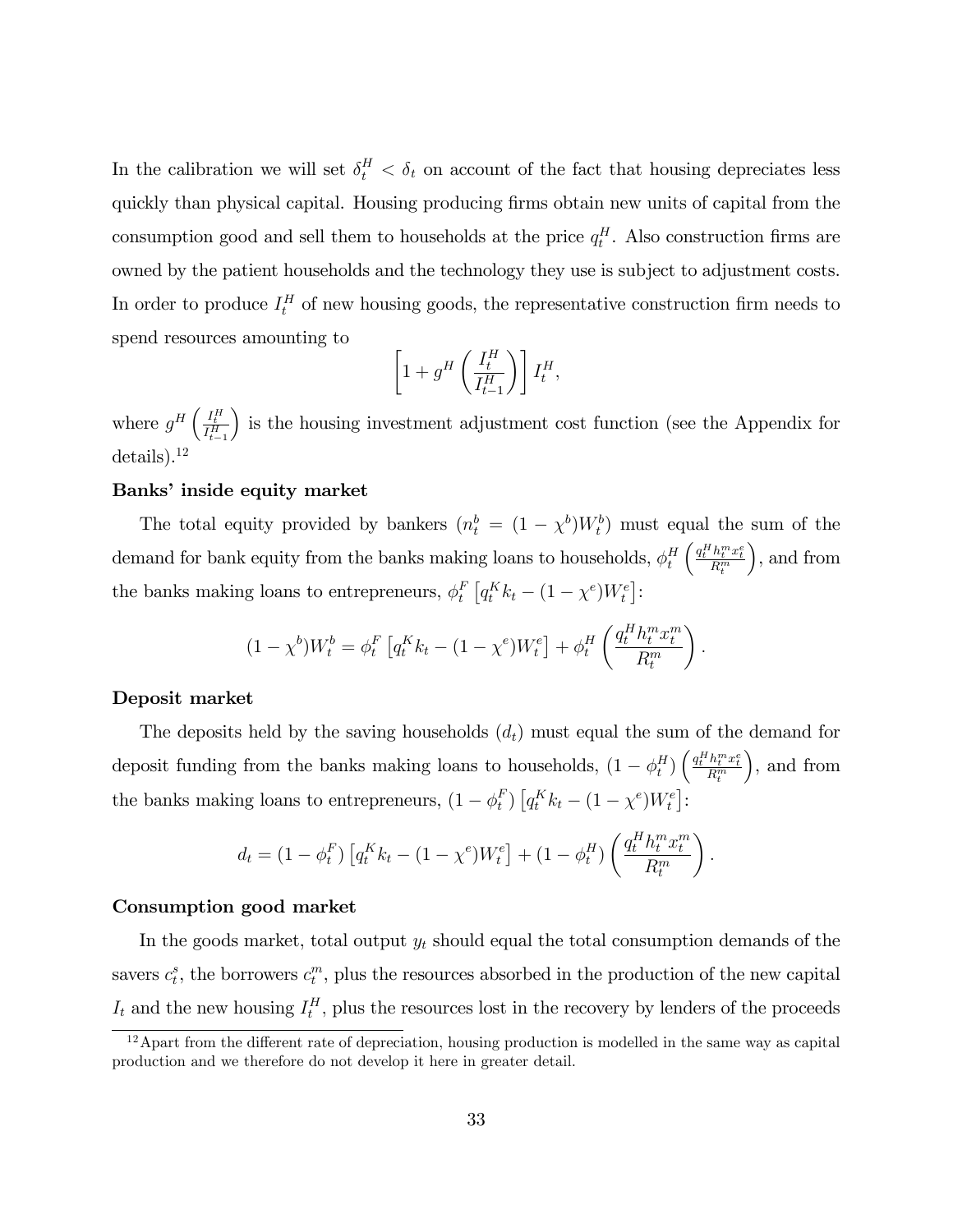In the calibration we will set $\delta_t^H < \delta_t$ on account of the fact that housing depreciates less quickly than physical capital. Housing producing firms obtain new units of capital from the consumption good and sell them to households at the price $q_t^H$. Also construction firms are owned by the patient households and the technology they use is subject to adjustment costs. In order to produce $I_t^H$ of new housing goods, the representative construction firm needs to spend resources amounting to

$$\left[1 + g^H\left(\frac{I_t^H}{I_{t-1}^H}\right)\right] I_t^H,$$

where $g^H\left(\frac{I_t^H}{I_{t-1}^H}\right)$ is the housing investment adjustment cost function (see the Appendix for details).[12]

**Banks' inside equity market**

The total equity provided by bankers ($n_t^b = (1-\chi^b)W_t^b$) must equal the sum of the demand for bank equity from the banks making loans to households, $\phi_t^H\left(\frac{q_t^H h_t^m x_t^e}{R_t^m}\right)$, and from the banks making loans to entrepreneurs, $\phi_t^F\left[q_t^K k_t - (1-\chi^e)W_t^e\right]$:

$$(1-\chi^b)W_t^b = \phi_t^F\left[q_t^K k_t - (1-\chi^e)W_t^e\right] + \phi_t^H\left(\frac{q_t^H h_t^m x_t^m}{R_t^m}\right).$$

**Deposit market**

The deposits held by the saving households ($d_t$) must equal the sum of the demand for deposit funding from the banks making loans to households, $(1-\phi_t^H)\left(\frac{q_t^H h_t^m x_t^e}{R_t^m}\right)$, and from the banks making loans to entrepreneurs, $(1-\phi_t^F)\left[q_t^K k_t - (1-\chi^e)W_t^e\right]$:

$$d_t = (1-\phi_t^F)\left[q_t^K k_t - (1-\chi^e)W_t^e\right] + (1-\phi_t^H)\left(\frac{q_t^H h_t^m x_t^m}{R_t^m}\right).$$

**Consumption good market**

In the goods market, total output $y_t$ should equal the total consumption demands of the savers $c_t^s$, the borrowers $c_t^m$, plus the resources absorbed in the production of the new capital $I_t$ and the new housing $I_t^H$, plus the resources lost in the recovery by lenders of the proceeds

[12] Apart from the different rate of depreciation, housing production is modelled in the same way as capital production and we therefore do not develop it here in greater detail.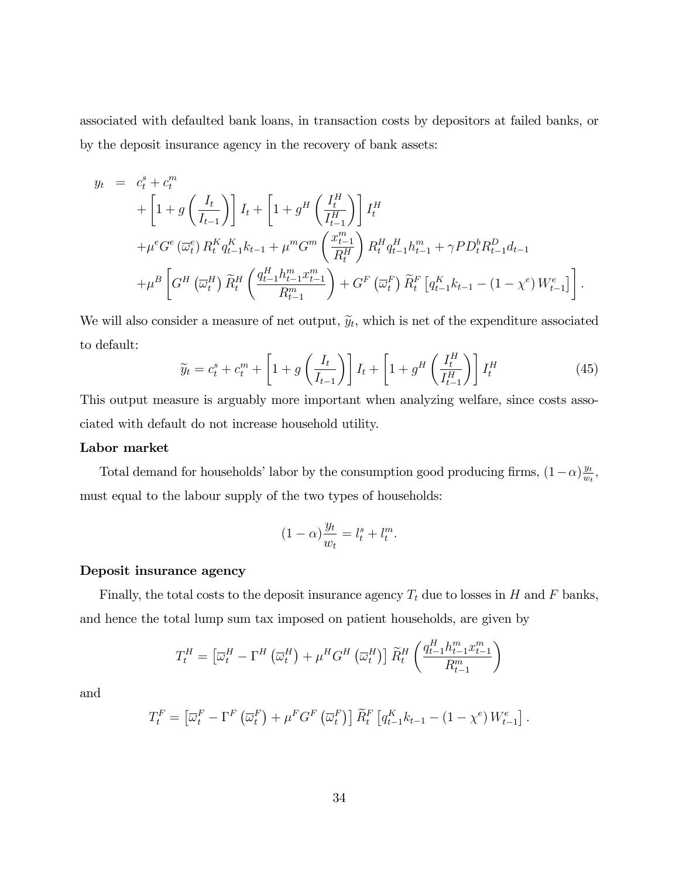associated with defaulted bank loans, in transaction costs by depositors at failed banks, or by the deposit insurance agency in the recovery of bank assets:

$$
\begin{aligned}
y_t \;=\;& c_t^s + c_t^m \\
&+ \left[1 + g\left(\frac{I_t}{I_{t-1}}\right)\right] I_t + \left[1 + g^H\left(\frac{I_t^H}{I_{t-1}^H}\right)\right] I_t^H \\
&+ \mu^e G^e\left(\overline{\omega}_t^e\right) R_t^K q_{t-1}^K k_{t-1} + \mu^m G^m\left(\frac{x_{t-1}^m}{R_t^H}\right) R_t^H q_{t-1}^H h_{t-1}^m + \gamma P D_t^b R_{t-1}^D d_{t-1} \\
&+ \mu^B \left[ G^H\left(\overline{\omega}_t^H\right) \widetilde{R}_t^H \left(\frac{q_{t-1}^H h_{t-1}^m x_{t-1}^m}{R_{t-1}^m}\right) + G^F\left(\overline{\omega}_t^F\right) \widetilde{R}_t^F \left[q_{t-1}^K k_{t-1} - \left(1 - \chi^e\right) W_{t-1}^e\right] \right].
\end{aligned}
$$

We will also consider a measure of net output, $\widetilde{y}_t$, which is net of the expenditure associated to default:

$$
\widetilde{y}_t = c_t^s + c_t^m + \left[1 + g\left(\frac{I_t}{I_{t-1}}\right)\right] I_t + \left[1 + g^H\left(\frac{I_t^H}{I_{t-1}^H}\right)\right] I_t^H \tag{45}
$$

This output measure is arguably more important when analyzing welfare, since costs associated with default do not increase household utility.

**Labor market**

Total demand for households' labor by the consumption good producing firms, $(1-\alpha)\frac{y_t}{w_t}$, must equal to the labour supply of the two types of households:

$$
(1-\alpha)\frac{y_t}{w_t} = l_t^s + l_t^m.
$$

**Deposit insurance agency**

Finally, the total costs to the deposit insurance agency $T_t$ due to losses in $H$ and $F$ banks, and hence the total lump sum tax imposed on patient households, are given by

$$
T_t^H = \left[\overline{\omega}_t^H - \Gamma^H\left(\overline{\omega}_t^H\right) + \mu^H G^H\left(\overline{\omega}_t^H\right)\right] \widetilde{R}_t^H \left(\frac{q_{t-1}^H h_{t-1}^m x_{t-1}^m}{R_{t-1}^m}\right)
$$

and

$$
T_t^F = \left[\overline{\omega}_t^F - \Gamma^F\left(\overline{\omega}_t^F\right) + \mu^F G^F\left(\overline{\omega}_t^F\right)\right] \widetilde{R}_t^F \left[q_{t-1}^K k_{t-1} - \left(1 - \chi^e\right) W_{t-1}^e\right].
$$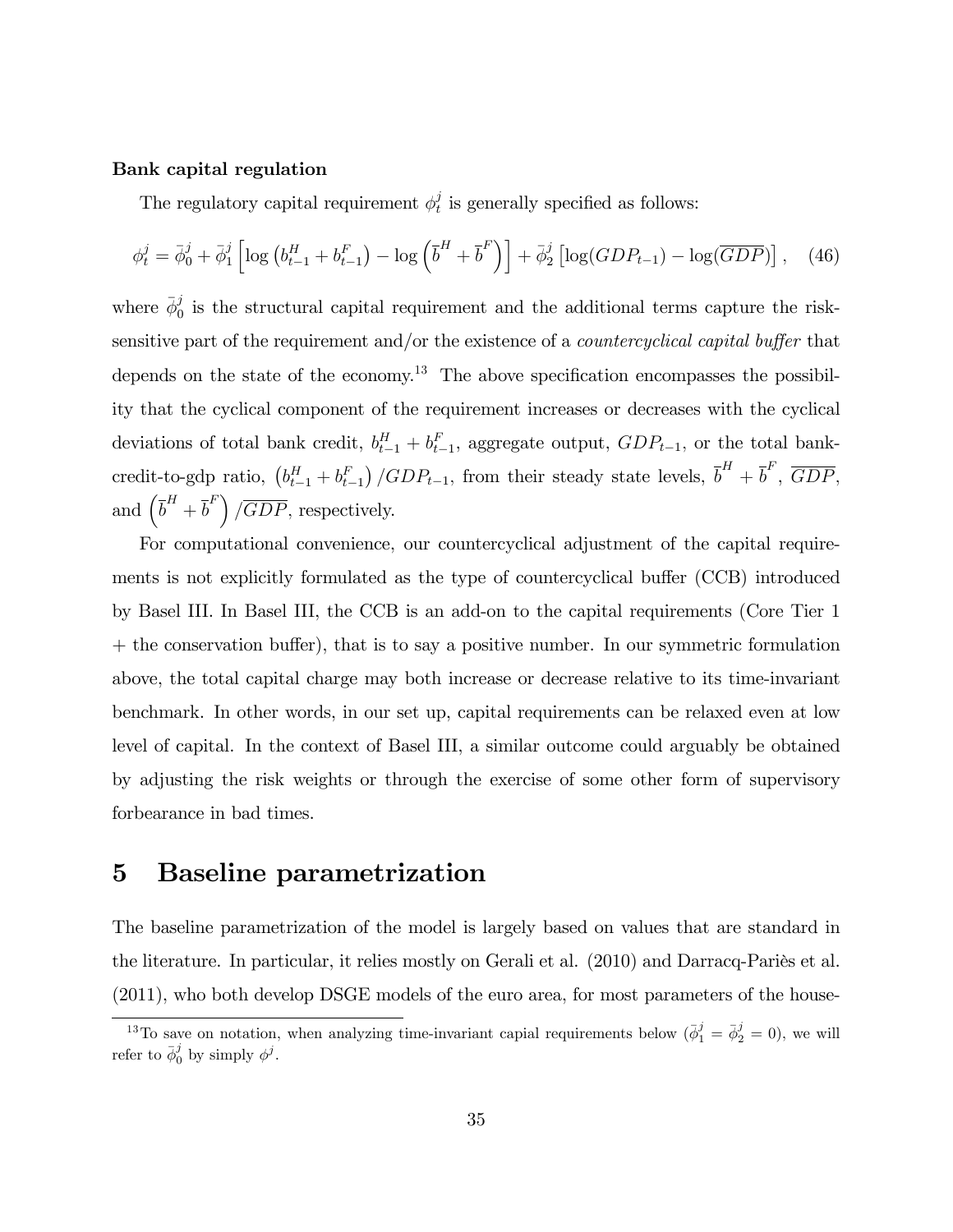**Bank capital regulation**

The regulatory capital requirement $\phi_t^j$ is generally specified as follows:

$$\phi_t^j = \bar{\phi}_0^j + \bar{\phi}_1^j \left[ \log \left( b_{t-1}^H + b_{t-1}^F \right) - \log \left( \bar{b}^H + \bar{b}^F \right) \right] + \bar{\phi}_2^j \left[ \log(GDP_{t-1}) - \log(\overline{GDP}) \right], \quad (46)$$

where $\bar{\phi}_0^j$ is the structural capital requirement and the additional terms capture the risk-sensitive part of the requirement and/or the existence of a *countercyclical capital buffer* that depends on the state of the economy.[13] The above specification encompasses the possibility that the cyclical component of the requirement increases or decreases with the cyclical deviations of total bank credit, $b_{t-1}^H + b_{t-1}^F$, aggregate output, $GDP_{t-1}$, or the total bank-credit-to-gdp ratio, $\left( b_{t-1}^H + b_{t-1}^F \right) / GDP_{t-1}$, from their steady state levels, $\bar{b}^H + \bar{b}^F$, $\overline{GDP}$, and $\left( \bar{b}^H + \bar{b}^F \right) / \overline{GDP}$, respectively.

For computational convenience, our countercyclical adjustment of the capital requirements is not explicitly formulated as the type of countercyclical buffer (CCB) introduced by Basel III. In Basel III, the CCB is an add-on to the capital requirements (Core Tier 1 + the conservation buffer), that is to say a positive number. In our symmetric formulation above, the total capital charge may both increase or decrease relative to its time-invariant benchmark. In other words, in our set up, capital requirements can be relaxed even at low level of capital. In the context of Basel III, a similar outcome could arguably be obtained by adjusting the risk weights or through the exercise of some other form of supervisory forbearance in bad times.

# 5 Baseline parametrization

The baseline parametrization of the model is largely based on values that are standard in the literature. In particular, it relies mostly on Gerali et al. (2010) and Darracq-Pariès et al. (2011), who both develop DSGE models of the euro area, for most parameters of the house-

[13] To save on notation, when analyzing time-invariant capial requirements below ($\bar{\phi}_1^j = \bar{\phi}_2^j = 0$), we will refer to $\bar{\phi}_0^j$ by simply $\phi^j$.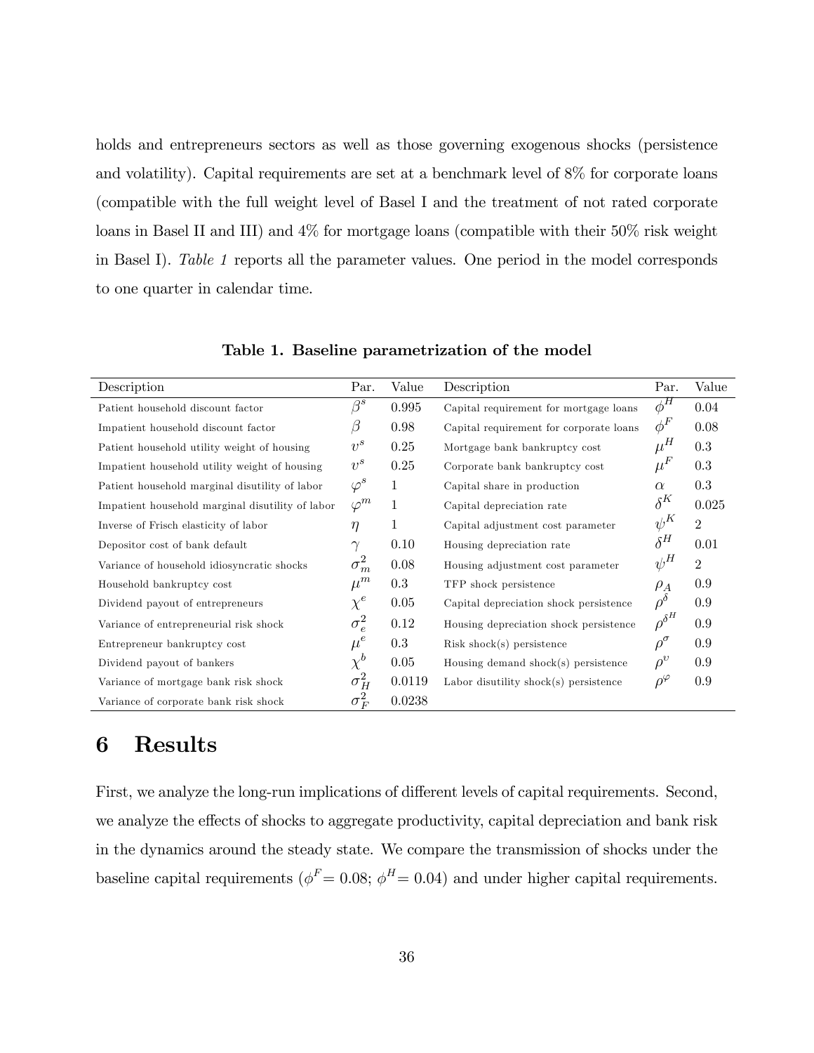holds and entrepreneurs sectors as well as those governing exogenous shocks (persistence and volatility). Capital requirements are set at a benchmark level of 8% for corporate loans (compatible with the full weight level of Basel I and the treatment of not rated corporate loans in Basel II and III) and 4% for mortgage loans (compatible with their 50% risk weight in Basel I). *Table 1* reports all the parameter values. One period in the model corresponds to one quarter in calendar time.

**Table 1. Baseline parametrization of the model**

| Description | Par. | Value | Description | Par. | Value |
|---|---|---|---|---|---|
| Patient household discount factor | $\beta^s$ | 0.995 | Capital requirement for mortgage loans | $\phi^H$ | 0.04 |
| Impatient household discount factor | $\beta$ | 0.98 | Capital requirement for corporate loans | $\phi^F$ | 0.08 |
| Patient household utility weight of housing | $v^s$ | 0.25 | Mortgage bank bankruptcy cost | $\mu^H$ | 0.3 |
| Impatient household utility weight of housing | $v^s$ | 0.25 | Corporate bank bankruptcy cost | $\mu^F$ | 0.3 |
| Patient household marginal disutility of labor | $\varphi^s$ | 1 | Capital share in production | $\alpha$ | 0.3 |
| Impatient household marginal disutility of labor | $\varphi^m$ | 1 | Capital depreciation rate | $\delta^K$ | 0.025 |
| Inverse of Frisch elasticity of labor | $\eta$ | 1 | Capital adjustment cost parameter | $\psi^K$ | 2 |
| Depositor cost of bank default | $\gamma$ | 0.10 | Housing depreciation rate | $\delta^H$ | 0.01 |
| Variance of household idiosyncratic shocks | $\sigma_m^2$ | 0.08 | Housing adjustment cost parameter | $\psi^H$ | 2 |
| Household bankruptcy cost | $\mu^m$ | 0.3 | TFP shock persistence | $\rho_A$ | 0.9 |
| Dividend payout of entrepreneurs | $\chi^e$ | 0.05 | Capital depreciation shock persistence | $\rho^\delta$ | 0.9 |
| Variance of entrepreneurial risk shock | $\sigma_e^2$ | 0.12 | Housing depreciation shock persistence | $\rho^{\delta^H}$ | 0.9 |
| Entrepreneur bankruptcy cost | $\mu^e$ | 0.3 | Risk shock(s) persistence | $\rho^\sigma$ | 0.9 |
| Dividend payout of bankers | $\chi^b$ | 0.05 | Housing demand shock(s) persistence | $\rho^v$ | 0.9 |
| Variance of mortgage bank risk shock | $\sigma_H^2$ | 0.0119 | Labor disutility shock(s) persistence | $\rho^\varphi$ | 0.9 |
| Variance of corporate bank risk shock | $\sigma_F^2$ | 0.0238 | | | |

# 6 Results

First, we analyze the long-run implications of different levels of capital requirements. Second, we analyze the effects of shocks to aggregate productivity, capital depreciation and bank risk in the dynamics around the steady state. We compare the transmission of shocks under the baseline capital requirements ($\phi^F = 0.08$; $\phi^H = 0.04$) and under higher capital requirements.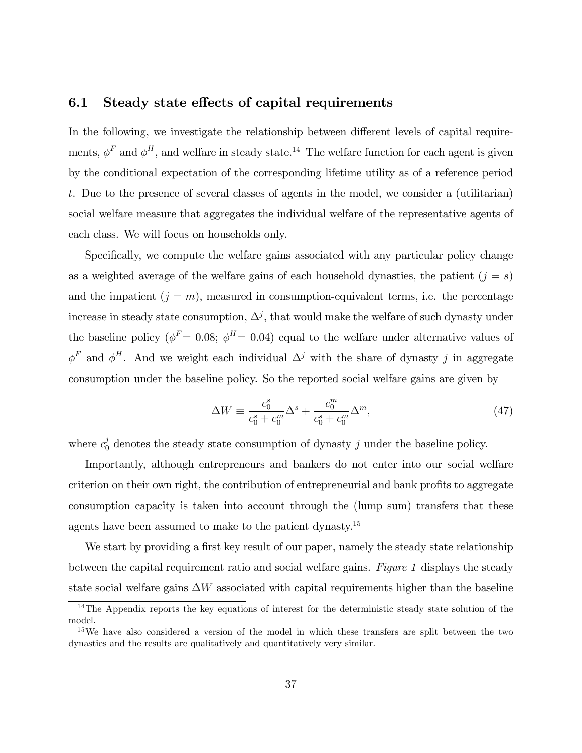### 6.1 Steady state effects of capital requirements

In the following, we investigate the relationship between different levels of capital requirements, $\phi^F$ and $\phi^H$, and welfare in steady state.[14] The welfare function for each agent is given by the conditional expectation of the corresponding lifetime utility as of a reference period $t$. Due to the presence of several classes of agents in the model, we consider a (utilitarian) social welfare measure that aggregates the individual welfare of the representative agents of each class. We will focus on households only.

Specifically, we compute the welfare gains associated with any particular policy change as a weighted average of the welfare gains of each household dynasties, the patient ($j = s$) and the impatient ($j = m$), measured in consumption-equivalent terms, i.e. the percentage increase in steady state consumption, $\Delta^j$, that would make the welfare of such dynasty under the baseline policy ($\phi^F = 0.08$; $\phi^H = 0.04$) equal to the welfare under alternative values of $\phi^F$ and $\phi^H$. And we weight each individual $\Delta^j$ with the share of dynasty $j$ in aggregate consumption under the baseline policy. So the reported social welfare gains are given by

$$\Delta W \equiv \frac{c_0^s}{c_0^s + c_0^m}\Delta^s + \frac{c_0^m}{c_0^s + c_0^m}\Delta^m, \tag{47}$$

where $c_0^j$ denotes the steady state consumption of dynasty $j$ under the baseline policy.

Importantly, although entrepreneurs and bankers do not enter into our social welfare criterion on their own right, the contribution of entrepreneurial and bank profits to aggregate consumption capacity is taken into account through the (lump sum) transfers that these agents have been assumed to make to the patient dynasty.[15]

We start by providing a first key result of our paper, namely the steady state relationship between the capital requirement ratio and social welfare gains. *Figure 1* displays the steady state social welfare gains $\Delta W$ associated with capital requirements higher than the baseline

[14] The Appendix reports the key equations of interest for the deterministic steady state solution of the model.

[15] We have also considered a version of the model in which these transfers are split between the two dynasties and the results are qualitatively and quantitatively very similar.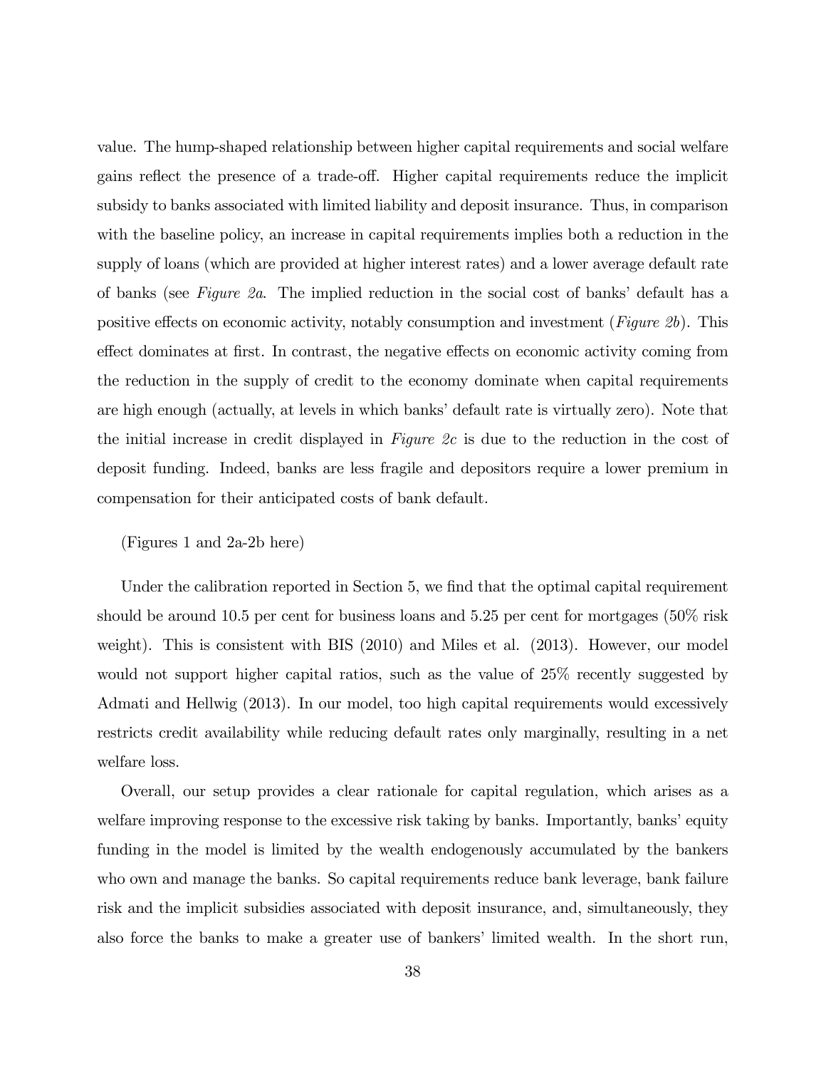value. The hump-shaped relationship between higher capital requirements and social welfare gains reflect the presence of a trade-off. Higher capital requirements reduce the implicit subsidy to banks associated with limited liability and deposit insurance. Thus, in comparison with the baseline policy, an increase in capital requirements implies both a reduction in the supply of loans (which are provided at higher interest rates) and a lower average default rate of banks (see *Figure 2a*. The implied reduction in the social cost of banks' default has a positive effects on economic activity, notably consumption and investment (*Figure 2b*). This effect dominates at first. In contrast, the negative effects on economic activity coming from the reduction in the supply of credit to the economy dominate when capital requirements are high enough (actually, at levels in which banks' default rate is virtually zero). Note that the initial increase in credit displayed in *Figure 2c* is due to the reduction in the cost of deposit funding. Indeed, banks are less fragile and depositors require a lower premium in compensation for their anticipated costs of bank default.

(Figures 1 and 2a-2b here)

Under the calibration reported in Section 5, we find that the optimal capital requirement should be around 10.5 per cent for business loans and 5.25 per cent for mortgages (50% risk weight). This is consistent with BIS (2010) and Miles et al. (2013). However, our model would not support higher capital ratios, such as the value of 25% recently suggested by Admati and Hellwig (2013). In our model, too high capital requirements would excessively restricts credit availability while reducing default rates only marginally, resulting in a net welfare loss.

Overall, our setup provides a clear rationale for capital regulation, which arises as a welfare improving response to the excessive risk taking by banks. Importantly, banks' equity funding in the model is limited by the wealth endogenously accumulated by the bankers who own and manage the banks. So capital requirements reduce bank leverage, bank failure risk and the implicit subsidies associated with deposit insurance, and, simultaneously, they also force the banks to make a greater use of bankers' limited wealth. In the short run,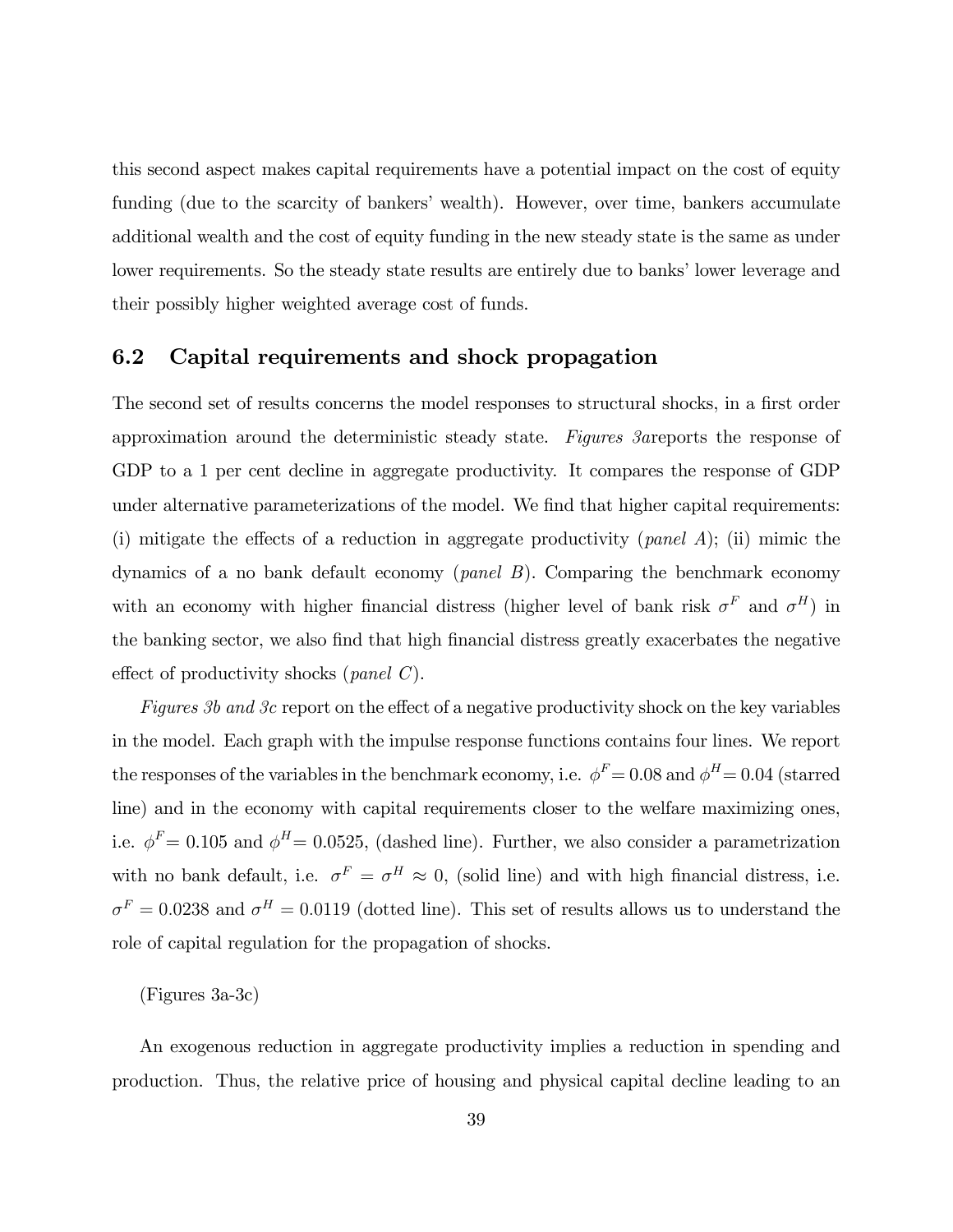this second aspect makes capital requirements have a potential impact on the cost of equity funding (due to the scarcity of bankers' wealth). However, over time, bankers accumulate additional wealth and the cost of equity funding in the new steady state is the same as under lower requirements. So the steady state results are entirely due to banks' lower leverage and their possibly higher weighted average cost of funds.

## 6.2 Capital requirements and shock propagation

The second set of results concerns the model responses to structural shocks, in a first order approximation around the deterministic steady state. *Figures 3a*reports the response of GDP to a 1 per cent decline in aggregate productivity. It compares the response of GDP under alternative parameterizations of the model. We find that higher capital requirements: (i) mitigate the effects of a reduction in aggregate productivity (*panel A*); (ii) mimic the dynamics of a no bank default economy (*panel B*). Comparing the benchmark economy with an economy with higher financial distress (higher level of bank risk $\sigma^F$ and $\sigma^H$) in the banking sector, we also find that high financial distress greatly exacerbates the negative effect of productivity shocks (*panel C*).

*Figures 3b and 3c* report on the effect of a negative productivity shock on the key variables in the model. Each graph with the impulse response functions contains four lines. We report the responses of the variables in the benchmark economy, i.e. $\phi^F = 0.08$ and $\phi^H = 0.04$ (starred line) and in the economy with capital requirements closer to the welfare maximizing ones, i.e. $\phi^F = 0.105$ and $\phi^H = 0.0525$, (dashed line). Further, we also consider a parametrization with no bank default, i.e. $\sigma^F = \sigma^H \approx 0$, (solid line) and with high financial distress, i.e. $\sigma^F = 0.0238$ and $\sigma^H = 0.0119$ (dotted line). This set of results allows us to understand the role of capital regulation for the propagation of shocks.

(Figures 3a-3c)

An exogenous reduction in aggregate productivity implies a reduction in spending and production. Thus, the relative price of housing and physical capital decline leading to an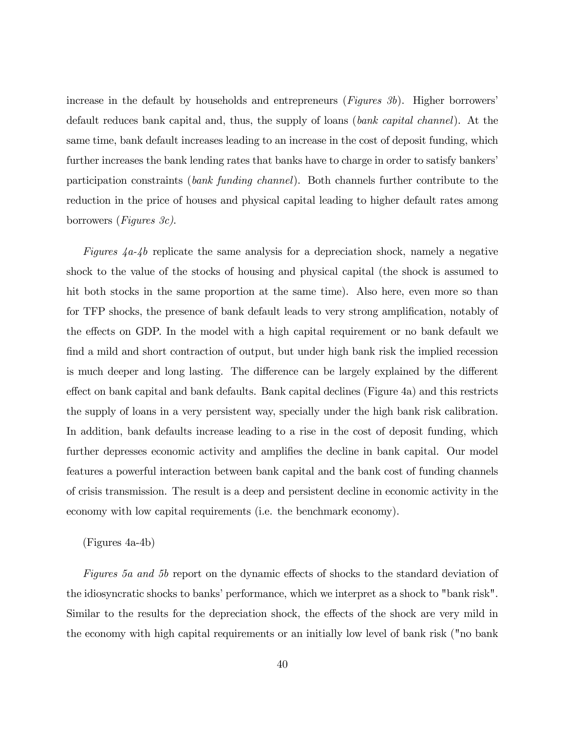increase in the default by households and entrepreneurs (*Figures 3b*). Higher borrowers' default reduces bank capital and, thus, the supply of loans (*bank capital channel*). At the same time, bank default increases leading to an increase in the cost of deposit funding, which further increases the bank lending rates that banks have to charge in order to satisfy bankers' participation constraints (*bank funding channel*). Both channels further contribute to the reduction in the price of houses and physical capital leading to higher default rates among borrowers (*Figures 3c).*

*Figures 4a-4b* replicate the same analysis for a depreciation shock, namely a negative shock to the value of the stocks of housing and physical capital (the shock is assumed to hit both stocks in the same proportion at the same time). Also here, even more so than for TFP shocks, the presence of bank default leads to very strong amplification, notably of the effects on GDP. In the model with a high capital requirement or no bank default we find a mild and short contraction of output, but under high bank risk the implied recession is much deeper and long lasting. The difference can be largely explained by the different effect on bank capital and bank defaults. Bank capital declines (Figure 4a) and this restricts the supply of loans in a very persistent way, specially under the high bank risk calibration. In addition, bank defaults increase leading to a rise in the cost of deposit funding, which further depresses economic activity and amplifies the decline in bank capital. Our model features a powerful interaction between bank capital and the bank cost of funding channels of crisis transmission. The result is a deep and persistent decline in economic activity in the economy with low capital requirements (i.e. the benchmark economy).

(Figures 4a-4b)

*Figures 5a and 5b* report on the dynamic effects of shocks to the standard deviation of the idiosyncratic shocks to banks' performance, which we interpret as a shock to "bank risk". Similar to the results for the depreciation shock, the effects of the shock are very mild in the economy with high capital requirements or an initially low level of bank risk ("no bank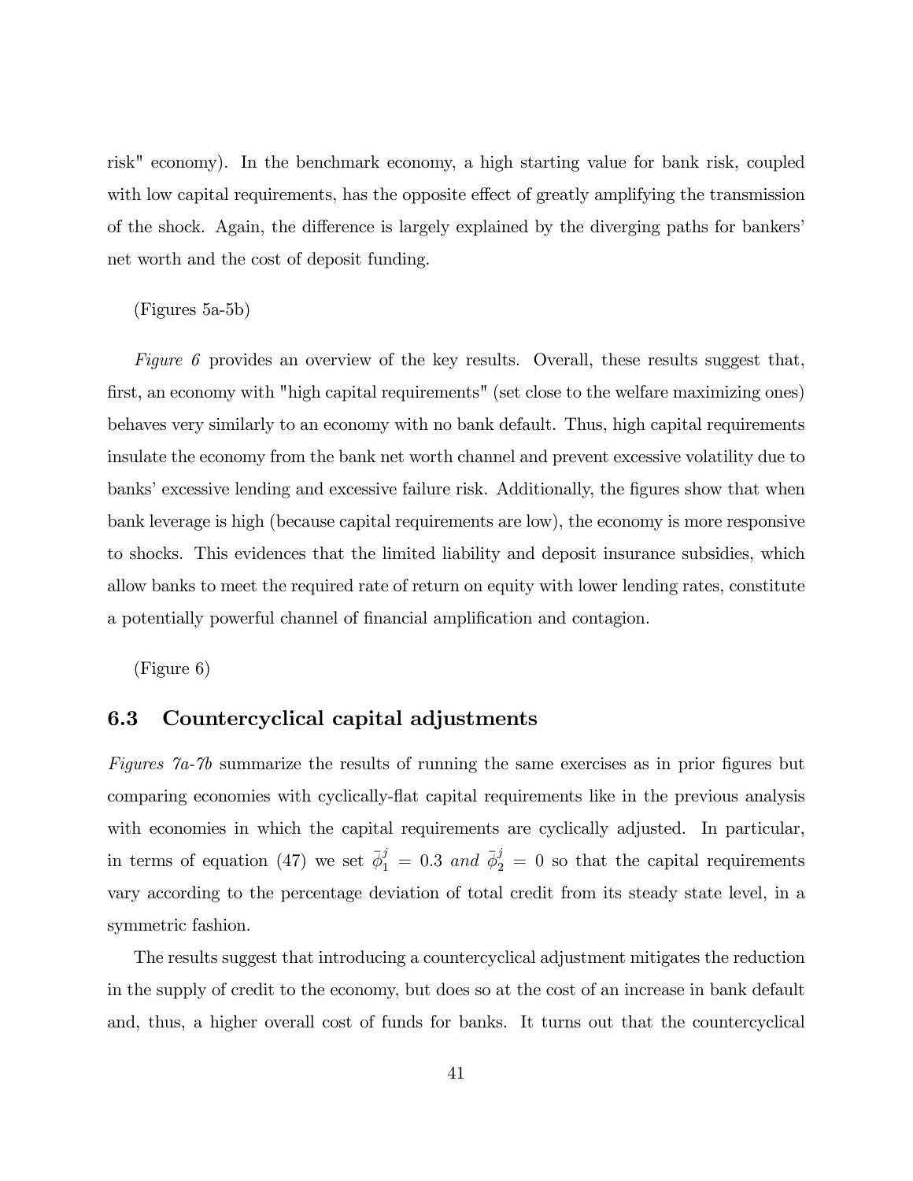risk" economy). In the benchmark economy, a high starting value for bank risk, coupled with low capital requirements, has the opposite effect of greatly amplifying the transmission of the shock. Again, the difference is largely explained by the diverging paths for bankers' net worth and the cost of deposit funding.

(Figures 5a-5b)

*Figure 6* provides an overview of the key results. Overall, these results suggest that, first, an economy with "high capital requirements" (set close to the welfare maximizing ones) behaves very similarly to an economy with no bank default. Thus, high capital requirements insulate the economy from the bank net worth channel and prevent excessive volatility due to banks' excessive lending and excessive failure risk. Additionally, the figures show that when bank leverage is high (because capital requirements are low), the economy is more responsive to shocks. This evidences that the limited liability and deposit insurance subsidies, which allow banks to meet the required rate of return on equity with lower lending rates, constitute a potentially powerful channel of financial amplification and contagion.

(Figure 6)

### 6.3 Countercyclical capital adjustments

*Figures 7a-7b* summarize the results of running the same exercises as in prior figures but comparing economies with cyclically-flat capital requirements like in the previous analysis with economies in which the capital requirements are cyclically adjusted. In particular, in terms of equation (47) we set $\bar{\phi}_1^j = 0.3$ *and* $\bar{\phi}_2^j = 0$ so that the capital requirements vary according to the percentage deviation of total credit from its steady state level, in a symmetric fashion.

The results suggest that introducing a countercyclical adjustment mitigates the reduction in the supply of credit to the economy, but does so at the cost of an increase in bank default and, thus, a higher overall cost of funds for banks. It turns out that the countercyclical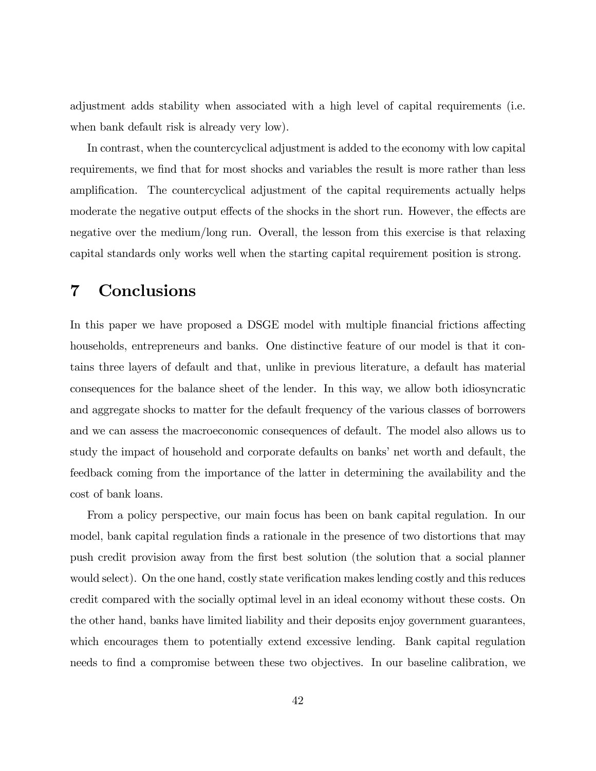adjustment adds stability when associated with a high level of capital requirements (i.e. when bank default risk is already very low).

In contrast, when the countercyclical adjustment is added to the economy with low capital requirements, we find that for most shocks and variables the result is more rather than less amplification. The countercyclical adjustment of the capital requirements actually helps moderate the negative output effects of the shocks in the short run. However, the effects are negative over the medium/long run. Overall, the lesson from this exercise is that relaxing capital standards only works well when the starting capital requirement position is strong.

# 7 Conclusions

In this paper we have proposed a DSGE model with multiple financial frictions affecting households, entrepreneurs and banks. One distinctive feature of our model is that it contains three layers of default and that, unlike in previous literature, a default has material consequences for the balance sheet of the lender. In this way, we allow both idiosyncratic and aggregate shocks to matter for the default frequency of the various classes of borrowers and we can assess the macroeconomic consequences of default. The model also allows us to study the impact of household and corporate defaults on banks' net worth and default, the feedback coming from the importance of the latter in determining the availability and the cost of bank loans.

From a policy perspective, our main focus has been on bank capital regulation. In our model, bank capital regulation finds a rationale in the presence of two distortions that may push credit provision away from the first best solution (the solution that a social planner would select). On the one hand, costly state verification makes lending costly and this reduces credit compared with the socially optimal level in an ideal economy without these costs. On the other hand, banks have limited liability and their deposits enjoy government guarantees, which encourages them to potentially extend excessive lending. Bank capital regulation needs to find a compromise between these two objectives. In our baseline calibration, we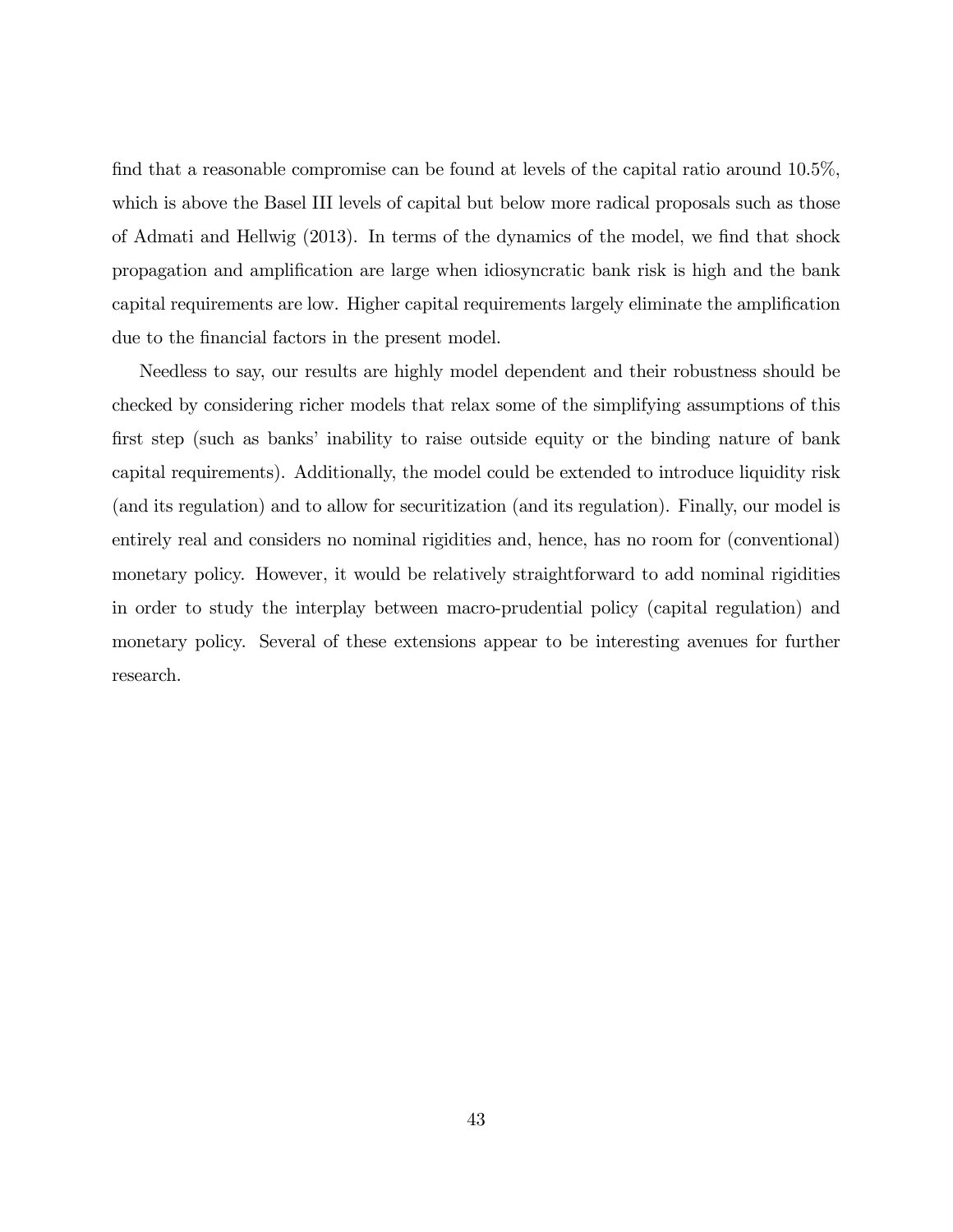find that a reasonable compromise can be found at levels of the capital ratio around 10.5%, which is above the Basel III levels of capital but below more radical proposals such as those of Admati and Hellwig (2013). In terms of the dynamics of the model, we find that shock propagation and amplification are large when idiosyncratic bank risk is high and the bank capital requirements are low. Higher capital requirements largely eliminate the amplification due to the financial factors in the present model.

Needless to say, our results are highly model dependent and their robustness should be checked by considering richer models that relax some of the simplifying assumptions of this first step (such as banks' inability to raise outside equity or the binding nature of bank capital requirements). Additionally, the model could be extended to introduce liquidity risk (and its regulation) and to allow for securitization (and its regulation). Finally, our model is entirely real and considers no nominal rigidities and, hence, has no room for (conventional) monetary policy. However, it would be relatively straightforward to add nominal rigidities in order to study the interplay between macro-prudential policy (capital regulation) and monetary policy. Several of these extensions appear to be interesting avenues for further research.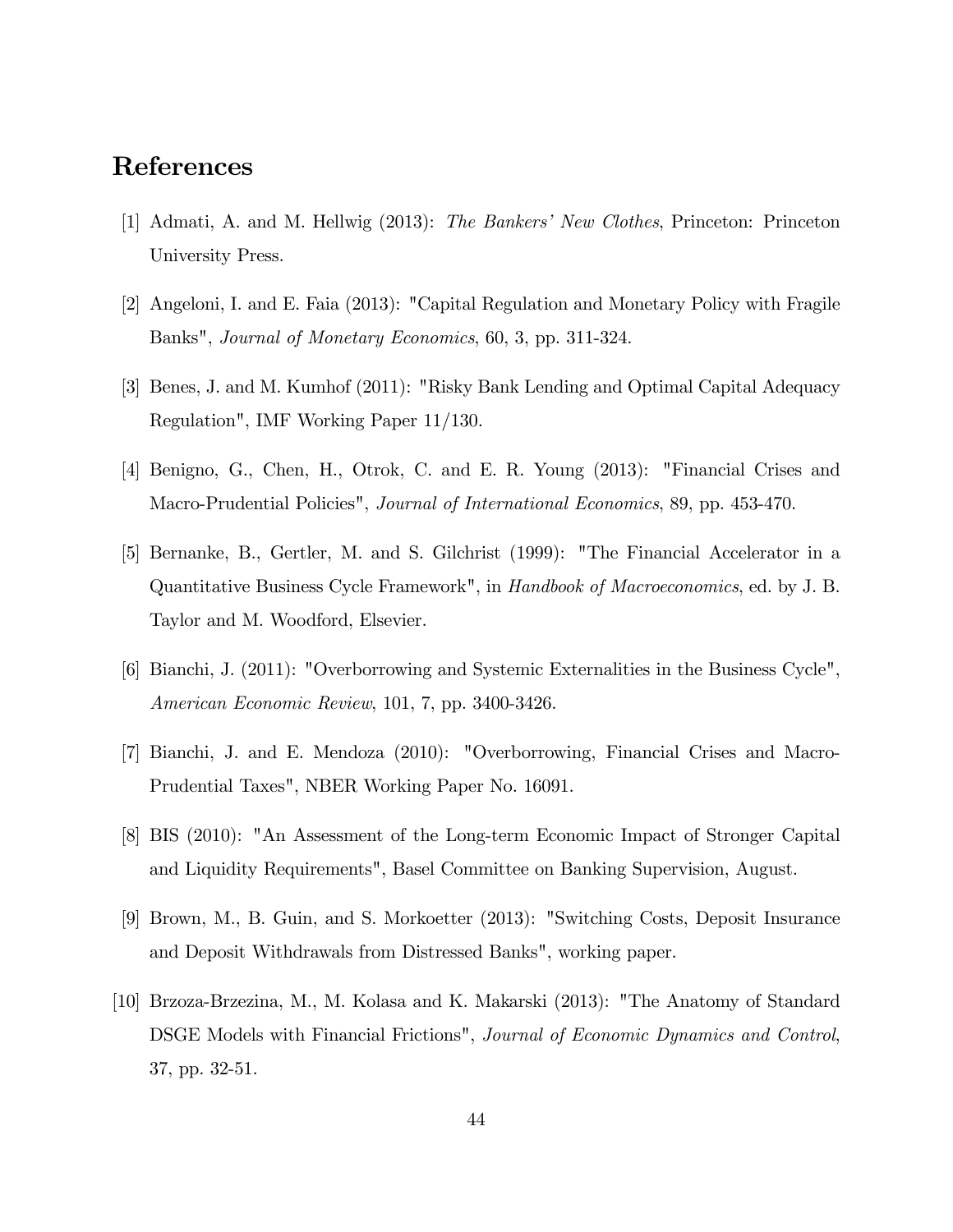# References

[1] Admati, A. and M. Hellwig (2013): *The Bankers' New Clothes*, Princeton: Princeton University Press.

[2] Angeloni, I. and E. Faia (2013): "Capital Regulation and Monetary Policy with Fragile Banks", *Journal of Monetary Economics*, 60, 3, pp. 311-324.

[3] Benes, J. and M. Kumhof (2011): "Risky Bank Lending and Optimal Capital Adequacy Regulation", IMF Working Paper 11/130.

[4] Benigno, G., Chen, H., Otrok, C. and E. R. Young (2013): "Financial Crises and Macro-Prudential Policies", *Journal of International Economics*, 89, pp. 453-470.

[5] Bernanke, B., Gertler, M. and S. Gilchrist (1999): "The Financial Accelerator in a Quantitative Business Cycle Framework", in *Handbook of Macroeconomics*, ed. by J. B. Taylor and M. Woodford, Elsevier.

[6] Bianchi, J. (2011): "Overborrowing and Systemic Externalities in the Business Cycle", *American Economic Review*, 101, 7, pp. 3400-3426.

[7] Bianchi, J. and E. Mendoza (2010): "Overborrowing, Financial Crises and Macro-Prudential Taxes", NBER Working Paper No. 16091.

[8] BIS (2010): "An Assessment of the Long-term Economic Impact of Stronger Capital and Liquidity Requirements", Basel Committee on Banking Supervision, August.

[9] Brown, M., B. Guin, and S. Morkoetter (2013): "Switching Costs, Deposit Insurance and Deposit Withdrawals from Distressed Banks", working paper.

[10] Brzoza-Brzezina, M., M. Kolasa and K. Makarski (2013): "The Anatomy of Standard DSGE Models with Financial Frictions", *Journal of Economic Dynamics and Control*, 37, pp. 32-51.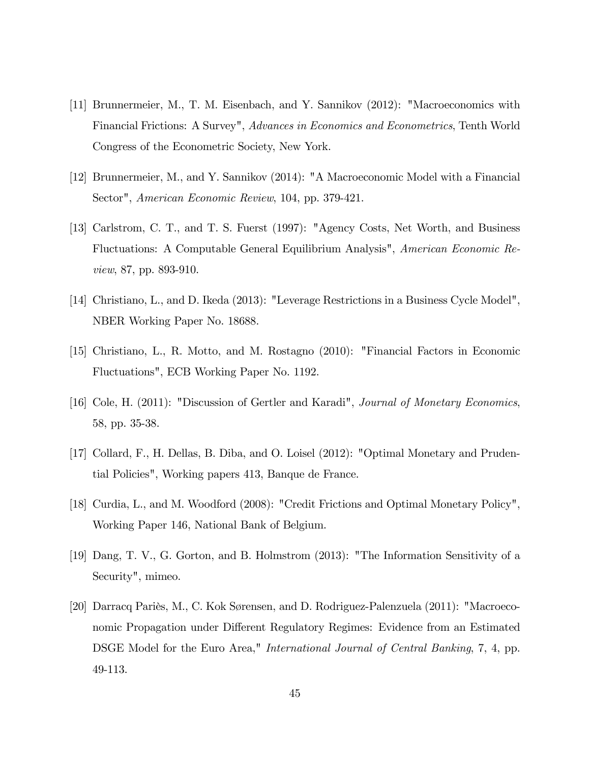[11] Brunnermeier, M., T. M. Eisenbach, and Y. Sannikov (2012): "Macroeconomics with Financial Frictions: A Survey", *Advances in Economics and Econometrics*, Tenth World Congress of the Econometric Society, New York.

[12] Brunnermeier, M., and Y. Sannikov (2014): "A Macroeconomic Model with a Financial Sector", *American Economic Review*, 104, pp. 379-421.

[13] Carlstrom, C. T., and T. S. Fuerst (1997): "Agency Costs, Net Worth, and Business Fluctuations: A Computable General Equilibrium Analysis", *American Economic Review*, 87, pp. 893-910.

[14] Christiano, L., and D. Ikeda (2013): "Leverage Restrictions in a Business Cycle Model", NBER Working Paper No. 18688.

[15] Christiano, L., R. Motto, and M. Rostagno (2010): "Financial Factors in Economic Fluctuations", ECB Working Paper No. 1192.

[16] Cole, H. (2011): "Discussion of Gertler and Karadi", *Journal of Monetary Economics*, 58, pp. 35-38.

[17] Collard, F., H. Dellas, B. Diba, and O. Loisel (2012): "Optimal Monetary and Prudential Policies", Working papers 413, Banque de France.

[18] Curdia, L., and M. Woodford (2008): "Credit Frictions and Optimal Monetary Policy", Working Paper 146, National Bank of Belgium.

[19] Dang, T. V., G. Gorton, and B. Holmstrom (2013): "The Information Sensitivity of a Security", mimeo.

[20] Darracq Pariès, M., C. Kok Sørensen, and D. Rodriguez-Palenzuela (2011): "Macroeconomic Propagation under Different Regulatory Regimes: Evidence from an Estimated DSGE Model for the Euro Area," *International Journal of Central Banking*, 7, 4, pp. 49-113.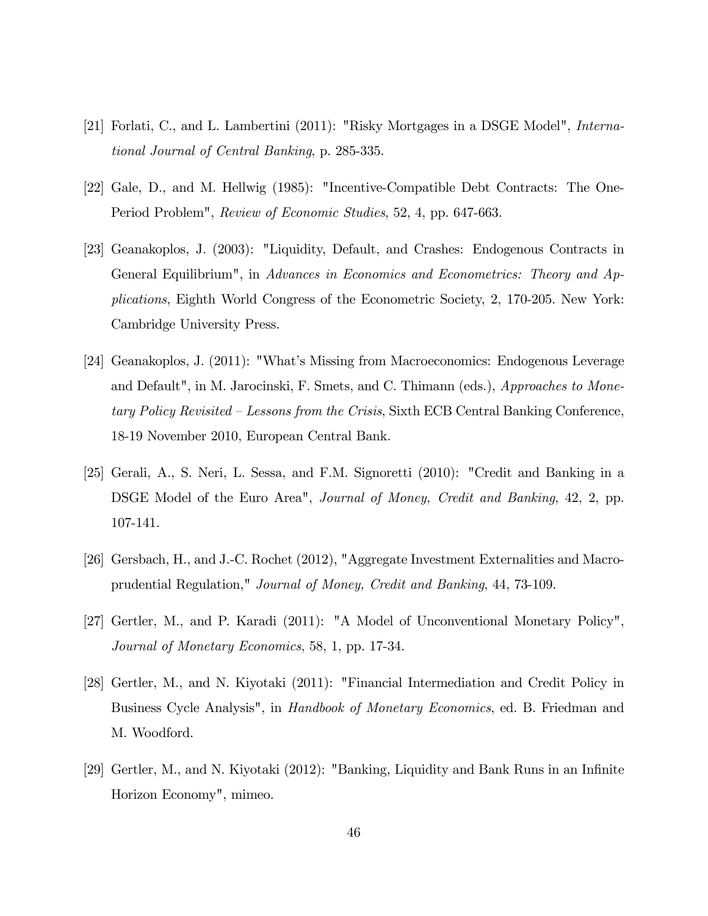[21] Forlati, C., and L. Lambertini (2011): "Risky Mortgages in a DSGE Model", *International Journal of Central Banking*, p. 285-335.

[22] Gale, D., and M. Hellwig (1985): "Incentive-Compatible Debt Contracts: The One-Period Problem", *Review of Economic Studies*, 52, 4, pp. 647-663.

[23] Geanakoplos, J. (2003): "Liquidity, Default, and Crashes: Endogenous Contracts in General Equilibrium", in *Advances in Economics and Econometrics: Theory and Applications*, Eighth World Congress of the Econometric Society, 2, 170-205. New York: Cambridge University Press.

[24] Geanakoplos, J. (2011): "What's Missing from Macroeconomics: Endogenous Leverage and Default", in M. Jarocinski, F. Smets, and C. Thimann (eds.), *Approaches to Monetary Policy Revisited – Lessons from the Crisis*, Sixth ECB Central Banking Conference, 18-19 November 2010, European Central Bank.

[25] Gerali, A., S. Neri, L. Sessa, and F.M. Signoretti (2010): "Credit and Banking in a DSGE Model of the Euro Area", *Journal of Money, Credit and Banking*, 42, 2, pp. 107-141.

[26] Gersbach, H., and J.-C. Rochet (2012), "Aggregate Investment Externalities and Macroprudential Regulation," *Journal of Money, Credit and Banking*, 44, 73-109.

[27] Gertler, M., and P. Karadi (2011): "A Model of Unconventional Monetary Policy", *Journal of Monetary Economics*, 58, 1, pp. 17-34.

[28] Gertler, M., and N. Kiyotaki (2011): "Financial Intermediation and Credit Policy in Business Cycle Analysis", in *Handbook of Monetary Economics*, ed. B. Friedman and M. Woodford.

[29] Gertler, M., and N. Kiyotaki (2012): "Banking, Liquidity and Bank Runs in an Infinite Horizon Economy", mimeo.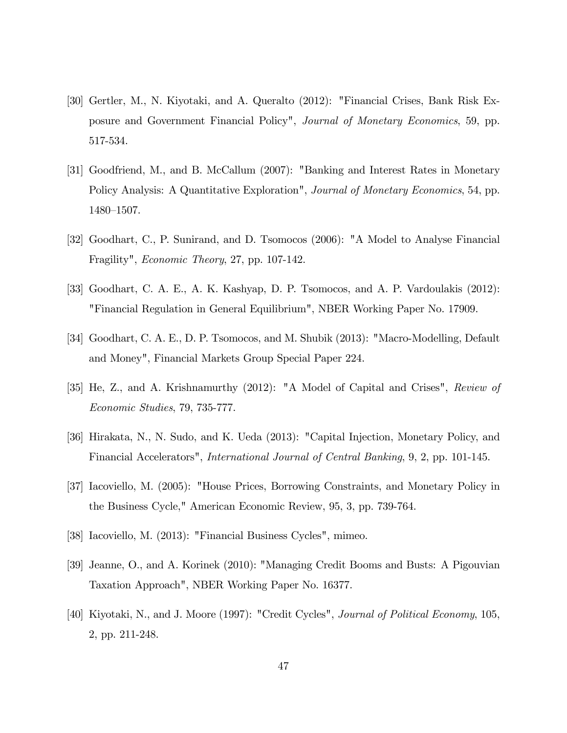[30] Gertler, M., N. Kiyotaki, and A. Queralto (2012): "Financial Crises, Bank Risk Exposure and Government Financial Policy", *Journal of Monetary Economics*, 59, pp. 517-534.

[31] Goodfriend, M., and B. McCallum (2007): "Banking and Interest Rates in Monetary Policy Analysis: A Quantitative Exploration", *Journal of Monetary Economics*, 54, pp. 1480–1507.

[32] Goodhart, C., P. Sunirand, and D. Tsomocos (2006): "A Model to Analyse Financial Fragility", *Economic Theory*, 27, pp. 107-142.

[33] Goodhart, C. A. E., A. K. Kashyap, D. P. Tsomocos, and A. P. Vardoulakis (2012): "Financial Regulation in General Equilibrium", NBER Working Paper No. 17909.

[34] Goodhart, C. A. E., D. P. Tsomocos, and M. Shubik (2013): "Macro-Modelling, Default and Money", Financial Markets Group Special Paper 224.

[35] He, Z., and A. Krishnamurthy (2012): "A Model of Capital and Crises", *Review of Economic Studies*, 79, 735-777.

[36] Hirakata, N., N. Sudo, and K. Ueda (2013): "Capital Injection, Monetary Policy, and Financial Accelerators", *International Journal of Central Banking*, 9, 2, pp. 101-145.

[37] Iacoviello, M. (2005): "House Prices, Borrowing Constraints, and Monetary Policy in the Business Cycle," American Economic Review, 95, 3, pp. 739-764.

[38] Iacoviello, M. (2013): "Financial Business Cycles", mimeo.

[39] Jeanne, O., and A. Korinek (2010): "Managing Credit Booms and Busts: A Pigouvian Taxation Approach", NBER Working Paper No. 16377.

[40] Kiyotaki, N., and J. Moore (1997): "Credit Cycles", *Journal of Political Economy*, 105, 2, pp. 211-248.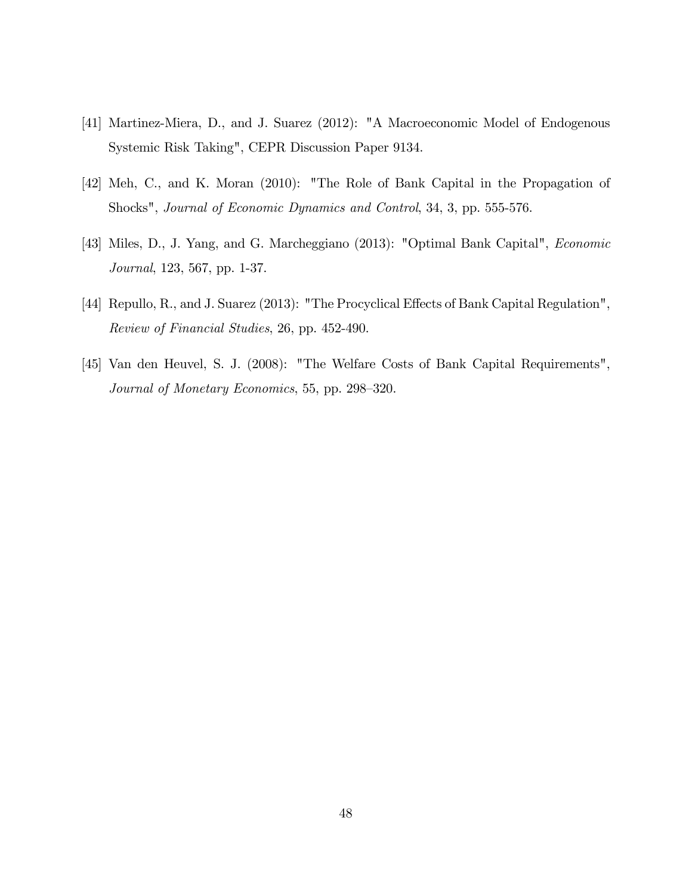[41] Martinez-Miera, D., and J. Suarez (2012): "A Macroeconomic Model of Endogenous Systemic Risk Taking", CEPR Discussion Paper 9134.

[42] Meh, C., and K. Moran (2010): "The Role of Bank Capital in the Propagation of Shocks", *Journal of Economic Dynamics and Control*, 34, 3, pp. 555-576.

[43] Miles, D., J. Yang, and G. Marcheggiano (2013): "Optimal Bank Capital", *Economic Journal*, 123, 567, pp. 1-37.

[44] Repullo, R., and J. Suarez (2013): "The Procyclical Effects of Bank Capital Regulation", *Review of Financial Studies*, 26, pp. 452-490.

[45] Van den Heuvel, S. J. (2008): "The Welfare Costs of Bank Capital Requirements", *Journal of Monetary Economics*, 55, pp. 298–320.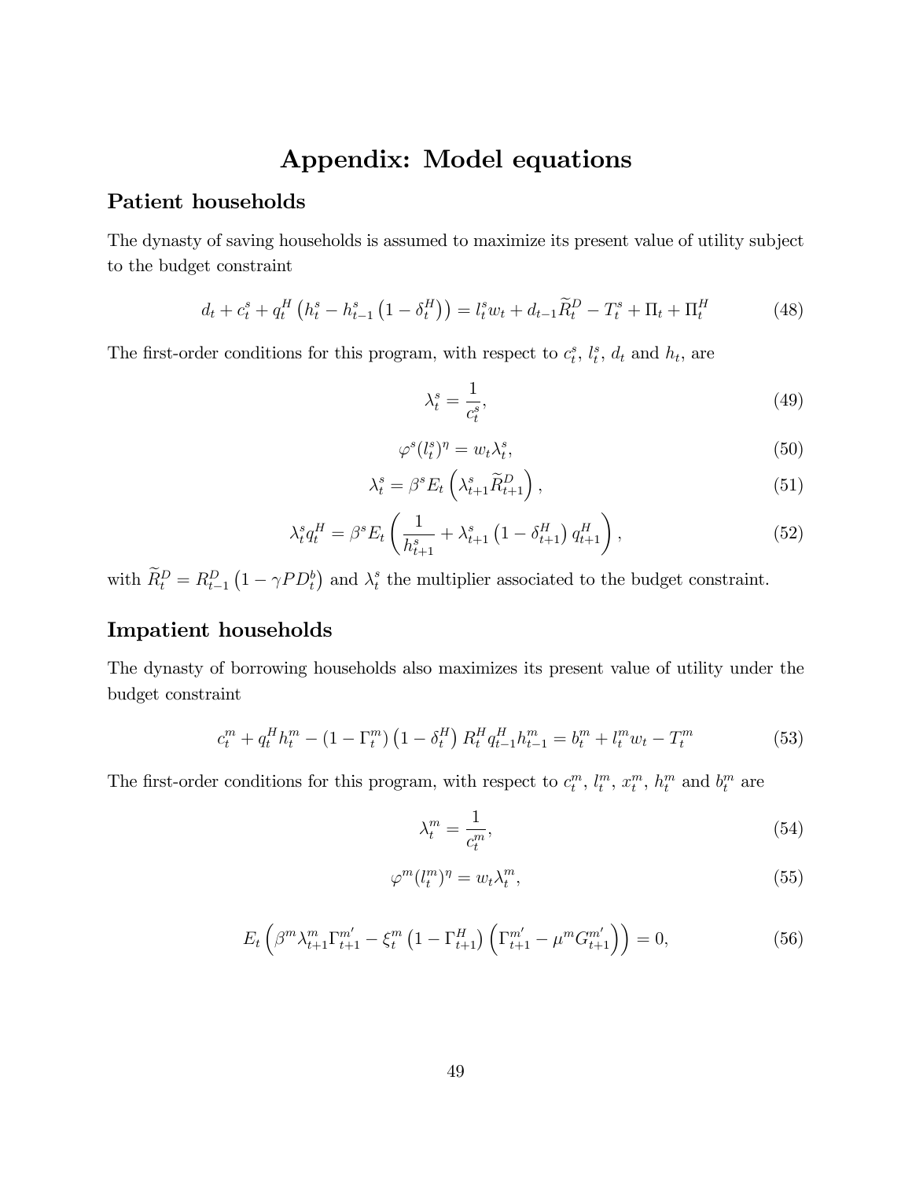# Appendix: Model equations

## Patient households

The dynasty of saving households is assumed to maximize its present value of utility subject to the budget constraint

$$d_t + c_t^s + q_t^H \left(h_t^s - h_{t-1}^s \left(1 - \delta_t^H\right)\right) = l_t^s w_t + d_{t-1} \widetilde{R}_t^D - T_t^s + \Pi_t + \Pi_t^H \tag{48}$$

The first-order conditions for this program, with respect to $c_t^s$, $l_t^s$, $d_t$ and $h_t$, are

$$\lambda_t^s = \frac{1}{c_t^s}, \tag{49}$$

$$\varphi^s (l_t^s)^\eta = w_t \lambda_t^s, \tag{50}$$

$$\lambda_t^s = \beta^s E_t \left(\lambda_{t+1}^s \widetilde{R}_{t+1}^D\right), \tag{51}$$

$$\lambda_t^s q_t^H = \beta^s E_t \left(\frac{1}{h_{t+1}^s} + \lambda_{t+1}^s \left(1 - \delta_{t+1}^H\right) q_{t+1}^H\right), \tag{52}$$

with $\widetilde{R}_t^D = R_{t-1}^D \left(1 - \gamma PD_t^b\right)$ and $\lambda_t^s$ the multiplier associated to the budget constraint.

## Impatient households

The dynasty of borrowing households also maximizes its present value of utility under the budget constraint

$$c_t^m + q_t^H h_t^m - \left(1 - \Gamma_t^m\right)\left(1 - \delta_t^H\right) R_t^H q_{t-1}^H h_{t-1}^m = b_t^m + l_t^m w_t - T_t^m \tag{53}$$

The first-order conditions for this program, with respect to $c_t^m$, $l_t^m$, $x_t^m$, $h_t^m$ and $b_t^m$ are

$$\lambda_t^m = \frac{1}{c_t^m}, \tag{54}$$

$$\varphi^m (l_t^m)^\eta = w_t \lambda_t^m, \tag{55}$$

$$E_t \left(\beta^m \lambda_{t+1}^m \Gamma_{t+1}^{m'} - \xi_t^m \left(1 - \Gamma_{t+1}^H\right)\left(\Gamma_{t+1}^{m'} - \mu^m G_{t+1}^{m'}\right)\right) = 0, \tag{56}$$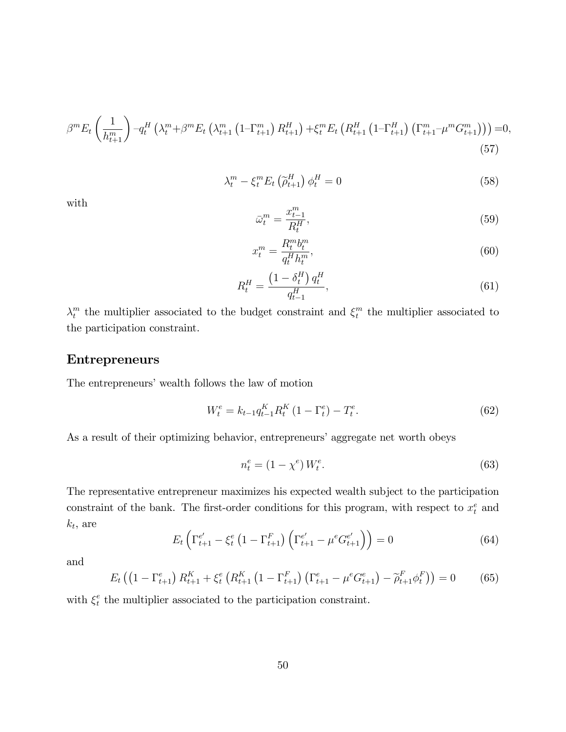$$\beta^m E_t \left( \frac{1}{h^m_{t+1}} \right) - q^H_t \left( \lambda^m_t + \beta^m E_t \left( \lambda^m_{t+1} \left(1 - \Gamma^m_{t+1}\right) R^H_{t+1} \right) + \xi^m_t E_t \left( R^H_{t+1} \left(1 - \Gamma^H_{t+1}\right) \left( \Gamma^m_{t+1} - \mu^m G^m_{t+1} \right) \right) \right) = 0, \tag{57}$$

$$\lambda^m_t - \xi^m_t E_t \left( \widetilde{\rho}^H_{t+1} \right) \phi^H_t = 0 \tag{58}$$

with

$$\bar{\omega}^m_t = \frac{x^m_{t-1}}{R^H_t}, \tag{59}$$

$$x^m_t = \frac{R^m_t b^m_t}{q^H_t h^m_t}, \tag{60}$$

$$R^H_t = \frac{\left(1 - \delta^H_t\right) q^H_t}{q^H_{t-1}}, \tag{61}$$

$\lambda^m_t$ the multiplier associated to the budget constraint and $\xi^m_t$ the multiplier associated to the participation constraint.

## Entrepreneurs

The entrepreneurs' wealth follows the law of motion

$$W^e_t = k_{t-1} q^K_{t-1} R^K_t \left(1 - \Gamma^e_t\right) - T^e_t. \tag{62}$$

As a result of their optimizing behavior, entrepreneurs' aggregate net worth obeys

$$n^e_t = \left(1 - \chi^e\right) W^e_t. \tag{63}$$

The representative entrepreneur maximizes his expected wealth subject to the participation constraint of the bank. The first-order conditions for this program, with respect to $x^e_t$ and $k_t$, are

$$E_t \left( \Gamma^{e'}_{t+1} - \xi^e_t \left(1 - \Gamma^F_{t+1}\right) \left( \Gamma^{e'}_{t+1} - \mu^e G^{e'}_{t+1} \right) \right) = 0 \tag{64}$$

and

$$E_t \left( \left(1 - \Gamma^e_{t+1}\right) R^K_{t+1} + \xi^e_t \left( R^K_{t+1} \left(1 - \Gamma^F_{t+1}\right) \left( \Gamma^e_{t+1} - \mu^e G^e_{t+1} \right) - \widetilde{\rho}^F_{t+1} \phi^F_t \right) \right) = 0 \tag{65}$$

with $\xi^e_t$ the multiplier associated to the participation constraint.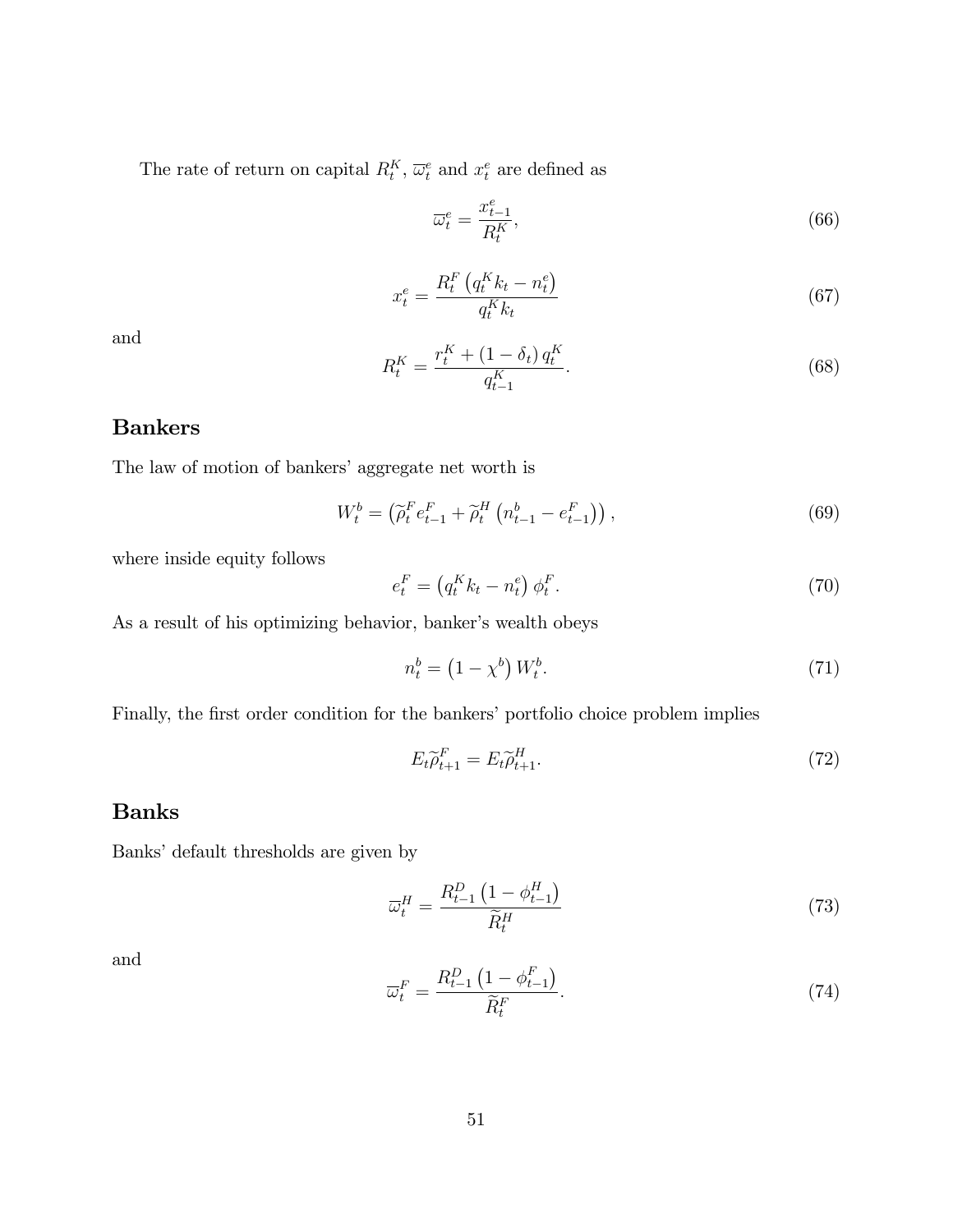The rate of return on capital $R_t^K$, $\overline{\omega}_t^e$ and $x_t^e$ are defined as

$$\overline{\omega}_t^e = \frac{x_{t-1}^e}{R_t^K}, \tag{66}$$

$$x_t^e = \frac{R_t^F \left(q_t^K k_t - n_t^e\right)}{q_t^K k_t} \tag{67}$$

and

$$R_t^K = \frac{r_t^K + (1-\delta_t)\, q_t^K}{q_{t-1}^K}. \tag{68}$$

## Bankers

The law of motion of bankers' aggregate net worth is

$$W_t^b = \left(\widetilde{\rho}_t^F e_{t-1}^F + \widetilde{\rho}_t^H \left(n_{t-1}^b - e_{t-1}^F\right)\right), \tag{69}$$

where inside equity follows

$$e_t^F = \left(q_t^K k_t - n_t^e\right) \phi_t^F. \tag{70}$$

As a result of his optimizing behavior, banker's wealth obeys

$$n_t^b = \left(1-\chi^b\right) W_t^b. \tag{71}$$

Finally, the first order condition for the bankers' portfolio choice problem implies

$$E_t \widetilde{\rho}_{t+1}^F = E_t \widetilde{\rho}_{t+1}^H. \tag{72}$$

## Banks

Banks' default thresholds are given by

$$\overline{\omega}_t^H = \frac{R_{t-1}^D \left(1-\phi_{t-1}^H\right)}{\widetilde{R}_t^H} \tag{73}$$

and

$$\overline{\omega}_t^F = \frac{R_{t-1}^D \left(1-\phi_{t-1}^F\right)}{\widetilde{R}_t^F}. \tag{74}$$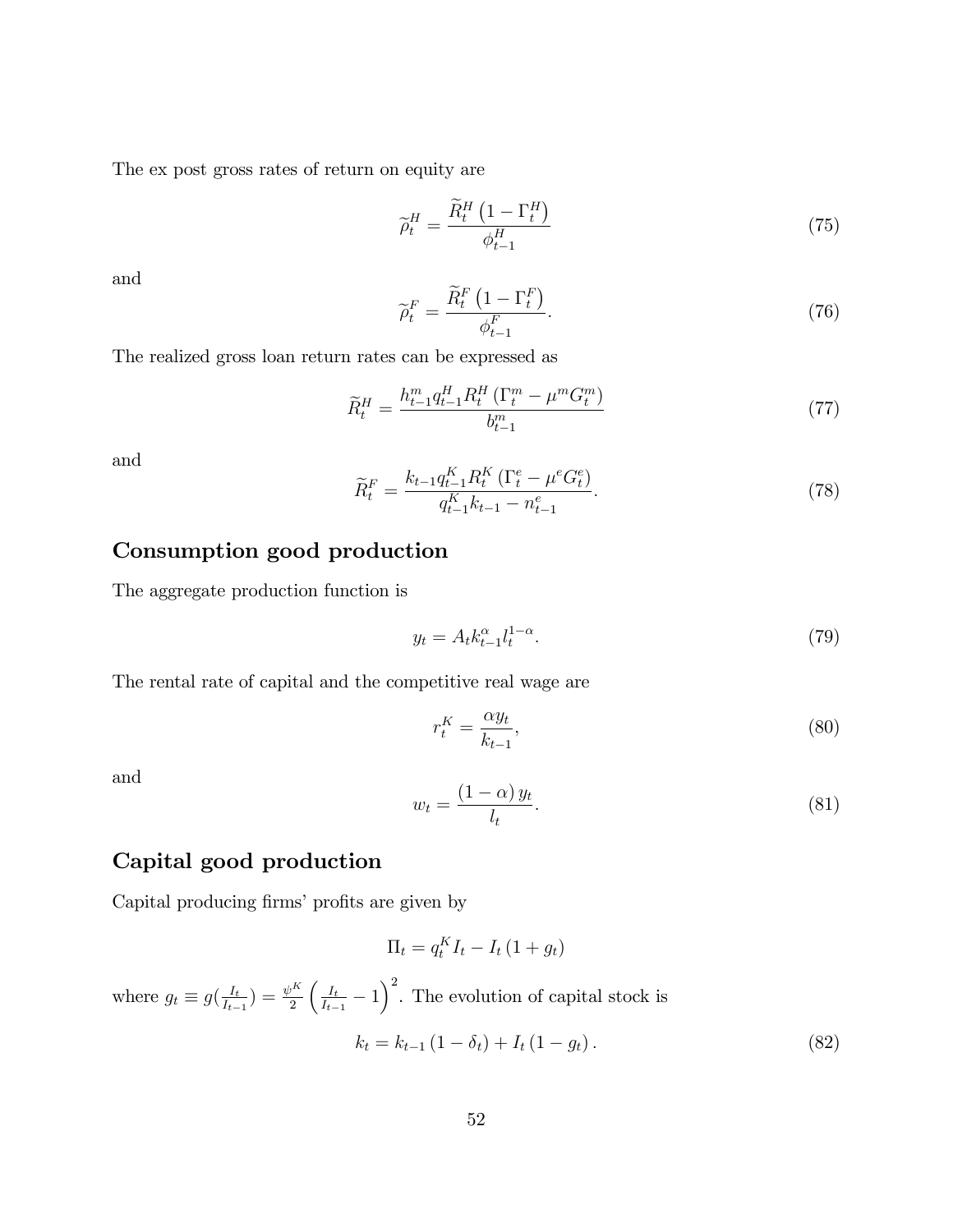The ex post gross rates of return on equity are

$$\widetilde{\rho}_t^H = \frac{\widetilde{R}_t^H \left(1 - \Gamma_t^H\right)}{\phi_{t-1}^H} \tag{75}$$

and

$$\widetilde{\rho}_t^F = \frac{\widetilde{R}_t^F \left(1 - \Gamma_t^F\right)}{\phi_{t-1}^F}. \tag{76}$$

The realized gross loan return rates can be expressed as

$$\widetilde{R}_t^H = \frac{h_{t-1}^m q_{t-1}^H R_t^H \left(\Gamma_t^m - \mu^m G_t^m\right)}{b_{t-1}^m} \tag{77}$$

and

$$\widetilde{R}_t^F = \frac{k_{t-1} q_{t-1}^K R_t^K \left(\Gamma_t^e - \mu^e G_t^e\right)}{q_{t-1}^K k_{t-1} - n_{t-1}^e}. \tag{78}$$

## Consumption good production

The aggregate production function is

$$y_t = A_t k_{t-1}^{\alpha} l_t^{1-\alpha}. \tag{79}$$

The rental rate of capital and the competitive real wage are

$$r_t^K = \frac{\alpha y_t}{k_{t-1}}, \tag{80}$$

and

$$w_t = \frac{(1-\alpha) y_t}{l_t}. \tag{81}$$

## Capital good production

Capital producing firms' profits are given by

$$\Pi_t = q_t^K I_t - I_t \left(1 + g_t\right)$$

where $g_t \equiv g(\frac{I_t}{I_{t-1}}) = \frac{\psi^K}{2} \left(\frac{I_t}{I_{t-1}} - 1\right)^2$. The evolution of capital stock is

$$k_t = k_{t-1} \left(1 - \delta_t\right) + I_t \left(1 - g_t\right). \tag{82}$$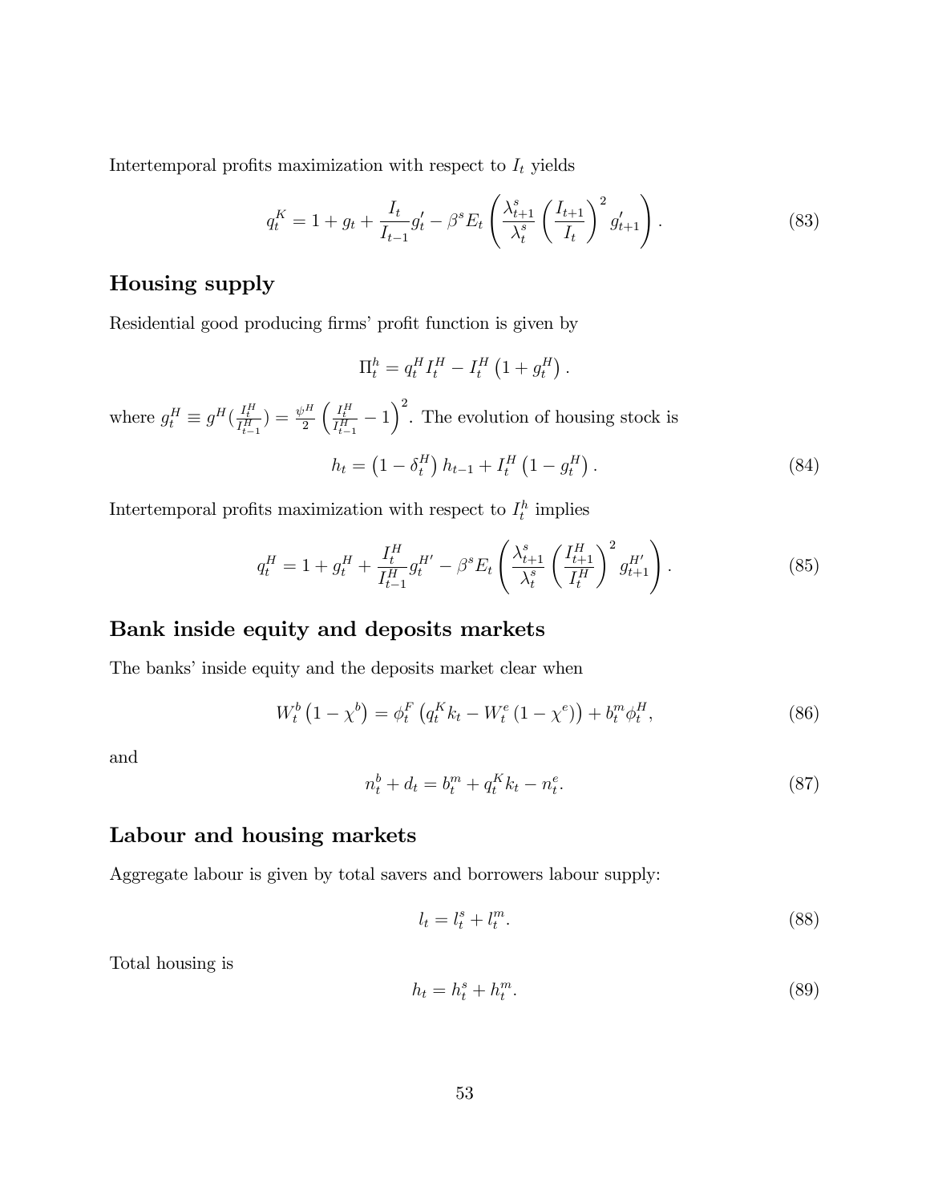Intertemporal profits maximization with respect to $I_t$ yields

$$q_t^K = 1 + g_t + \frac{I_t}{I_{t-1}} g_t' - \beta^s E_t \left( \frac{\lambda_{t+1}^s}{\lambda_t^s} \left( \frac{I_{t+1}}{I_t} \right)^2 g_{t+1}' \right). \tag{83}$$

## Housing supply

Residential good producing firms' profit function is given by

$$\Pi_t^h = q_t^H I_t^H - I_t^H \left(1 + g_t^H\right).$$

where $g_t^H \equiv g^H(\frac{I_t^H}{I_{t-1}^H}) = \frac{\psi^H}{2} \left( \frac{I_t^H}{I_{t-1}^H} - 1 \right)^2$. The evolution of housing stock is

$$h_t = \left(1 - \delta_t^H\right) h_{t-1} + I_t^H \left(1 - g_t^H\right). \tag{84}$$

Intertemporal profits maximization with respect to $I_t^h$ implies

$$q_t^H = 1 + g_t^H + \frac{I_t^H}{I_{t-1}^H} g_t^{H\prime} - \beta^s E_t \left( \frac{\lambda_{t+1}^s}{\lambda_t^s} \left( \frac{I_{t+1}^H}{I_t^H} \right)^2 g_{t+1}^{H\prime} \right). \tag{85}$$

## Bank inside equity and deposits markets

The banks' inside equity and the deposits market clear when

$$W_t^b \left(1 - \chi^b\right) = \phi_t^F \left( q_t^K k_t - W_t^e \left(1 - \chi^e\right) \right) + b_t^m \phi_t^H, \tag{86}$$

and

$$n_t^b + d_t = b_t^m + q_t^K k_t - n_t^e. \tag{87}$$

## Labour and housing markets

Aggregate labour is given by total savers and borrowers labour supply:

$$l_t = l_t^s + l_t^m. \tag{88}$$

Total housing is

$$h_t = h_t^s + h_t^m. \tag{89}$$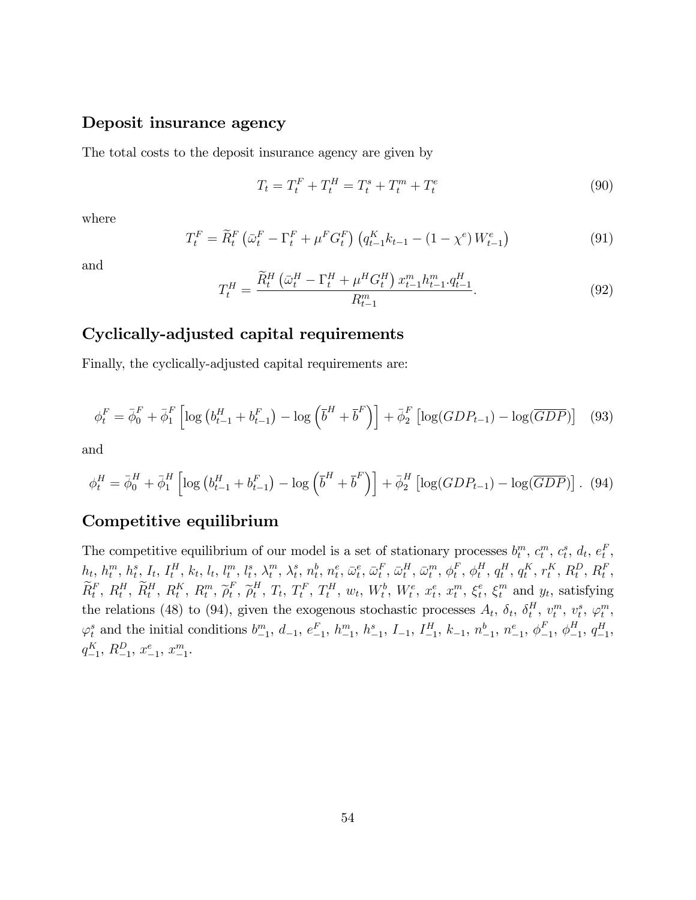## Deposit insurance agency

The total costs to the deposit insurance agency are given by

$$T_t = T_t^F + T_t^H = T_t^s + T_t^m + T_t^e \tag{90}$$

where

$$T_t^F = \widetilde{R}_t^F \left(\bar{\omega}_t^F - \Gamma_t^F + \mu^F G_t^F\right)\left(q_{t-1}^K k_{t-1} - (1-\chi^e) W_{t-1}^e\right) \tag{91}$$

and

$$T_t^H = \frac{\widetilde{R}_t^H \left(\bar{\omega}_t^H - \Gamma_t^H + \mu^H G_t^H\right) x_{t-1}^m h_{t-1}^m . q_{t-1}^H}{R_{t-1}^m}. \tag{92}$$

## Cyclically-adjusted capital requirements

Finally, the cyclically-adjusted capital requirements are:

$$\phi_t^F = \bar{\phi}_0^F + \bar{\phi}_1^F \left[\log\left(b_{t-1}^H + b_{t-1}^F\right) - \log\left(\bar{b}^H + \bar{b}^F\right)\right] + \bar{\phi}_2^F \left[\log(GDP_{t-1}) - \log(\overline{GDP})\right] \tag{93}$$

and

$$\phi_t^H = \bar{\phi}_0^H + \bar{\phi}_1^H \left[\log\left(b_{t-1}^H + b_{t-1}^F\right) - \log\left(\bar{b}^H + \bar{b}^F\right)\right] + \bar{\phi}_2^H \left[\log(GDP_{t-1}) - \log(\overline{GDP})\right]. \tag{94}$$

## Competitive equilibrium

The competitive equilibrium of our model is a set of stationary processes $b_t^m$, $c_t^m$, $c_t^s$, $d_t$, $e_t^F$, $h_t$, $h_t^m$, $h_t^s$, $I_t$, $I_t^H$, $k_t$, $l_t$, $l_t^m$, $l_t^s$, $\lambda_t^m$, $\lambda_t^s$, $n_t^b$, $n_t^e$, $\bar{\omega}_t^e$, $\bar{\omega}_t^F$, $\bar{\omega}_t^H$, $\bar{\omega}_t^m$, $\phi_t^F$, $\phi_t^H$, $q_t^H$, $q_t^K$, $r_t^K$, $R_t^D$, $R_t^F$, $\widetilde{R}_t^F$, $R_t^H$, $\widetilde{R}_t^H$, $R_t^K$, $R_t^m$, $\widetilde{\rho}_t^F$, $\widetilde{\rho}_t^H$, $T_t$, $T_t^F$, $T_t^H$, $w_t$, $W_t^b$, $W_t^e$, $x_t^e$, $x_t^m$, $\xi_t^e$, $\xi_t^m$ and $y_t$, satisfying the relations (48) to (94), given the exogenous stochastic processes $A_t$, $\delta_t$, $\delta_t^H$, $v_t^m$, $v_t^s$, $\varphi_t^m$, $\varphi_t^s$ and the initial conditions $b_{-1}^m$, $d_{-1}$, $e_{-1}^F$, $h_{-1}^m$, $h_{-1}^s$, $I_{-1}$, $I_{-1}^H$, $k_{-1}$, $n_{-1}^b$, $n_{-1}^e$, $\phi_{-1}^F$, $\phi_{-1}^H$, $q_{-1}^H$, $q_{-1}^K$, $R_{-1}^D$, $x_{-1}^e$, $x_{-1}^m$.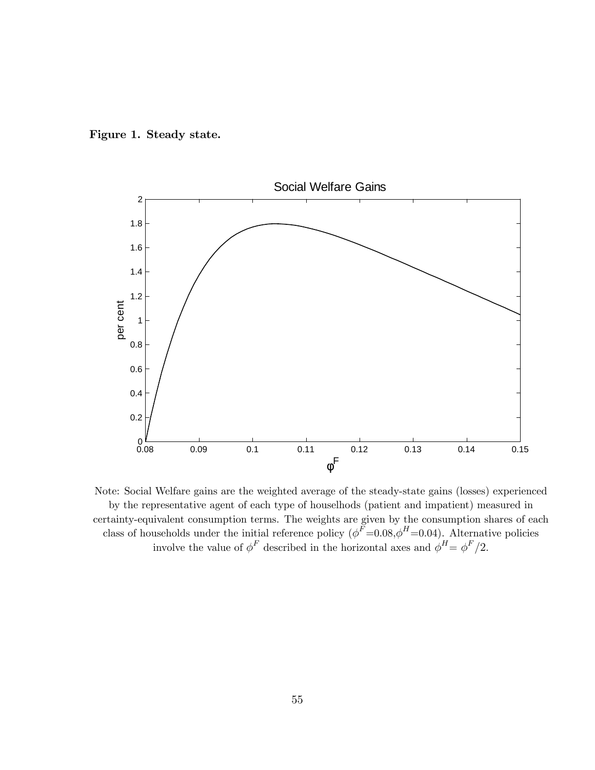**Figure 1. Steady state.**

Note: Social Welfare gains are the weighted average of the steady-state gains (losses) experienced by the representative agent of each type of houselhods (patient and impatient) measured in certainty-equivalent consumption terms. The weights are given by the consumption shares of each class of households under the initial reference policy ($\phi^F$=0.08,$\phi^H$=0.04). Alternative policies involve the value of $\phi^F$ described in the horizontal axes and $\phi^H = \phi^F/2$.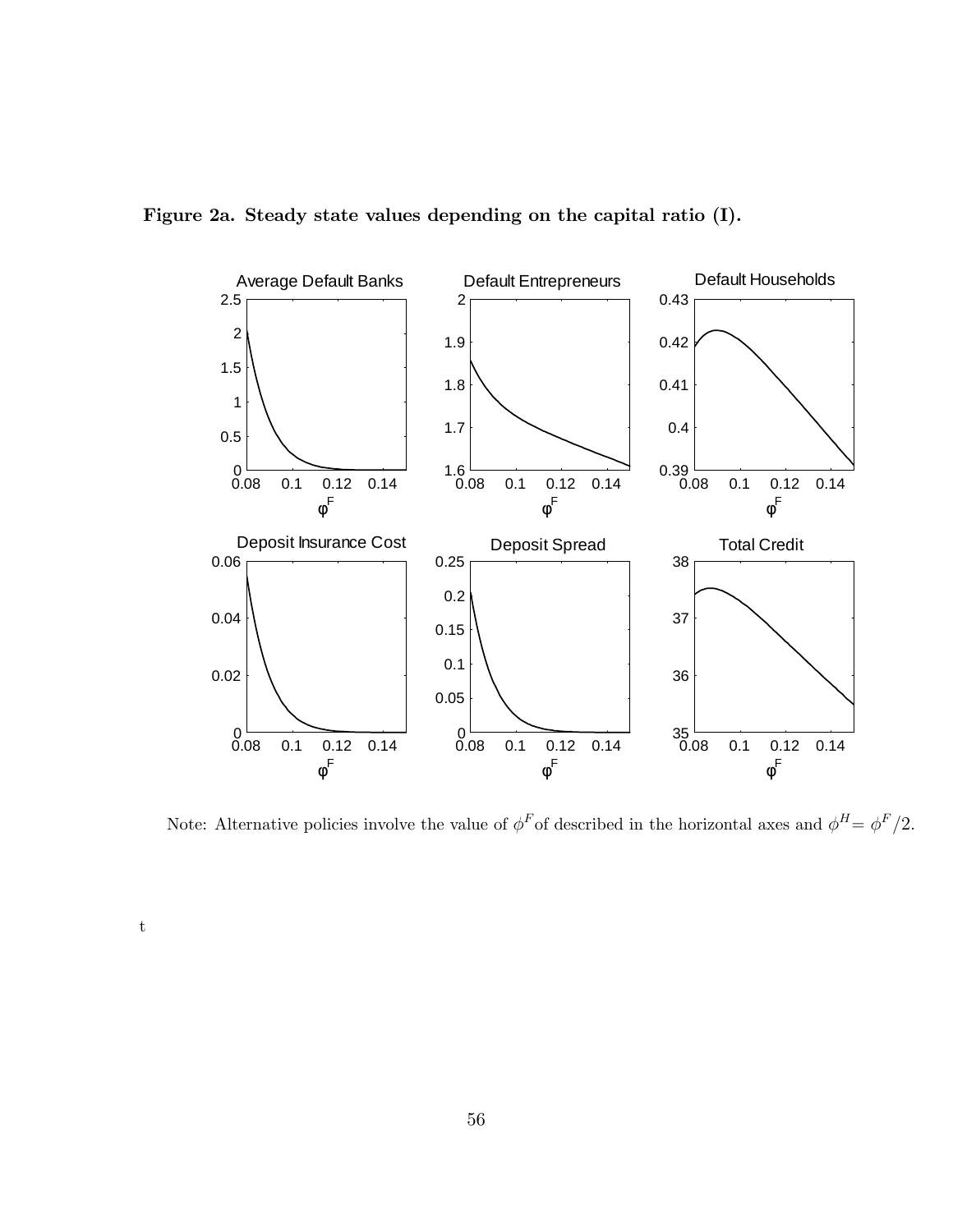**Figure 2a. Steady state values depending on the capital ratio (I).**

Note: Alternative policies involve the value of $\phi^F$of described in the horizontal axes and $\phi^H = \phi^F/2$.

t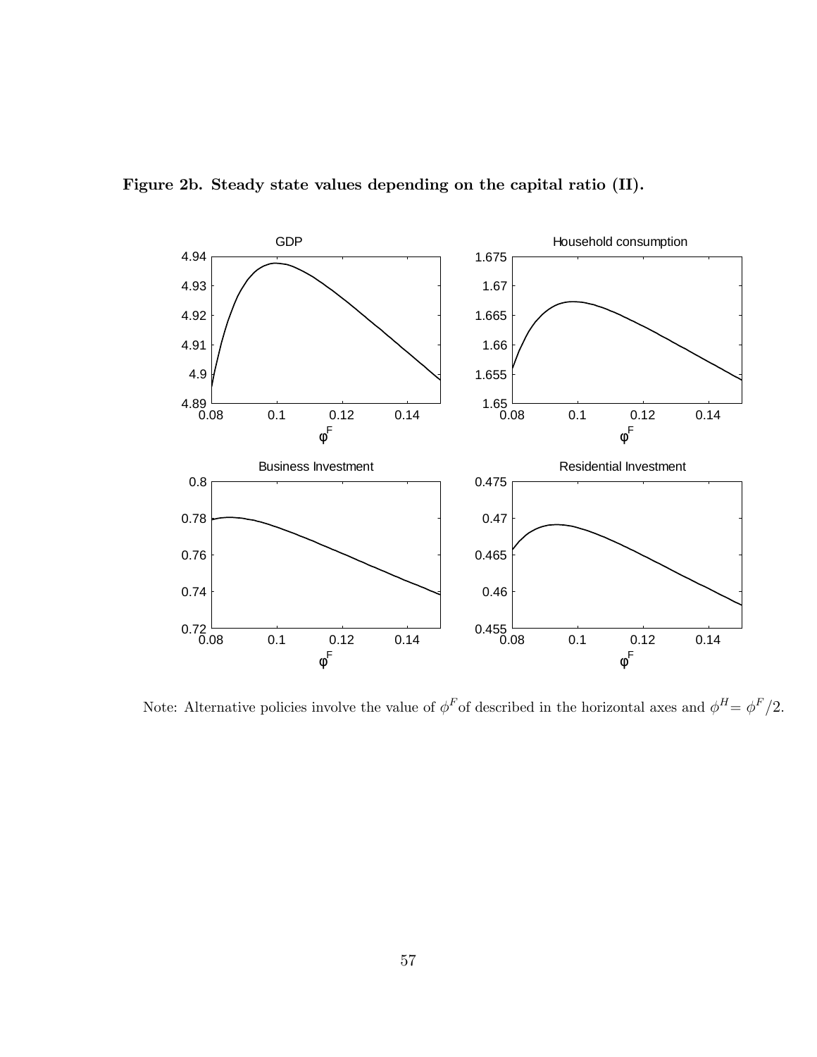**Figure 2b. Steady state values depending on the capital ratio (II).**

Note: Alternative policies involve the value of $\phi^F$ of described in the horizontal axes and $\phi^H = \phi^F/2$.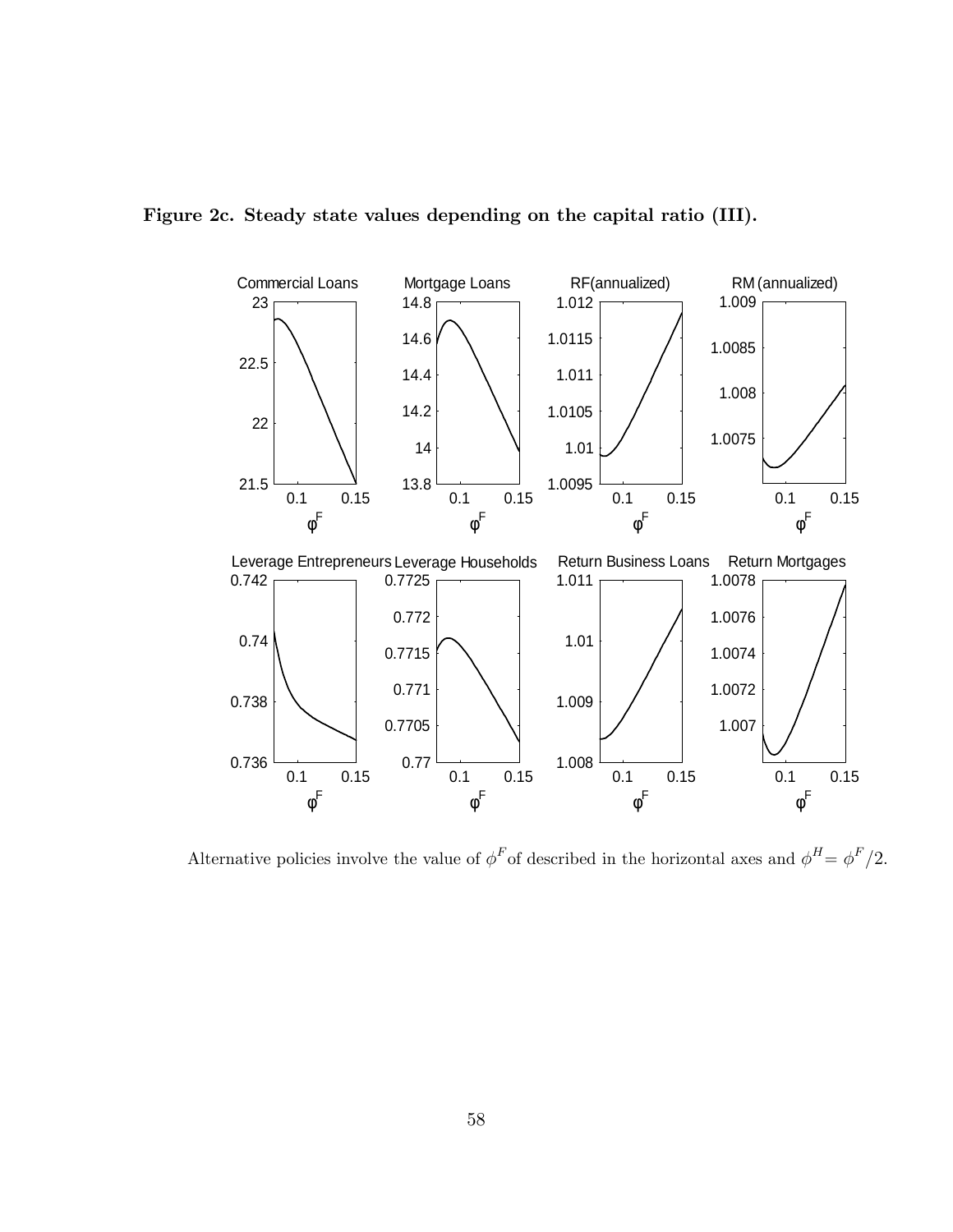**Figure 2c. Steady state values depending on the capital ratio (III).**

Alternative policies involve the value of $\phi^F$ of described in the horizontal axes and $\phi^H = \phi^F/2$.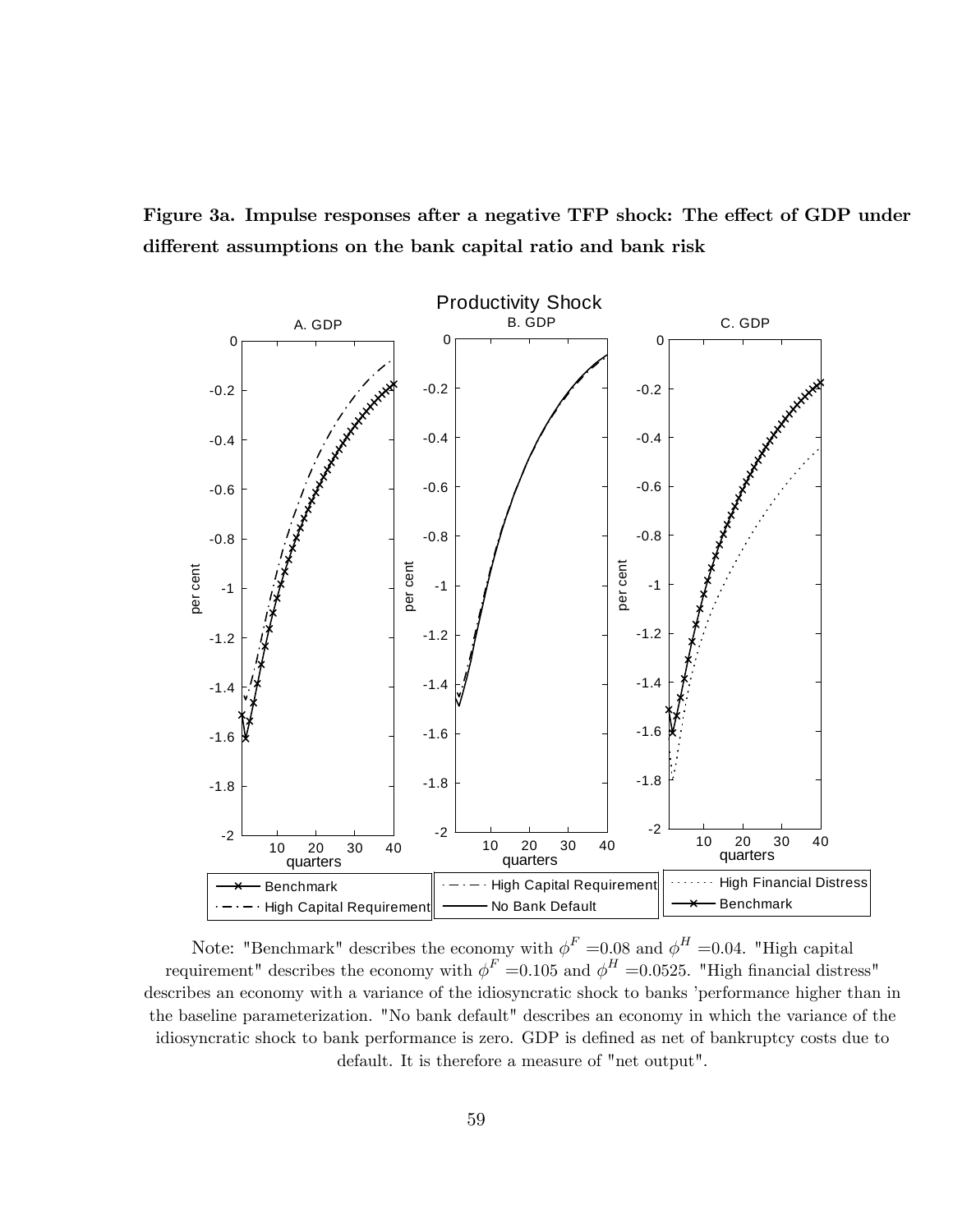**Figure 3a. Impulse responses after a negative TFP shock: The effect of GDP under different assumptions on the bank capital ratio and bank risk**

Note: "Benchmark" describes the economy with $\phi^F = 0.08$ and $\phi^H = 0.04$. "High capital requirement" describes the economy with $\phi^F = 0.105$ and $\phi^H = 0.0525$. "High financial distress" describes an economy with a variance of the idiosyncratic shock to banks 'performance higher than in the baseline parameterization. "No bank default" describes an economy in which the variance of the idiosyncratic shock to bank performance is zero. GDP is defined as net of bankruptcy costs due to default. It is therefore a measure of "net output".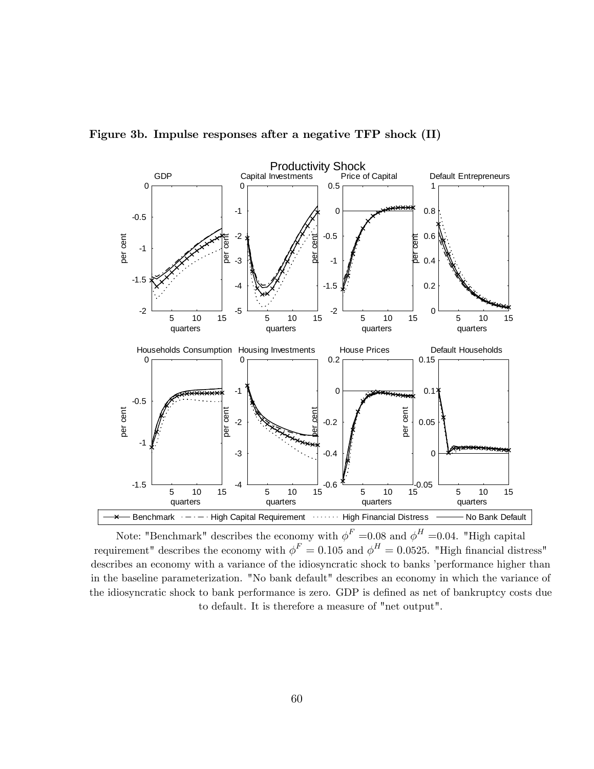**Figure 3b. Impulse responses after a negative TFP shock (II)**

Note: "Benchmark" describes the economy with $\phi^F$ =0.08 and $\phi^H$ =0.04. "High capital requirement" describes the economy with $\phi^F = 0.105$ and $\phi^H = 0.0525$. "High financial distress" describes an economy with a variance of the idiosyncratic shock to banks 'performance higher than in the baseline parameterization. "No bank default" describes an economy in which the variance of the idiosyncratic shock to bank performance is zero. GDP is defined as net of bankruptcy costs due to default. It is therefore a measure of "net output".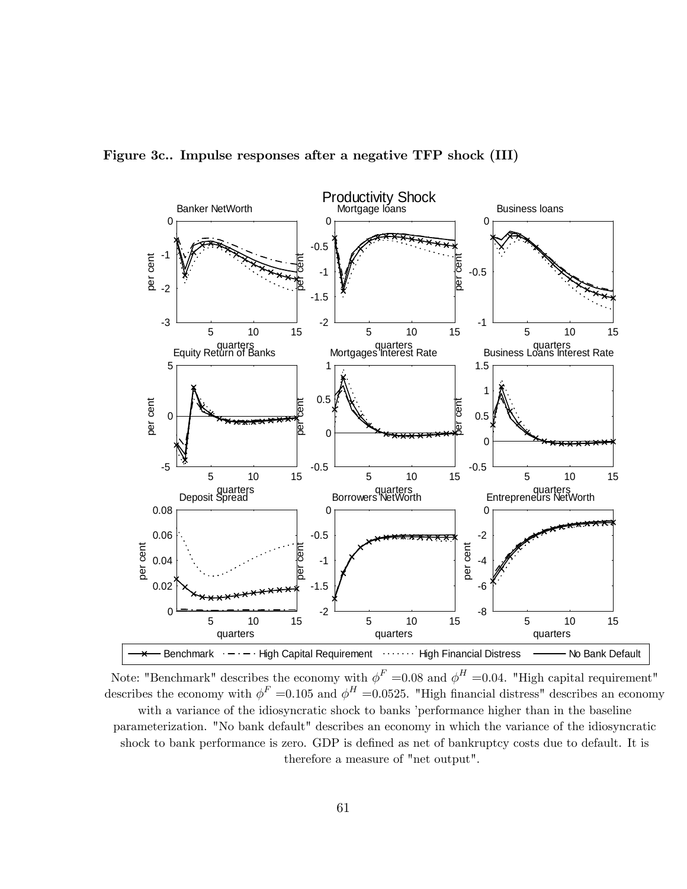**Figure 3c.. Impulse responses after a negative TFP shock (III)**

Note: "Benchmark" describes the economy with $\phi^F$ =0.08 and $\phi^H$ =0.04. "High capital requirement" describes the economy with $\phi^F$ =0.105 and $\phi^H$ =0.0525. "High financial distress" describes an economy with a variance of the idiosyncratic shock to banks 'performance higher than in the baseline parameterization. "No bank default" describes an economy in which the variance of the idiosyncratic shock to bank performance is zero. GDP is defined as net of bankruptcy costs due to default. It is therefore a measure of "net output".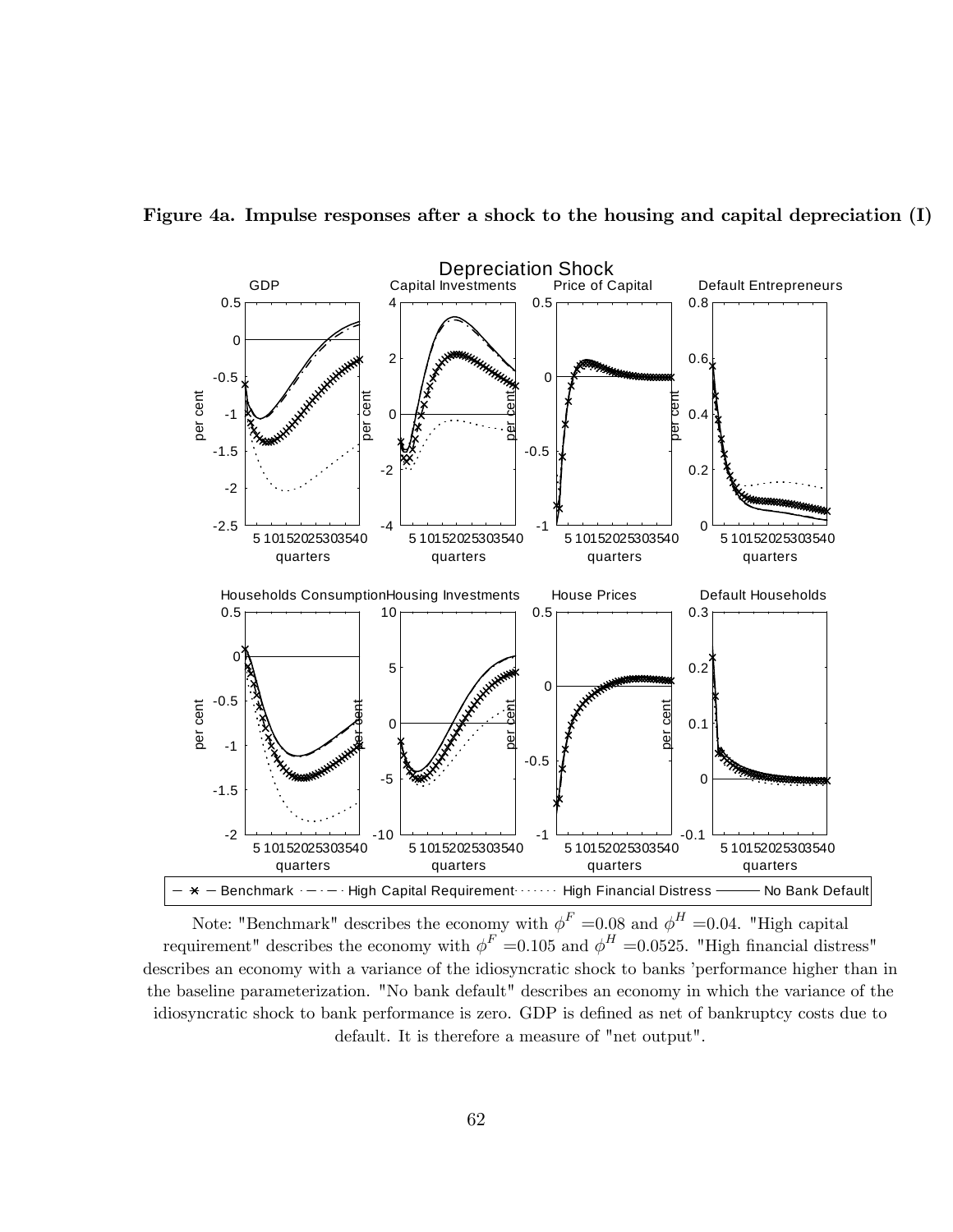**Figure 4a. Impulse responses after a shock to the housing and capital depreciation (I)**

Note: "Benchmark" describes the economy with $\phi^F = 0.08$ and $\phi^H = 0.04$. "High capital requirement" describes the economy with $\phi^F = 0.105$ and $\phi^H = 0.0525$. "High financial distress" describes an economy with a variance of the idiosyncratic shock to banks 'performance higher than in the baseline parameterization. "No bank default" describes an economy in which the variance of the idiosyncratic shock to bank performance is zero. GDP is defined as net of bankruptcy costs due to default. It is therefore a measure of "net output".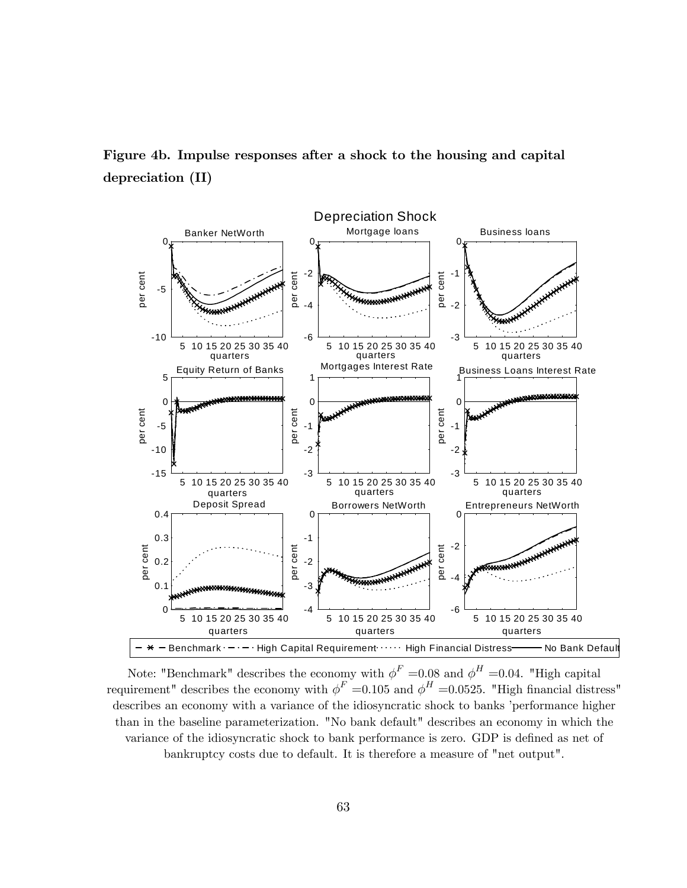**Figure 4b. Impulse responses after a shock to the housing and capital depreciation (II)**

Note: "Benchmark" describes the economy with $\phi^F$ =0.08 and $\phi^H$ =0.04. "High capital requirement" describes the economy with $\phi^F$ =0.105 and $\phi^H$ =0.0525. "High financial distress" describes an economy with a variance of the idiosyncratic shock to banks 'performance higher than in the baseline parameterization. "No bank default" describes an economy in which the variance of the idiosyncratic shock to bank performance is zero. GDP is defined as net of bankruptcy costs due to default. It is therefore a measure of "net output".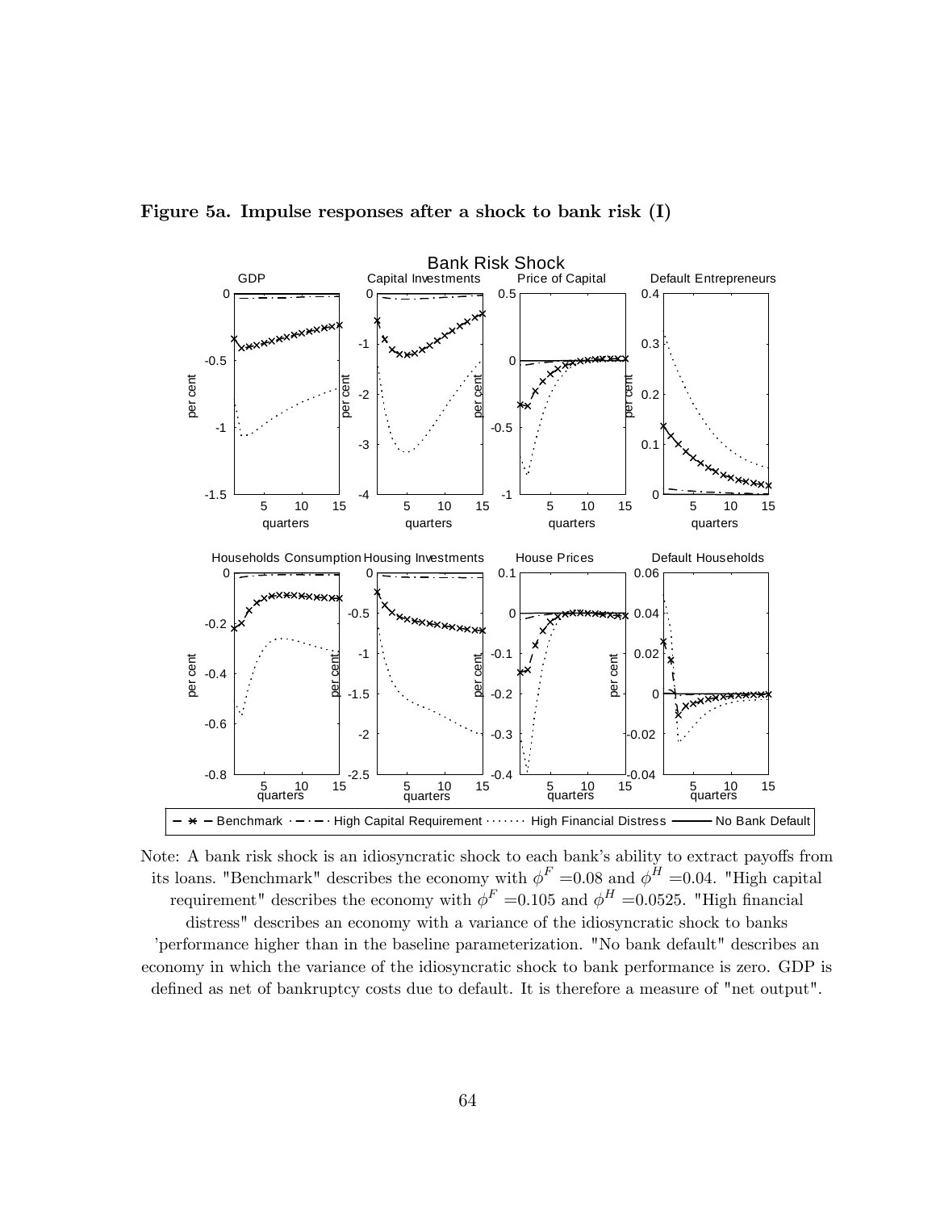**Figure 5a. Impulse responses after a shock to bank risk (I)**

Note: A bank risk shock is an idiosyncratic shock to each bank's ability to extract payoffs from its loans. "Benchmark" describes the economy with $\phi^F = 0.08$ and $\phi^H = 0.04$. "High capital requirement" describes the economy with $\phi^F = 0.105$ and $\phi^H = 0.0525$. "High financial distress" describes an economy with a variance of the idiosyncratic shock to banks 'performance higher than in the baseline parameterization. "No bank default" describes an economy in which the variance of the idiosyncratic shock to bank performance is zero. GDP is defined as net of bankruptcy costs due to default. It is therefore a measure of "net output".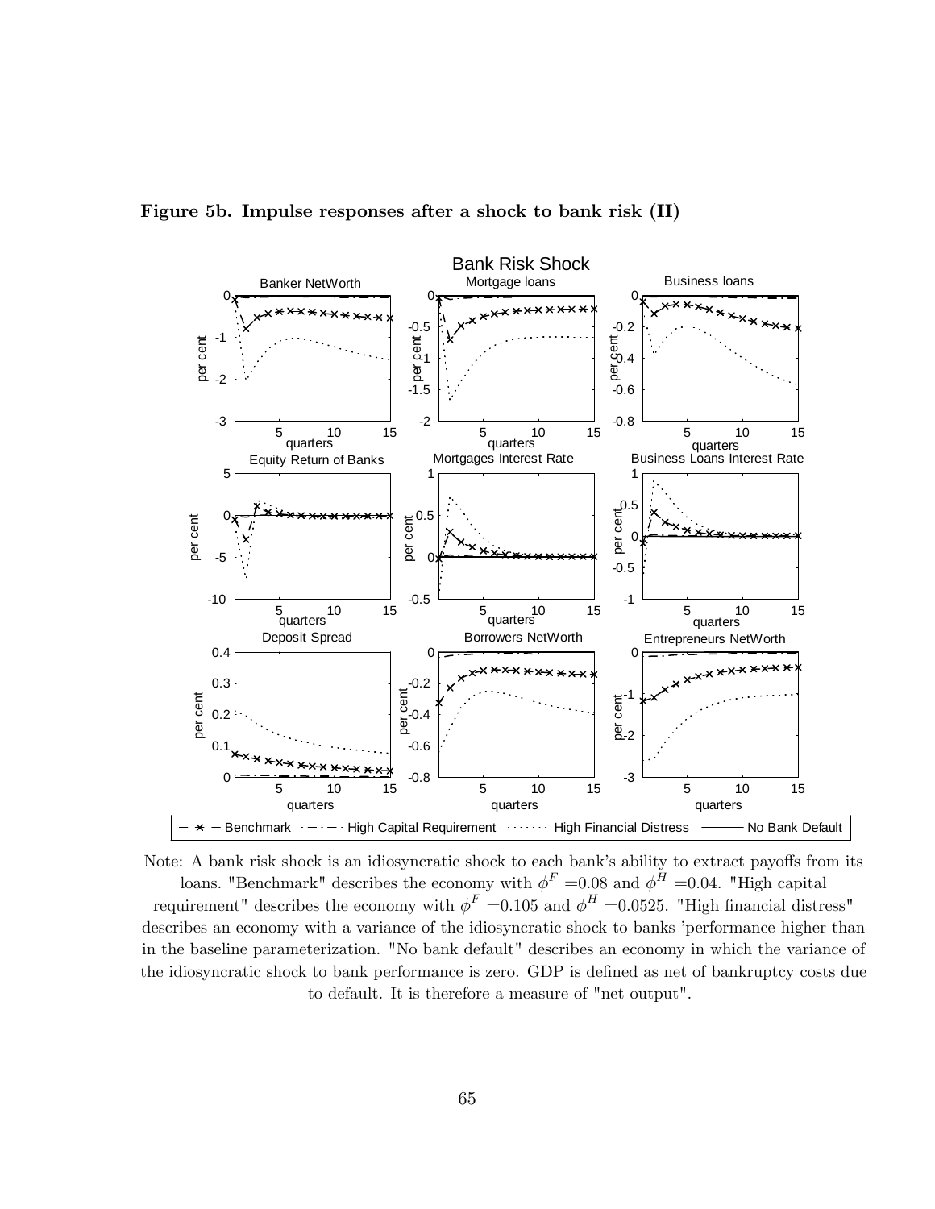**Figure 5b. Impulse responses after a shock to bank risk (II)**

Note: A bank risk shock is an idiosyncratic shock to each bank's ability to extract payoffs from its loans. "Benchmark" describes the economy with $\phi^F = 0.08$ and $\phi^H = 0.04$. "High capital requirement" describes the economy with $\phi^F = 0.105$ and $\phi^H = 0.0525$. "High financial distress" describes an economy with a variance of the idiosyncratic shock to banks 'performance higher than in the baseline parameterization. "No bank default" describes an economy in which the variance of the idiosyncratic shock to bank performance is zero. GDP is defined as net of bankruptcy costs due to default. It is therefore a measure of "net output".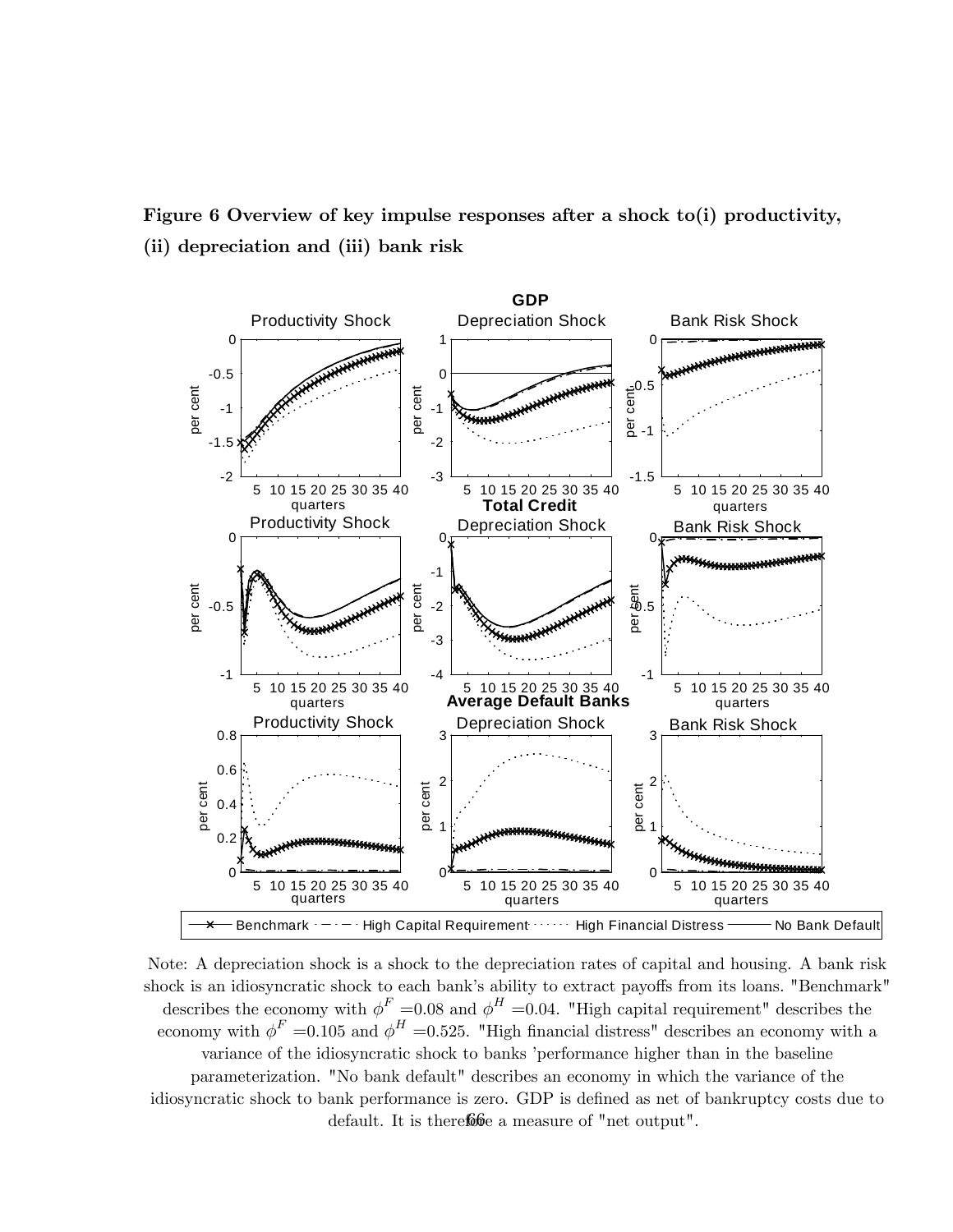**Figure 6 Overview of key impulse responses after a shock to(i) productivity, (ii) depreciation and (iii) bank risk**

Note: A depreciation shock is a shock to the depreciation rates of capital and housing. A bank risk shock is an idiosyncratic shock to each bank's ability to extract payoffs from its loans. "Benchmark" describes the economy with $\phi^F = 0.08$ and $\phi^H = 0.04$. "High capital requirement" describes the economy with $\phi^F = 0.105$ and $\phi^H = 0.525$. "High financial distress" describes an economy with a variance of the idiosyncratic shock to banks 'performance higher than in the baseline parameterization. "No bank default" describes an economy in which the variance of the idiosyncratic shock to bank performance is zero. GDP is defined as net of bankruptcy costs due to default. It is therefore a measure of "net output".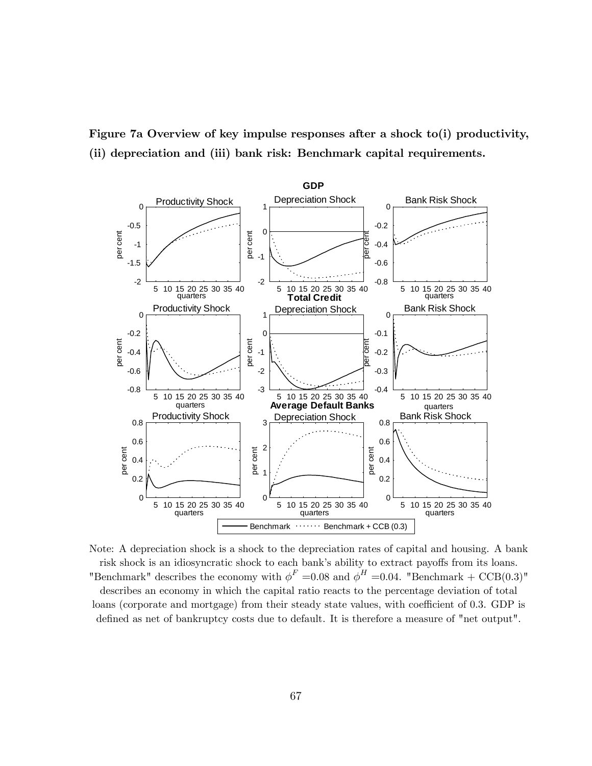**Figure 7a Overview of key impulse responses after a shock to(i) productivity, (ii) depreciation and (iii) bank risk: Benchmark capital requirements.**

Note: A depreciation shock is a shock to the depreciation rates of capital and housing. A bank risk shock is an idiosyncratic shock to each bank's ability to extract payoffs from its loans. "Benchmark" describes the economy with $\phi^F = 0.08$ and $\phi^H = 0.04$. "Benchmark + CCB(0.3)" describes an economy in which the capital ratio reacts to the percentage deviation of total loans (corporate and mortgage) from their steady state values, with coefficient of 0.3. GDP is defined as net of bankruptcy costs due to default. It is therefore a measure of "net output".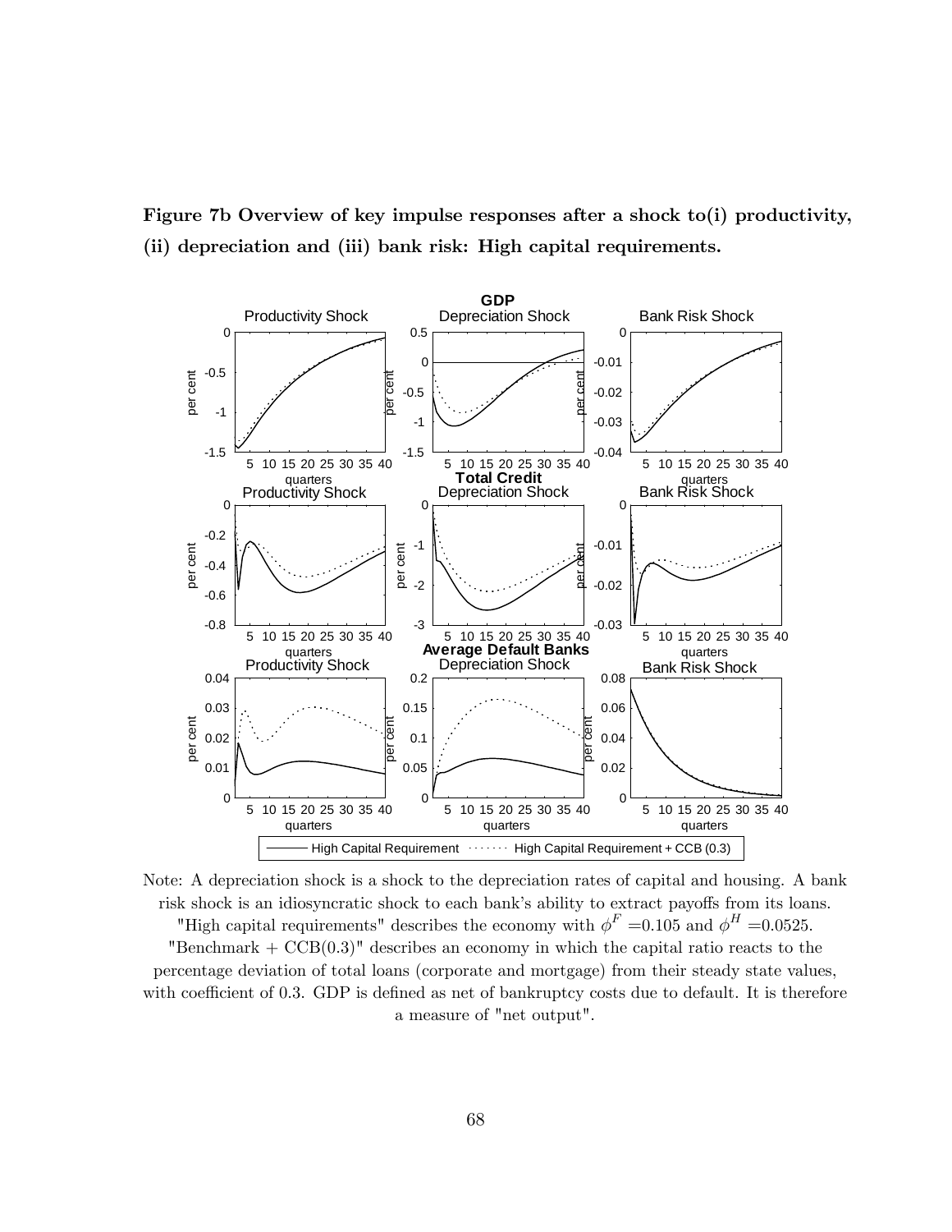**Figure 7b Overview of key impulse responses after a shock to(i) productivity, (ii) depreciation and (iii) bank risk: High capital requirements.**

GDP

Productivity Shock
0
-0.5
-1
-1.5
per cent
5 10 15 20 25 30 35 40
quarters

Depreciation Shock
0.5
0
-0.5
-1
-1.5
per cent
5 10 15 20 25 30 35 40

Bank Risk Shock
0
-0.01
-0.02
-0.03
-0.04
per cent
5 10 15 20 25 30 35 40
quarters

Total Credit

Productivity Shock
0
-0.2
-0.4
-0.6
-0.8
per cent
5 10 15 20 25 30 35 40
quarters

Depreciation Shock
0
-1
-2
-3
per cent
5 10 15 20 25 30 35 40

Bank Risk Shock
0
-0.01
-0.02
-0.03
per cent
5 10 15 20 25 30 35 40
quarters

Average Default Banks

Productivity Shock
0.04
0.03
0.02
0.01
0
per cent
5 10 15 20 25 30 35 40
quarters

Depreciation Shock
0.2
0.15
0.1
0.05
0
per cent
5 10 15 20 25 30 35 40
quarters

Bank Risk Shock
0.08
0.06
0.04
0.02
0
per cent
5 10 15 20 25 30 35 40
quarters

High Capital Requirement
High Capital Requirement + CCB (0.3)

Note: A depreciation shock is a shock to the depreciation rates of capital and housing. A bank risk shock is an idiosyncratic shock to each bank's ability to extract payoffs from its loans. "High capital requirements" describes the economy with $\phi^F = 0.105$ and $\phi^H = 0.0525$. "Benchmark + CCB(0.3)" describes an economy in which the capital ratio reacts to the percentage deviation of total loans (corporate and mortgage) from their steady state values, with coefficient of 0.3. GDP is defined as net of bankruptcy costs due to default. It is therefore a measure of "net output".